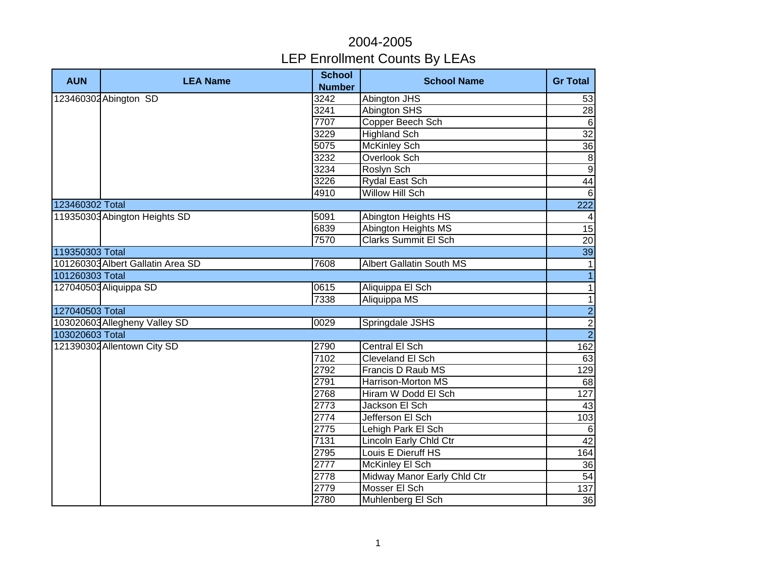# 2004-2005

## LEP Enrollment Counts By LEAs

| AUN | LEA Name | School Number | School Name | Gr Total |
|---|---|---|---|---|
| 123460302 | Abington SD | 3242 | Abington JHS | 53 |
| | | 3241 | Abington SHS | 28 |
| | | 7707 | Copper Beech Sch | 6 |
| | | 3229 | Highland Sch | 32 |
| | | 5075 | McKinley Sch | 36 |
| | | 3232 | Overlook Sch | 8 |
| | | 3234 | Roslyn Sch | 9 |
| | | 3226 | Rydal East Sch | 44 |
| | | 4910 | Willow Hill Sch | 6 |
| 123460302 Total | | | | 222 |
| 119350303 | Abington Heights SD | 5091 | Abington Heights HS | 4 |
| | | 6839 | Abington Heights MS | 15 |
| | | 7570 | Clarks Summit El Sch | 20 |
| 119350303 Total | | | | 39 |
| 101260303 | Albert Gallatin Area SD | 7608 | Albert Gallatin South MS | 1 |
| 101260303 Total | | | | 1 |
| 127040503 | Aliquippa SD | 0615 | Aliquippa El Sch | 1 |
| | | 7338 | Aliquippa MS | 1 |
| 127040503 Total | | | | 2 |
| 103020603 | Allegheny Valley SD | 0029 | Springdale JSHS | 2 |
| 103020603 Total | | | | 2 |
| 121390302 | Allentown City SD | 2790 | Central El Sch | 162 |
| | | 7102 | Cleveland El Sch | 63 |
| | | 2792 | Francis D Raub MS | 129 |
| | | 2791 | Harrison-Morton MS | 68 |
| | | 2768 | Hiram W Dodd El Sch | 127 |
| | | 2773 | Jackson El Sch | 43 |
| | | 2774 | Jefferson El Sch | 103 |
| | | 2775 | Lehigh Park El Sch | 6 |
| | | 7131 | Lincoln Early Chld Ctr | 42 |
| | | 2795 | Louis E Dieruff HS | 164 |
| | | 2777 | McKinley El Sch | 36 |
| | | 2778 | Midway Manor Early Chld Ctr | 54 |
| | | 2779 | Mosser El Sch | 137 |
| | | 2780 | Muhlenberg El Sch | 36 |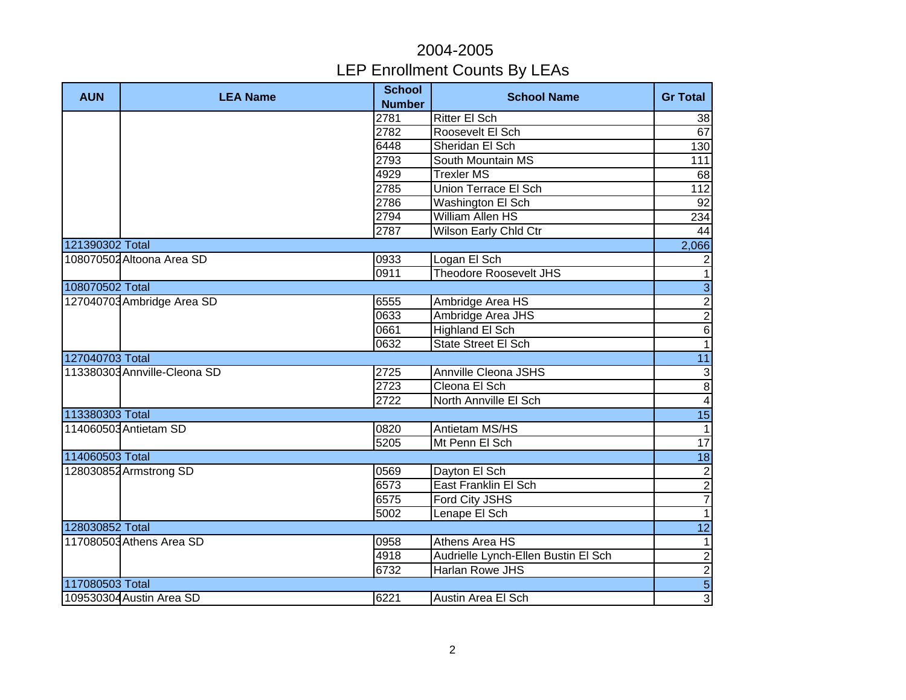# 2004-2005
# LEP Enrollment Counts By LEAs

| AUN | LEA Name | School Number | School Name | Gr Total |
|---|---|---|---|---|
| | | 2781 | Ritter El Sch | 38 |
| | | 2782 | Roosevelt El Sch | 67 |
| | | 6448 | Sheridan El Sch | 130 |
| | | 2793 | South Mountain MS | 111 |
| | | 4929 | Trexler MS | 68 |
| | | 2785 | Union Terrace El Sch | 112 |
| | | 2786 | Washington El Sch | 92 |
| | | 2794 | William Allen HS | 234 |
| | | 2787 | Wilson Early Chld Ctr | 44 |
| 121390302 Total | | | | 2,066 |
| 108070502 | Altoona Area SD | 0933 | Logan El Sch | 2 |
| | | 0911 | Theodore Roosevelt JHS | 1 |
| 108070502 Total | | | | 3 |
| 127040703 | Ambridge Area SD | 6555 | Ambridge Area HS | 2 |
| | | 0633 | Ambridge Area JHS | 2 |
| | | 0661 | Highland El Sch | 6 |
| | | 0632 | State Street El Sch | 1 |
| 127040703 Total | | | | 11 |
| 113380303 | Annville-Cleona SD | 2725 | Annville Cleona JSHS | 3 |
| | | 2723 | Cleona El Sch | 8 |
| | | 2722 | North Annville El Sch | 4 |
| 113380303 Total | | | | 15 |
| 114060503 | Antietam SD | 0820 | Antietam MS/HS | 1 |
| | | 5205 | Mt Penn El Sch | 17 |
| 114060503 Total | | | | 18 |
| 128030852 | Armstrong SD | 0569 | Dayton El Sch | 2 |
| | | 6573 | East Franklin El Sch | 2 |
| | | 6575 | Ford City JSHS | 7 |
| | | 5002 | Lenape El Sch | 1 |
| 128030852 Total | | | | 12 |
| 117080503 | Athens Area SD | 0958 | Athens Area HS | 1 |
| | | 4918 | Audrielle Lynch-Ellen Bustin El Sch | 2 |
| | | 6732 | Harlan Rowe JHS | 2 |
| 117080503 Total | | | | 5 |
| 109530304 | Austin Area SD | 6221 | Austin Area El Sch | 3 |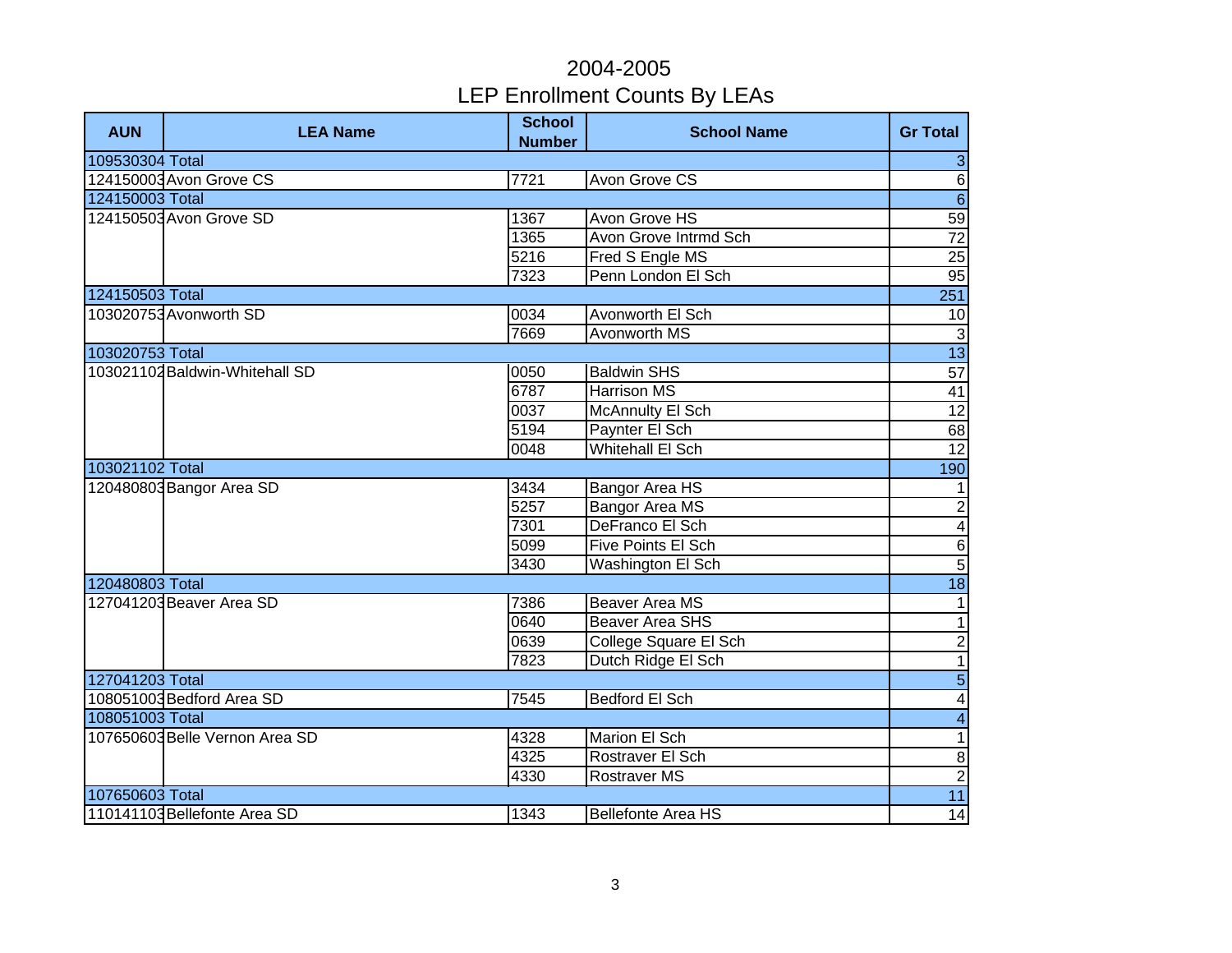# 2004-2005
## LEP Enrollment Counts By LEAs

| AUN | LEA Name | School Number | School Name | Gr Total |
|---|---|---|---|---|
| 109530304 Total | | | | 3 |
| 124150003 | Avon Grove CS | 7721 | Avon Grove CS | 6 |
| 124150003 Total | | | | 6 |
| 124150503 | Avon Grove SD | 1367 | Avon Grove HS | 59 |
| | | 1365 | Avon Grove Intrmd Sch | 72 |
| | | 5216 | Fred S Engle MS | 25 |
| | | 7323 | Penn London El Sch | 95 |
| 124150503 Total | | | | 251 |
| 103020753 | Avonworth SD | 0034 | Avonworth El Sch | 10 |
| | | 7669 | Avonworth MS | 3 |
| 103020753 Total | | | | 13 |
| 103021102 | Baldwin-Whitehall SD | 0050 | Baldwin SHS | 57 |
| | | 6787 | Harrison MS | 41 |
| | | 0037 | McAnnulty El Sch | 12 |
| | | 5194 | Paynter El Sch | 68 |
| | | 0048 | Whitehall El Sch | 12 |
| 103021102 Total | | | | 190 |
| 120480803 | Bangor Area SD | 3434 | Bangor Area HS | 1 |
| | | 5257 | Bangor Area MS | 2 |
| | | 7301 | DeFranco El Sch | 4 |
| | | 5099 | Five Points El Sch | 6 |
| | | 3430 | Washington El Sch | 5 |
| 120480803 Total | | | | 18 |
| 127041203 | Beaver Area SD | 7386 | Beaver Area MS | 1 |
| | | 0640 | Beaver Area SHS | 1 |
| | | 0639 | College Square El Sch | 2 |
| | | 7823 | Dutch Ridge El Sch | 1 |
| 127041203 Total | | | | 5 |
| 108051003 | Bedford Area SD | 7545 | Bedford El Sch | 4 |
| 108051003 Total | | | | 4 |
| 107650603 | Belle Vernon Area SD | 4328 | Marion El Sch | 1 |
| | | 4325 | Rostraver El Sch | 8 |
| | | 4330 | Rostraver MS | 2 |
| 107650603 Total | | | | 11 |
| 110141103 | Bellefonte Area SD | 1343 | Bellefonte Area HS | 14 |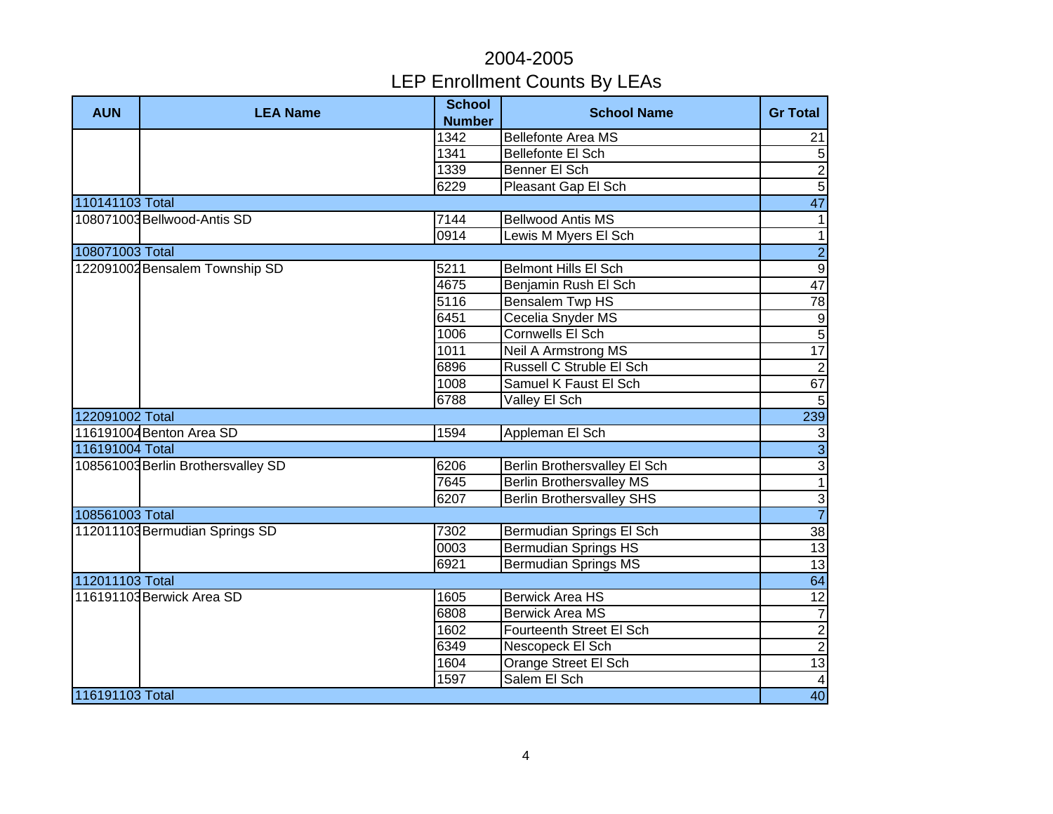# 2004-2005
# LEP Enrollment Counts By LEAs

| AUN | LEA Name | School Number | School Name | Gr Total |
|---|---|---|---|---|
| | | 1342 | Bellefonte Area MS | 21 |
| | | 1341 | Bellefonte El Sch | 5 |
| | | 1339 | Benner El Sch | 2 |
| | | 6229 | Pleasant Gap El Sch | 5 |
| 110141103 Total | | | | 47 |
| 108071003 | Bellwood-Antis SD | 7144 | Bellwood Antis MS | 1 |
| | | 0914 | Lewis M Myers El Sch | 1 |
| 108071003 Total | | | | 2 |
| 122091002 | Bensalem Township SD | 5211 | Belmont Hills El Sch | 9 |
| | | 4675 | Benjamin Rush El Sch | 47 |
| | | 5116 | Bensalem Twp HS | 78 |
| | | 6451 | Cecelia Snyder MS | 9 |
| | | 1006 | Cornwells El Sch | 5 |
| | | 1011 | Neil A Armstrong MS | 17 |
| | | 6896 | Russell C Struble El Sch | 2 |
| | | 1008 | Samuel K Faust El Sch | 67 |
| | | 6788 | Valley El Sch | 5 |
| 122091002 Total | | | | 239 |
| 116191004 | Benton Area SD | 1594 | Appleman El Sch | 3 |
| 116191004 Total | | | | 3 |
| 108561003 | Berlin Brothersvalley SD | 6206 | Berlin Brothersvalley El Sch | 3 |
| | | 7645 | Berlin Brothersvalley MS | 1 |
| | | 6207 | Berlin Brothersvalley SHS | 3 |
| 108561003 Total | | | | 7 |
| 112011103 | Bermudian Springs SD | 7302 | Bermudian Springs El Sch | 38 |
| | | 0003 | Bermudian Springs HS | 13 |
| | | 6921 | Bermudian Springs MS | 13 |
| 112011103 Total | | | | 64 |
| 116191103 | Berwick Area SD | 1605 | Berwick Area HS | 12 |
| | | 6808 | Berwick Area MS | 7 |
| | | 1602 | Fourteenth Street El Sch | 2 |
| | | 6349 | Nescopeck El Sch | 2 |
| | | 1604 | Orange Street El Sch | 13 |
| | | 1597 | Salem El Sch | 4 |
| 116191103 Total | | | | 40 |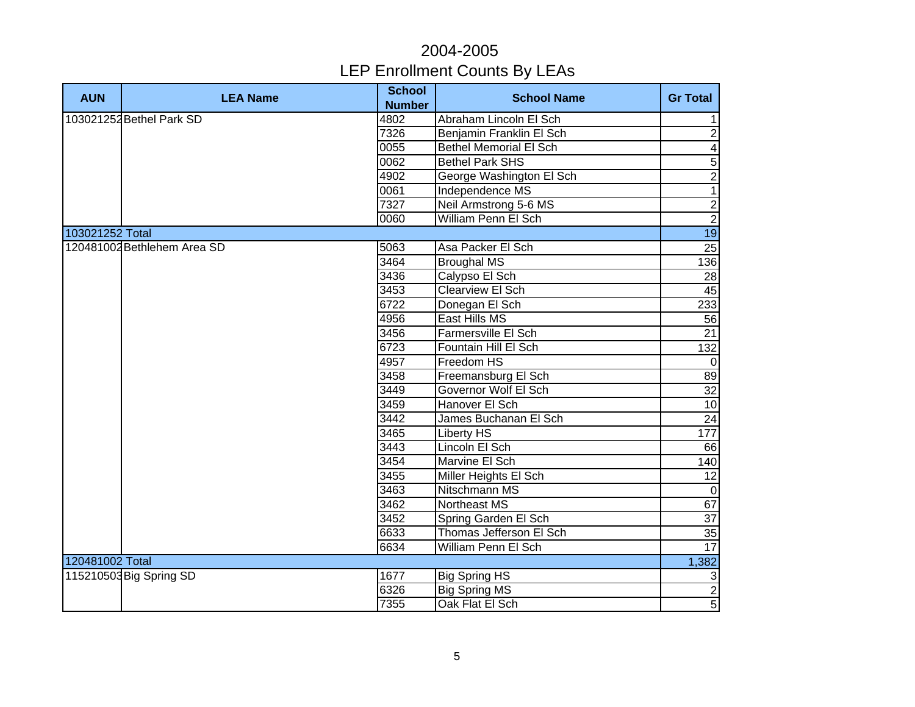# 2004-2005
## LEP Enrollment Counts By LEAs

| AUN | LEA Name | School Number | School Name | Gr Total |
|---|---|---|---|---|
| 103021252 | Bethel Park SD | 4802 | Abraham Lincoln El Sch | 1 |
| | | 7326 | Benjamin Franklin El Sch | 2 |
| | | 0055 | Bethel Memorial El Sch | 4 |
| | | 0062 | Bethel Park SHS | 5 |
| | | 4902 | George Washington El Sch | 2 |
| | | 0061 | Independence MS | 1 |
| | | 7327 | Neil Armstrong 5-6 MS | 2 |
| | | 0060 | William Penn El Sch | 2 |
| 103021252 Total | | | | 19 |
| 120481002 | Bethlehem Area SD | 5063 | Asa Packer El Sch | 25 |
| | | 3464 | Broughal MS | 136 |
| | | 3436 | Calypso El Sch | 28 |
| | | 3453 | Clearview El Sch | 45 |
| | | 6722 | Donegan El Sch | 233 |
| | | 4956 | East Hills MS | 56 |
| | | 3456 | Farmersville El Sch | 21 |
| | | 6723 | Fountain Hill El Sch | 132 |
| | | 4957 | Freedom HS | 0 |
| | | 3458 | Freemansburg El Sch | 89 |
| | | 3449 | Governor Wolf El Sch | 32 |
| | | 3459 | Hanover El Sch | 10 |
| | | 3442 | James Buchanan El Sch | 24 |
| | | 3465 | Liberty HS | 177 |
| | | 3443 | Lincoln El Sch | 66 |
| | | 3454 | Marvine El Sch | 140 |
| | | 3455 | Miller Heights El Sch | 12 |
| | | 3463 | Nitschmann MS | 0 |
| | | 3462 | Northeast MS | 67 |
| | | 3452 | Spring Garden El Sch | 37 |
| | | 6633 | Thomas Jefferson El Sch | 35 |
| | | 6634 | William Penn El Sch | 17 |
| 120481002 Total | | | | 1,382 |
| 115210503 | Big Spring SD | 1677 | Big Spring HS | 3 |
| | | 6326 | Big Spring MS | 2 |
| | | 7355 | Oak Flat El Sch | 5 |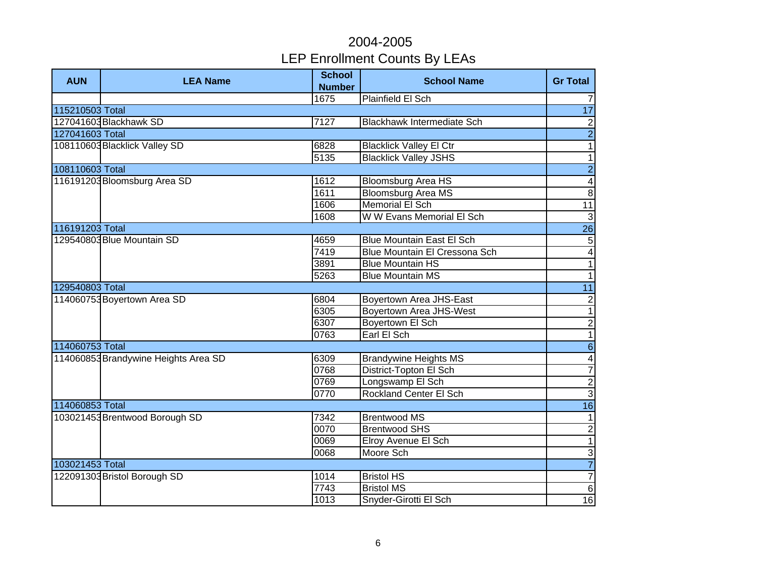# 2004-2005
## LEP Enrollment Counts By LEAs

| AUN | LEA Name | School Number | School Name | Gr Total |
|---|---|---|---|---|
| | | 1675 | Plainfield El Sch | 7 |
| 115210503 Total | | | | 17 |
| 127041603 | Blackhawk SD | 7127 | Blackhawk Intermediate Sch | 2 |
| 127041603 Total | | | | 2 |
| 108110603 | Blacklick Valley SD | 6828 | Blacklick Valley El Ctr | 1 |
| | | 5135 | Blacklick Valley JSHS | 1 |
| 108110603 Total | | | | 2 |
| 116191203 | Bloomsburg Area SD | 1612 | Bloomsburg Area HS | 4 |
| | | 1611 | Bloomsburg Area MS | 8 |
| | | 1606 | Memorial El Sch | 11 |
| | | 1608 | W W Evans Memorial El Sch | 3 |
| 116191203 Total | | | | 26 |
| 129540803 | Blue Mountain SD | 4659 | Blue Mountain East El Sch | 5 |
| | | 7419 | Blue Mountain El Cressona Sch | 4 |
| | | 3891 | Blue Mountain HS | 1 |
| | | 5263 | Blue Mountain MS | 1 |
| 129540803 Total | | | | 11 |
| 114060753 | Boyertown Area SD | 6804 | Boyertown Area JHS-East | 2 |
| | | 6305 | Boyertown Area JHS-West | 1 |
| | | 6307 | Boyertown El Sch | 2 |
| | | 0763 | Earl El Sch | 1 |
| 114060753 Total | | | | 6 |
| 114060853 | Brandywine Heights Area SD | 6309 | Brandywine Heights MS | 4 |
| | | 0768 | District-Topton El Sch | 7 |
| | | 0769 | Longswamp El Sch | 2 |
| | | 0770 | Rockland Center El Sch | 3 |
| 114060853 Total | | | | 16 |
| 103021453 | Brentwood Borough SD | 7342 | Brentwood MS | 1 |
| | | 0070 | Brentwood SHS | 2 |
| | | 0069 | Elroy Avenue El Sch | 1 |
| | | 0068 | Moore Sch | 3 |
| 103021453 Total | | | | 7 |
| 122091303 | Bristol Borough SD | 1014 | Bristol HS | 7 |
| | | 7743 | Bristol MS | 6 |
| | | 1013 | Snyder-Girotti El Sch | 16 |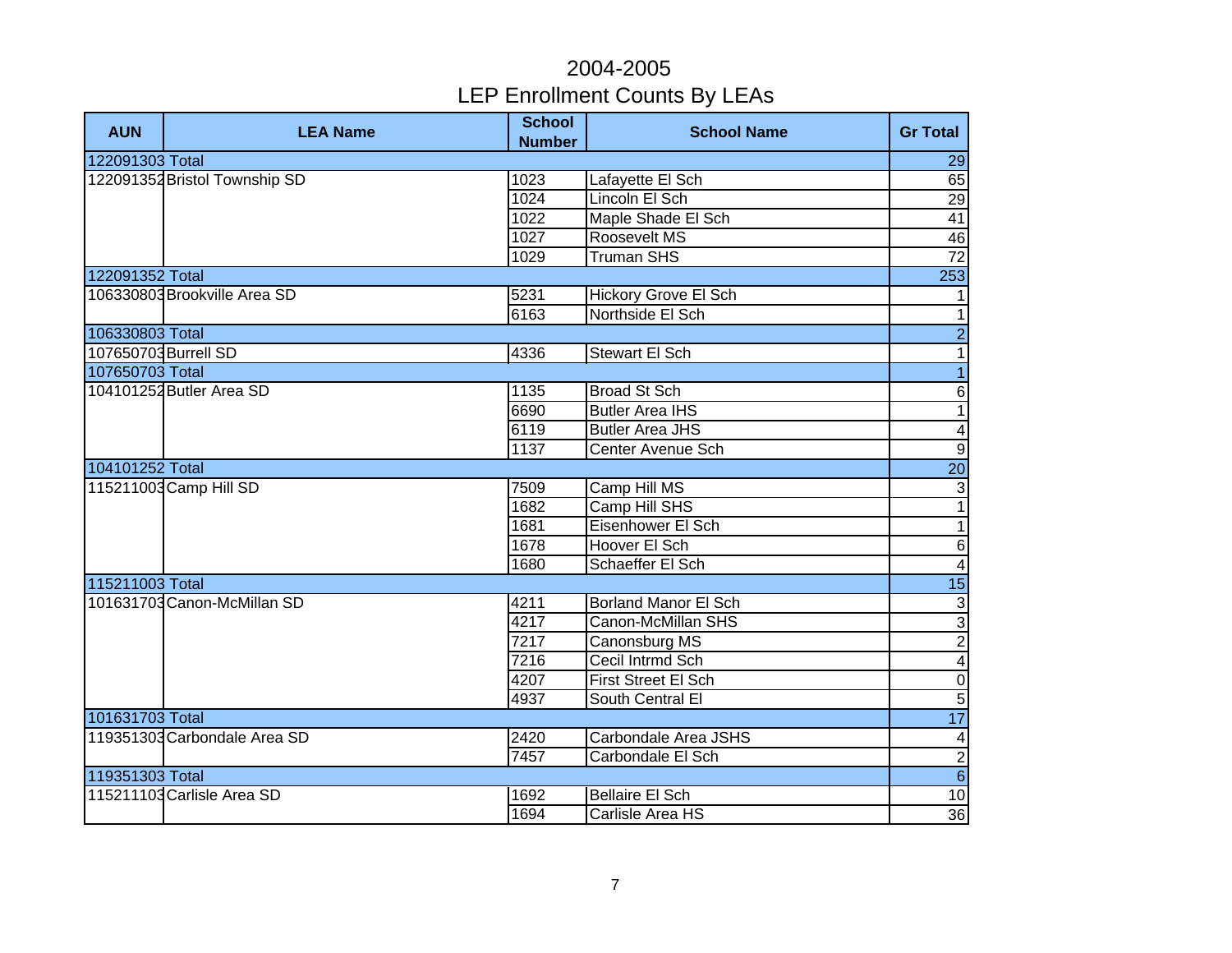# 2004-2005
## LEP Enrollment Counts By LEAs

| AUN | LEA Name | School Number | School Name | Gr Total |
|---|---|---|---|---|
| 122091303 Total | | | | 29 |
| 122091352 | Bristol Township SD | 1023 | Lafayette El Sch | 65 |
| | | 1024 | Lincoln El Sch | 29 |
| | | 1022 | Maple Shade El Sch | 41 |
| | | 1027 | Roosevelt MS | 46 |
| | | 1029 | Truman SHS | 72 |
| 122091352 Total | | | | 253 |
| 106330803 | Brookville Area SD | 5231 | Hickory Grove El Sch | 1 |
| | | 6163 | Northside El Sch | 1 |
| 106330803 Total | | | | 2 |
| 107650703 | Burrell SD | 4336 | Stewart El Sch | 1 |
| 107650703 Total | | | | 1 |
| 104101252 | Butler Area SD | 1135 | Broad St Sch | 6 |
| | | 6690 | Butler Area IHS | 1 |
| | | 6119 | Butler Area JHS | 4 |
| | | 1137 | Center Avenue Sch | 9 |
| 104101252 Total | | | | 20 |
| 115211003 | Camp Hill SD | 7509 | Camp Hill MS | 3 |
| | | 1682 | Camp Hill SHS | 1 |
| | | 1681 | Eisenhower El Sch | 1 |
| | | 1678 | Hoover El Sch | 6 |
| | | 1680 | Schaeffer El Sch | 4 |
| 115211003 Total | | | | 15 |
| 101631703 | Canon-McMillan SD | 4211 | Borland Manor El Sch | 3 |
| | | 4217 | Canon-McMillan SHS | 3 |
| | | 7217 | Canonsburg MS | 2 |
| | | 7216 | Cecil Intrmd Sch | 4 |
| | | 4207 | First Street El Sch | 0 |
| | | 4937 | South Central El | 5 |
| 101631703 Total | | | | 17 |
| 119351303 | Carbondale Area SD | 2420 | Carbondale Area JSHS | 4 |
| | | 7457 | Carbondale El Sch | 2 |
| 119351303 Total | | | | 6 |
| 115211103 | Carlisle Area SD | 1692 | Bellaire El Sch | 10 |
| | | 1694 | Carlisle Area HS | 36 |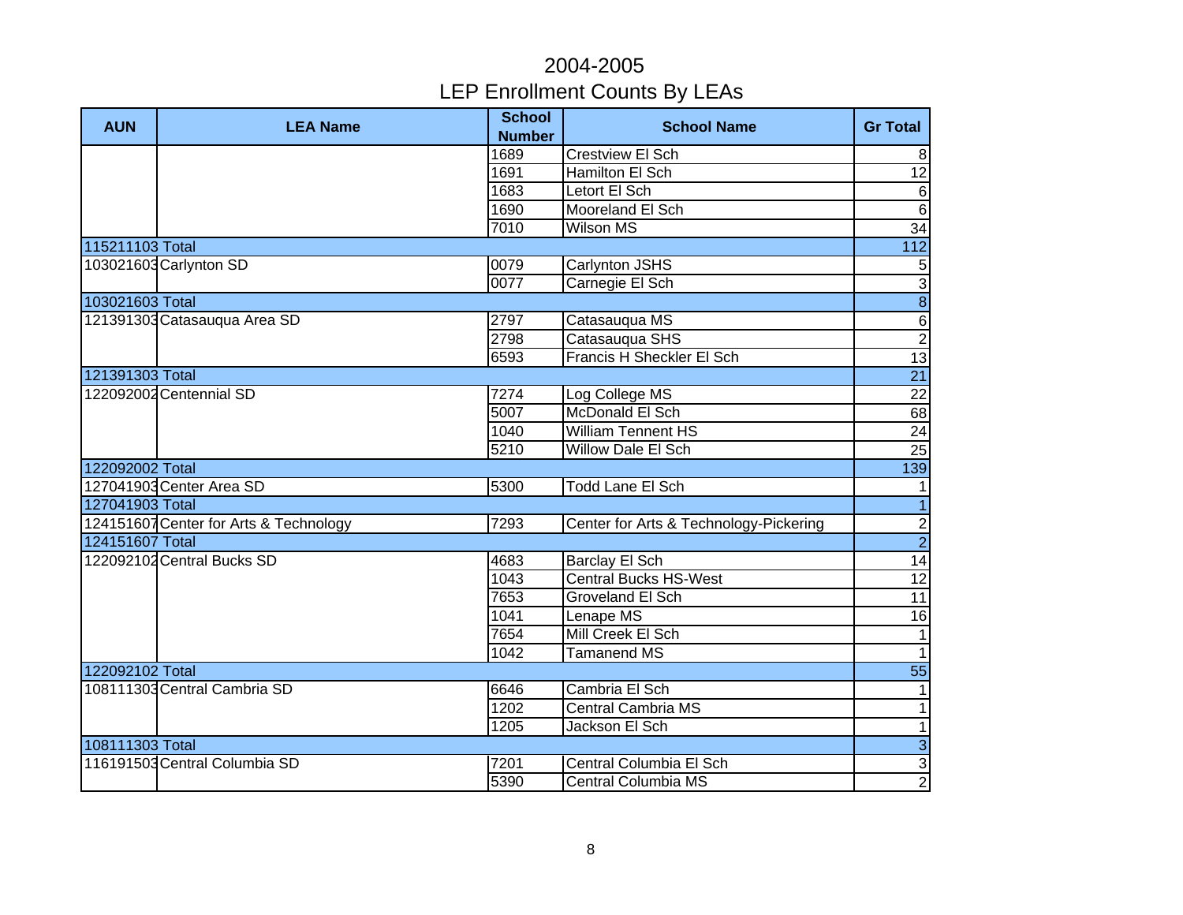# 2004-2005
# LEP Enrollment Counts By LEAs

| AUN | LEA Name | School Number | School Name | Gr Total |
|---|---|---|---|---|
| | | 1689 | Crestview El Sch | 8 |
| | | 1691 | Hamilton El Sch | 12 |
| | | 1683 | Letort El Sch | 6 |
| | | 1690 | Mooreland El Sch | 6 |
| | | 7010 | Wilson MS | 34 |
| 115211103 Total | | | | 112 |
| 103021603 | Carlynton SD | 0079 | Carlynton JSHS | 5 |
| | | 0077 | Carnegie El Sch | 3 |
| 103021603 Total | | | | 8 |
| 121391303 | Catasauqua Area SD | 2797 | Catasauqua MS | 6 |
| | | 2798 | Catasauqua SHS | 2 |
| | | 6593 | Francis H Sheckler El Sch | 13 |
| 121391303 Total | | | | 21 |
| 122092002 | Centennial SD | 7274 | Log College MS | 22 |
| | | 5007 | McDonald El Sch | 68 |
| | | 1040 | William Tennent HS | 24 |
| | | 5210 | Willow Dale El Sch | 25 |
| 122092002 Total | | | | 139 |
| 127041903 | Center Area SD | 5300 | Todd Lane El Sch | 1 |
| 127041903 Total | | | | 1 |
| 124151607 | Center for Arts & Technology | 7293 | Center for Arts & Technology-Pickering | 2 |
| 124151607 Total | | | | 2 |
| 122092102 | Central Bucks SD | 4683 | Barclay El Sch | 14 |
| | | 1043 | Central Bucks HS-West | 12 |
| | | 7653 | Groveland El Sch | 11 |
| | | 1041 | Lenape MS | 16 |
| | | 7654 | Mill Creek El Sch | 1 |
| | | 1042 | Tamanend MS | 1 |
| 122092102 Total | | | | 55 |
| 108111303 | Central Cambria SD | 6646 | Cambria El Sch | 1 |
| | | 1202 | Central Cambria MS | 1 |
| | | 1205 | Jackson El Sch | 1 |
| 108111303 Total | | | | 3 |
| 116191503 | Central Columbia SD | 7201 | Central Columbia El Sch | 3 |
| | | 5390 | Central Columbia MS | 2 |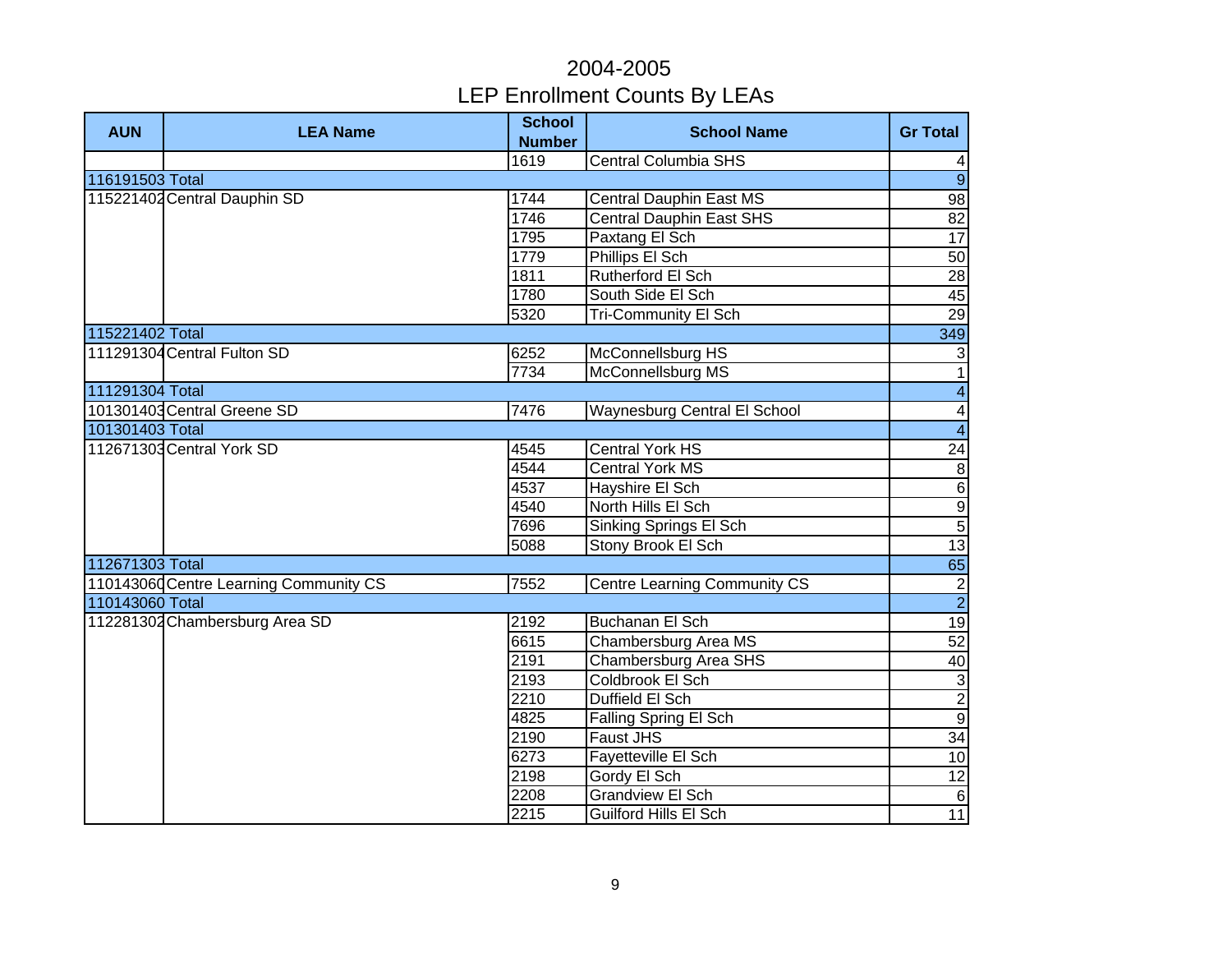# 2004-2005
## LEP Enrollment Counts By LEAs

| AUN | LEA Name | School Number | School Name | Gr Total |
|---|---|---|---|---|
| | | 1619 | Central Columbia SHS | 4 |
| 116191503 Total | | | | 9 |
| 115221402 | Central Dauphin SD | 1744 | Central Dauphin East MS | 98 |
| | | 1746 | Central Dauphin East SHS | 82 |
| | | 1795 | Paxtang El Sch | 17 |
| | | 1779 | Phillips El Sch | 50 |
| | | 1811 | Rutherford El Sch | 28 |
| | | 1780 | South Side El Sch | 45 |
| | | 5320 | Tri-Community El Sch | 29 |
| 115221402 Total | | | | 349 |
| 111291304 | Central Fulton SD | 6252 | McConnellsburg HS | 3 |
| | | 7734 | McConnellsburg MS | 1 |
| 111291304 Total | | | | 4 |
| 101301403 | Central Greene SD | 7476 | Waynesburg Central El School | 4 |
| 101301403 Total | | | | 4 |
| 112671303 | Central York SD | 4545 | Central York HS | 24 |
| | | 4544 | Central York MS | 8 |
| | | 4537 | Hayshire El Sch | 6 |
| | | 4540 | North Hills El Sch | 9 |
| | | 7696 | Sinking Springs El Sch | 5 |
| | | 5088 | Stony Brook El Sch | 13 |
| 112671303 Total | | | | 65 |
| 110143060 | Centre Learning Community CS | 7552 | Centre Learning Community CS | 2 |
| 110143060 Total | | | | 2 |
| 112281302 | Chambersburg Area SD | 2192 | Buchanan El Sch | 19 |
| | | 6615 | Chambersburg Area MS | 52 |
| | | 2191 | Chambersburg Area SHS | 40 |
| | | 2193 | Coldbrook El Sch | 3 |
| | | 2210 | Duffield El Sch | 2 |
| | | 4825 | Falling Spring El Sch | 9 |
| | | 2190 | Faust JHS | 34 |
| | | 6273 | Fayetteville El Sch | 10 |
| | | 2198 | Gordy El Sch | 12 |
| | | 2208 | Grandview El Sch | 6 |
| | | 2215 | Guilford Hills El Sch | 11 |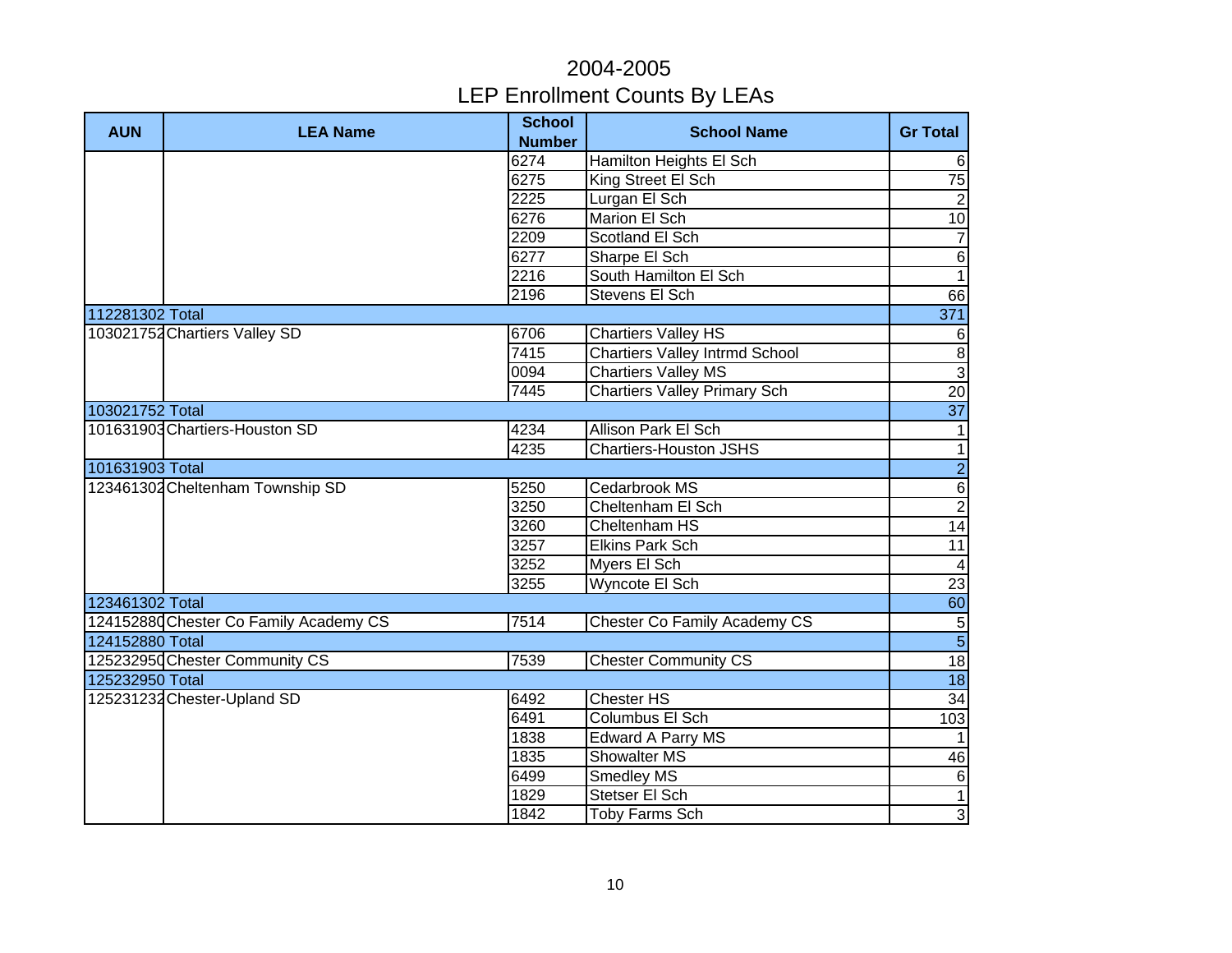# 2004-2005
## LEP Enrollment Counts By LEAs

| AUN | LEA Name | School Number | School Name | Gr Total |
|---|---|---|---|---|
| | | 6274 | Hamilton Heights El Sch | 6 |
| | | 6275 | King Street El Sch | 75 |
| | | 2225 | Lurgan El Sch | 2 |
| | | 6276 | Marion El Sch | 10 |
| | | 2209 | Scotland El Sch | 7 |
| | | 6277 | Sharpe El Sch | 6 |
| | | 2216 | South Hamilton El Sch | 1 |
| | | 2196 | Stevens El Sch | 66 |
| 112281302 Total | | | | 371 |
| 103021752 | Chartiers Valley SD | 6706 | Chartiers Valley HS | 6 |
| | | 7415 | Chartiers Valley Intrmd School | 8 |
| | | 0094 | Chartiers Valley MS | 3 |
| | | 7445 | Chartiers Valley Primary Sch | 20 |
| 103021752 Total | | | | 37 |
| 101631903 | Chartiers-Houston SD | 4234 | Allison Park El Sch | 1 |
| | | 4235 | Chartiers-Houston JSHS | 1 |
| 101631903 Total | | | | 2 |
| 123461302 | Cheltenham Township SD | 5250 | Cedarbrook MS | 6 |
| | | 3250 | Cheltenham El Sch | 2 |
| | | 3260 | Cheltenham HS | 14 |
| | | 3257 | Elkins Park Sch | 11 |
| | | 3252 | Myers El Sch | 4 |
| | | 3255 | Wyncote El Sch | 23 |
| 123461302 Total | | | | 60 |
| 124152880 | Chester Co Family Academy CS | 7514 | Chester Co Family Academy CS | 5 |
| 124152880 Total | | | | 5 |
| 125232950 | Chester Community CS | 7539 | Chester Community CS | 18 |
| 125232950 Total | | | | 18 |
| 125231232 | Chester-Upland SD | 6492 | Chester HS | 34 |
| | | 6491 | Columbus El Sch | 103 |
| | | 1838 | Edward A Parry MS | 1 |
| | | 1835 | Showalter MS | 46 |
| | | 6499 | Smedley MS | 6 |
| | | 1829 | Stetser El Sch | 1 |
| | | 1842 | Toby Farms Sch | 3 |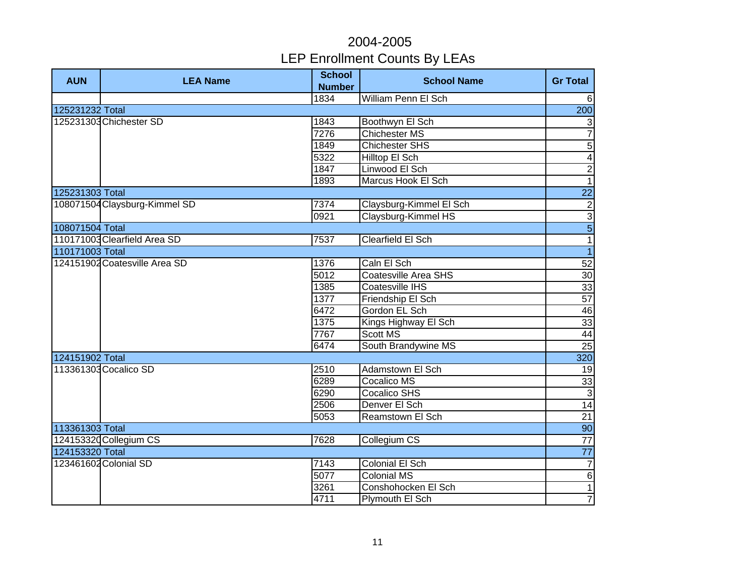# 2004-2005
## LEP Enrollment Counts By LEAs

| AUN | LEA Name | School Number | School Name | Gr Total |
|---|---|---|---|---|
| | | 1834 | William Penn El Sch | 6 |
| 125231232 Total | | | | 200 |
| 125231303 | Chichester SD | 1843 | Boothwyn El Sch | 3 |
| | | 7276 | Chichester MS | 7 |
| | | 1849 | Chichester SHS | 5 |
| | | 5322 | Hilltop El Sch | 4 |
| | | 1847 | Linwood El Sch | 2 |
| | | 1893 | Marcus Hook El Sch | 1 |
| 125231303 Total | | | | 22 |
| 108071504 | Claysburg-Kimmel SD | 7374 | Claysburg-Kimmel El Sch | 2 |
| | | 0921 | Claysburg-Kimmel HS | 3 |
| 108071504 Total | | | | 5 |
| 110171003 | Clearfield Area SD | 7537 | Clearfield El Sch | 1 |
| 110171003 Total | | | | 1 |
| 124151902 | Coatesville Area SD | 1376 | Caln El Sch | 52 |
| | | 5012 | Coatesville Area SHS | 30 |
| | | 1385 | Coatesville IHS | 33 |
| | | 1377 | Friendship El Sch | 57 |
| | | 6472 | Gordon EL Sch | 46 |
| | | 1375 | Kings Highway El Sch | 33 |
| | | 7767 | Scott MS | 44 |
| | | 6474 | South Brandywine MS | 25 |
| 124151902 Total | | | | 320 |
| 113361303 | Cocalico SD | 2510 | Adamstown El Sch | 19 |
| | | 6289 | Cocalico MS | 33 |
| | | 6290 | Cocalico SHS | 3 |
| | | 2506 | Denver El Sch | 14 |
| | | 5053 | Reamstown El Sch | 21 |
| 113361303 Total | | | | 90 |
| 124153320 | Collegium CS | 7628 | Collegium CS | 77 |
| 124153320 Total | | | | 77 |
| 123461602 | Colonial SD | 7143 | Colonial El Sch | 7 |
| | | 5077 | Colonial MS | 6 |
| | | 3261 | Conshohocken El Sch | 1 |
| | | 4711 | Plymouth El Sch | 7 |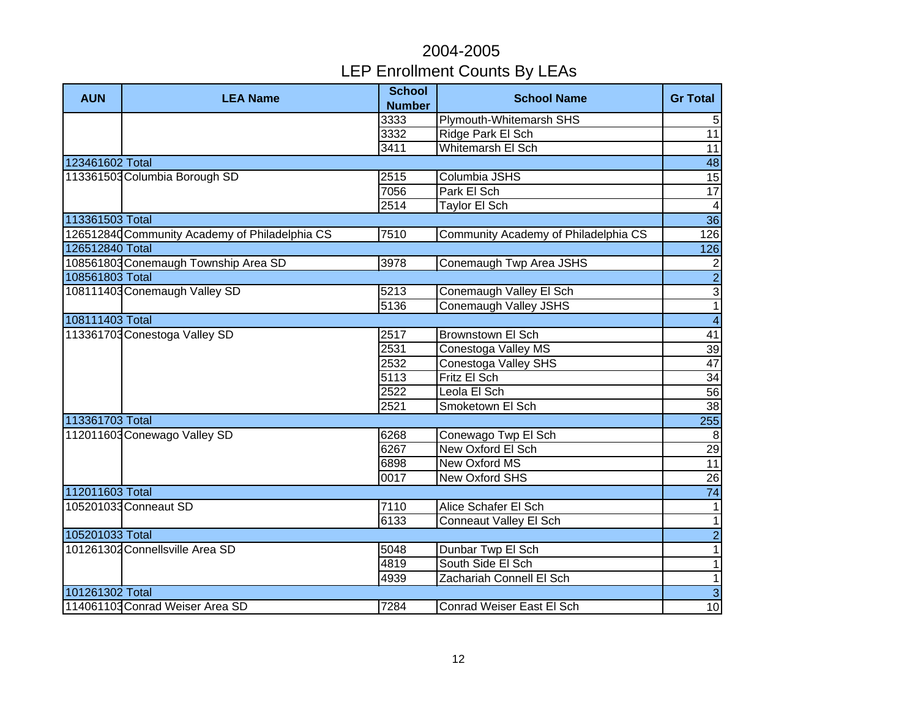# 2004-2005
# LEP Enrollment Counts By LEAs

| AUN | LEA Name | School Number | School Name | Gr Total |
|---|---|---|---|---|
| | | 3333 | Plymouth-Whitemarsh SHS | 5 |
| | | 3332 | Ridge Park El Sch | 11 |
| | | 3411 | Whitemarsh El Sch | 11 |
| 123461602 Total | | | | 48 |
| 113361503 | Columbia Borough SD | 2515 | Columbia JSHS | 15 |
| | | 7056 | Park El Sch | 17 |
| | | 2514 | Taylor El Sch | 4 |
| 113361503 Total | | | | 36 |
| 126512840 | Community Academy of Philadelphia CS | 7510 | Community Academy of Philadelphia CS | 126 |
| 126512840 Total | | | | 126 |
| 108561803 | Conemaugh Township Area SD | 3978 | Conemaugh Twp Area JSHS | 2 |
| 108561803 Total | | | | 2 |
| 108111403 | Conemaugh Valley SD | 5213 | Conemaugh Valley El Sch | 3 |
| | | 5136 | Conemaugh Valley JSHS | 1 |
| 108111403 Total | | | | 4 |
| 113361703 | Conestoga Valley SD | 2517 | Brownstown El Sch | 41 |
| | | 2531 | Conestoga Valley MS | 39 |
| | | 2532 | Conestoga Valley SHS | 47 |
| | | 5113 | Fritz El Sch | 34 |
| | | 2522 | Leola El Sch | 56 |
| | | 2521 | Smoketown El Sch | 38 |
| 113361703 Total | | | | 255 |
| 112011603 | Conewago Valley SD | 6268 | Conewago Twp El Sch | 8 |
| | | 6267 | New Oxford El Sch | 29 |
| | | 6898 | New Oxford MS | 11 |
| | | 0017 | New Oxford SHS | 26 |
| 112011603 Total | | | | 74 |
| 105201033 | Conneaut SD | 7110 | Alice Schafer El Sch | 1 |
| | | 6133 | Conneaut Valley El Sch | 1 |
| 105201033 Total | | | | 2 |
| 101261302 | Connellsville Area SD | 5048 | Dunbar Twp El Sch | 1 |
| | | 4819 | South Side El Sch | 1 |
| | | 4939 | Zachariah Connell El Sch | 1 |
| 101261302 Total | | | | 3 |
| 114061103 | Conrad Weiser Area SD | 7284 | Conrad Weiser East El Sch | 10 |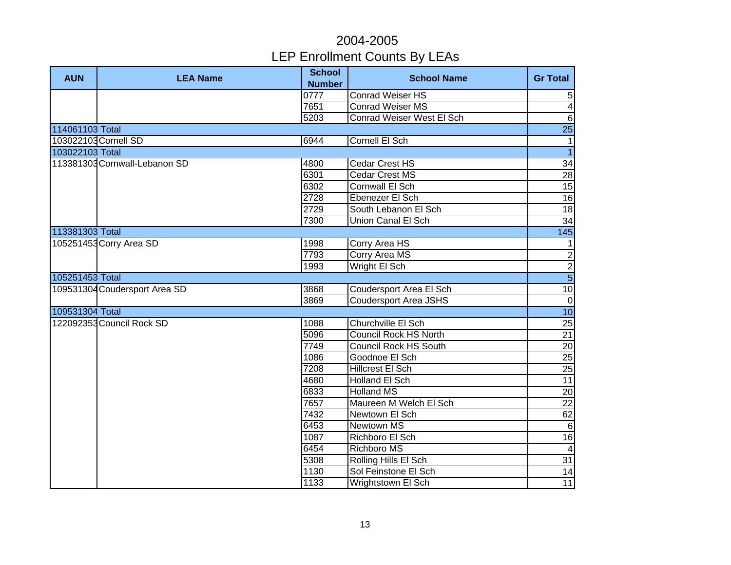# 2004-2005
## LEP Enrollment Counts By LEAs

| AUN | LEA Name | School Number | School Name | Gr Total |
|---|---|---|---|---|
| | | 0777 | Conrad Weiser HS | 5 |
| | | 7651 | Conrad Weiser MS | 4 |
| | | 5203 | Conrad Weiser West El Sch | 6 |
| 114061103 Total | | | | 25 |
| 103022103 | Cornell SD | 6944 | Cornell El Sch | 1 |
| 103022103 Total | | | | 1 |
| 113381303 | Cornwall-Lebanon SD | 4800 | Cedar Crest HS | 34 |
| | | 6301 | Cedar Crest MS | 28 |
| | | 6302 | Cornwall El Sch | 15 |
| | | 2728 | Ebenezer El Sch | 16 |
| | | 2729 | South Lebanon El Sch | 18 |
| | | 7300 | Union Canal El Sch | 34 |
| 113381303 Total | | | | 145 |
| 105251453 | Corry Area SD | 1998 | Corry Area HS | 1 |
| | | 7793 | Corry Area MS | 2 |
| | | 1993 | Wright El Sch | 2 |
| 105251453 Total | | | | 5 |
| 109531304 | Coudersport Area SD | 3868 | Coudersport Area El Sch | 10 |
| | | 3869 | Coudersport Area JSHS | 0 |
| 109531304 Total | | | | 10 |
| 122092353 | Council Rock SD | 1088 | Churchville El Sch | 25 |
| | | 5096 | Council Rock HS North | 21 |
| | | 7749 | Council Rock HS South | 20 |
| | | 1086 | Goodnoe El Sch | 25 |
| | | 7208 | Hillcrest El Sch | 25 |
| | | 4680 | Holland El Sch | 11 |
| | | 6833 | Holland MS | 20 |
| | | 7657 | Maureen M Welch El Sch | 22 |
| | | 7432 | Newtown El Sch | 62 |
| | | 6453 | Newtown MS | 6 |
| | | 1087 | Richboro El Sch | 16 |
| | | 6454 | Richboro MS | 4 |
| | | 5308 | Rolling Hills El Sch | 31 |
| | | 1130 | Sol Feinstone El Sch | 14 |
| | | 1133 | Wrightstown El Sch | 11 |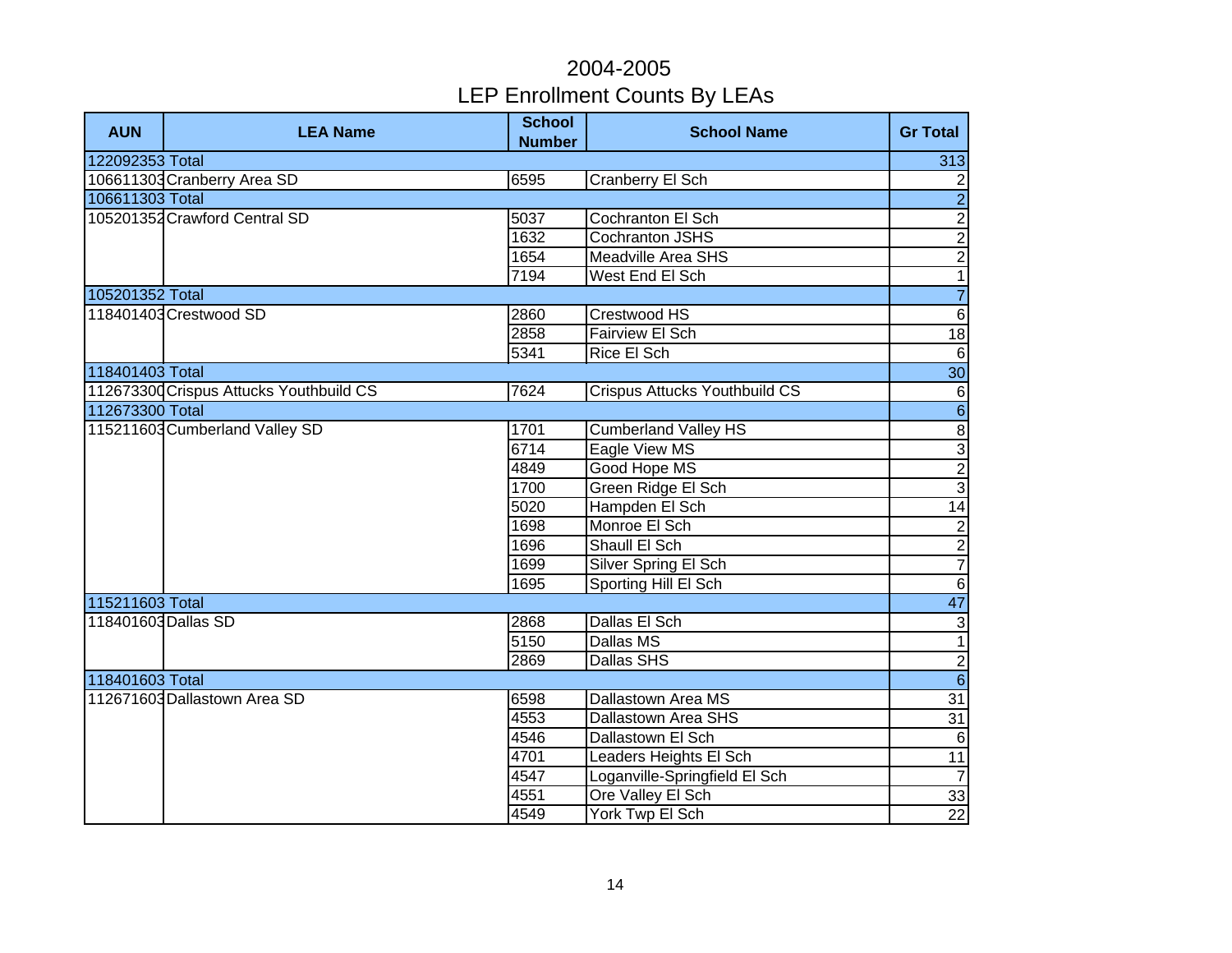# 2004-2005

## LEP Enrollment Counts By LEAs

| AUN | LEA Name | School Number | School Name | Gr Total |
|---|---|---|---|---|
| 122092353 Total | | | | 313 |
| 106611303 | Cranberry Area SD | 6595 | Cranberry El Sch | 2 |
| 106611303 Total | | | | 2 |
| 105201352 | Crawford Central SD | 5037 | Cochranton El Sch | 2 |
| | | 1632 | Cochranton JSHS | 2 |
| | | 1654 | Meadville Area SHS | 2 |
| | | 7194 | West End El Sch | 1 |
| 105201352 Total | | | | 7 |
| 118401403 | Crestwood SD | 2860 | Crestwood HS | 6 |
| | | 2858 | Fairview El Sch | 18 |
| | | 5341 | Rice El Sch | 6 |
| 118401403 Total | | | | 30 |
| 112673300 | Crispus Attucks Youthbuild CS | 7624 | Crispus Attucks Youthbuild CS | 6 |
| 112673300 Total | | | | 6 |
| 115211603 | Cumberland Valley SD | 1701 | Cumberland Valley HS | 8 |
| | | 6714 | Eagle View MS | 3 |
| | | 4849 | Good Hope MS | 2 |
| | | 1700 | Green Ridge El Sch | 3 |
| | | 5020 | Hampden El Sch | 14 |
| | | 1698 | Monroe El Sch | 2 |
| | | 1696 | Shaull El Sch | 2 |
| | | 1699 | Silver Spring El Sch | 7 |
| | | 1695 | Sporting Hill El Sch | 6 |
| 115211603 Total | | | | 47 |
| 118401603 | Dallas SD | 2868 | Dallas El Sch | 3 |
| | | 5150 | Dallas MS | 1 |
| | | 2869 | Dallas SHS | 2 |
| 118401603 Total | | | | 6 |
| 112671603 | Dallastown Area SD | 6598 | Dallastown Area MS | 31 |
| | | 4553 | Dallastown Area SHS | 31 |
| | | 4546 | Dallastown El Sch | 6 |
| | | 4701 | Leaders Heights El Sch | 11 |
| | | 4547 | Loganville-Springfield El Sch | 7 |
| | | 4551 | Ore Valley El Sch | 33 |
| | | 4549 | York Twp El Sch | 22 |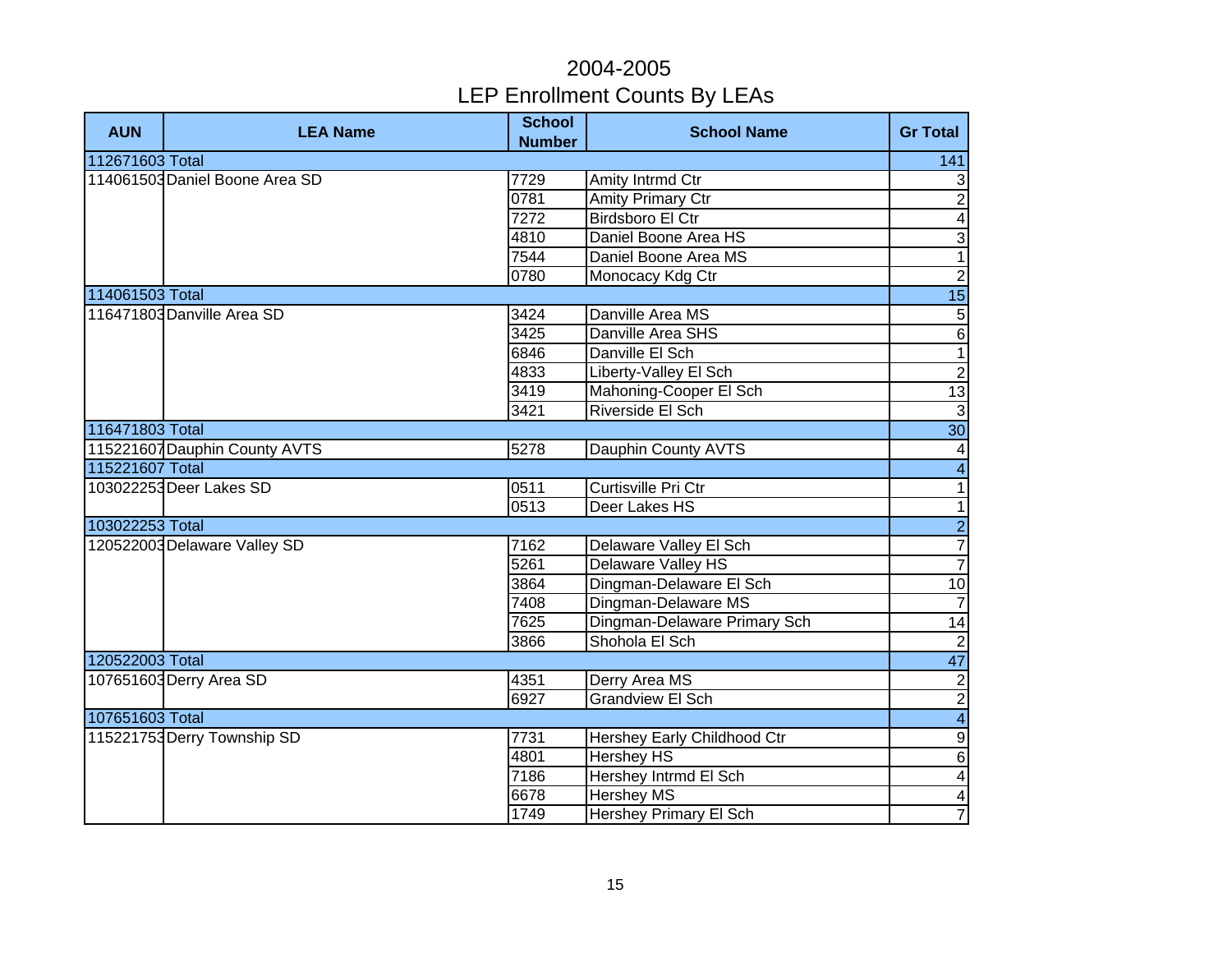# 2004-2005
## LEP Enrollment Counts By LEAs

| AUN | LEA Name | School Number | School Name | Gr Total |
|---|---|---|---|---|
| 112671603 Total | | | | 141 |
| 114061503 | Daniel Boone Area SD | 7729 | Amity Intrmd Ctr | 3 |
| | | 0781 | Amity Primary Ctr | 2 |
| | | 7272 | Birdsboro El Ctr | 4 |
| | | 4810 | Daniel Boone Area HS | 3 |
| | | 7544 | Daniel Boone Area MS | 1 |
| | | 0780 | Monocacy Kdg Ctr | 2 |
| 114061503 Total | | | | 15 |
| 116471803 | Danville Area SD | 3424 | Danville Area MS | 5 |
| | | 3425 | Danville Area SHS | 6 |
| | | 6846 | Danville El Sch | 1 |
| | | 4833 | Liberty-Valley El Sch | 2 |
| | | 3419 | Mahoning-Cooper El Sch | 13 |
| | | 3421 | Riverside El Sch | 3 |
| 116471803 Total | | | | 30 |
| 115221607 | Dauphin County AVTS | 5278 | Dauphin County AVTS | 4 |
| 115221607 Total | | | | 4 |
| 103022253 | Deer Lakes SD | 0511 | Curtisville Pri Ctr | 1 |
| | | 0513 | Deer Lakes HS | 1 |
| 103022253 Total | | | | 2 |
| 120522003 | Delaware Valley SD | 7162 | Delaware Valley El Sch | 7 |
| | | 5261 | Delaware Valley HS | 7 |
| | | 3864 | Dingman-Delaware El Sch | 10 |
| | | 7408 | Dingman-Delaware MS | 7 |
| | | 7625 | Dingman-Delaware Primary Sch | 14 |
| | | 3866 | Shohola El Sch | 2 |
| 120522003 Total | | | | 47 |
| 107651603 | Derry Area SD | 4351 | Derry Area MS | 2 |
| | | 6927 | Grandview El Sch | 2 |
| 107651603 Total | | | | 4 |
| 115221753 | Derry Township SD | 7731 | Hershey Early Childhood Ctr | 9 |
| | | 4801 | Hershey HS | 6 |
| | | 7186 | Hershey Intrmd El Sch | 4 |
| | | 6678 | Hershey MS | 4 |
| | | 1749 | Hershey Primary El Sch | 7 |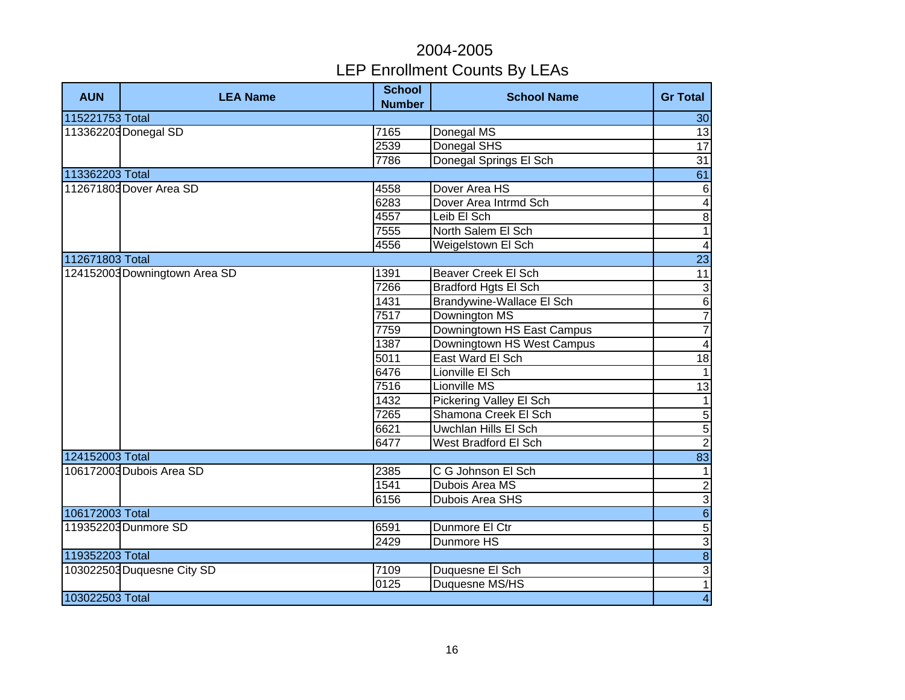# 2004-2005
## LEP Enrollment Counts By LEAs

| AUN | LEA Name | School Number | School Name | Gr Total |
|---|---|---|---|---|
| 115221753 Total | | | | 30 |
| 113362203 | Donegal SD | 7165 | Donegal MS | 13 |
| | | 2539 | Donegal SHS | 17 |
| | | 7786 | Donegal Springs El Sch | 31 |
| 113362203 Total | | | | 61 |
| 112671803 | Dover Area SD | 4558 | Dover Area HS | 6 |
| | | 6283 | Dover Area Intrmd Sch | 4 |
| | | 4557 | Leib El Sch | 8 |
| | | 7555 | North Salem El Sch | 1 |
| | | 4556 | Weigelstown El Sch | 4 |
| 112671803 Total | | | | 23 |
| 124152003 | Downingtown Area SD | 1391 | Beaver Creek El Sch | 11 |
| | | 7266 | Bradford Hgts El Sch | 3 |
| | | 1431 | Brandywine-Wallace El Sch | 6 |
| | | 7517 | Downington MS | 7 |
| | | 7759 | Downingtown HS East Campus | 7 |
| | | 1387 | Downingtown HS West Campus | 4 |
| | | 5011 | East Ward El Sch | 18 |
| | | 6476 | Lionville El Sch | 1 |
| | | 7516 | Lionville MS | 13 |
| | | 1432 | Pickering Valley El Sch | 1 |
| | | 7265 | Shamona Creek El Sch | 5 |
| | | 6621 | Uwchlan Hills El Sch | 5 |
| | | 6477 | West Bradford El Sch | 2 |
| 124152003 Total | | | | 83 |
| 106172003 | Dubois Area SD | 2385 | C G Johnson El Sch | 1 |
| | | 1541 | Dubois Area MS | 2 |
| | | 6156 | Dubois Area SHS | 3 |
| 106172003 Total | | | | 6 |
| 119352203 | Dunmore SD | 6591 | Dunmore El Ctr | 5 |
| | | 2429 | Dunmore HS | 3 |
| 119352203 Total | | | | 8 |
| 103022503 | Duquesne City SD | 7109 | Duquesne El Sch | 3 |
| | | 0125 | Duquesne MS/HS | 1 |
| 103022503 Total | | | | 4 |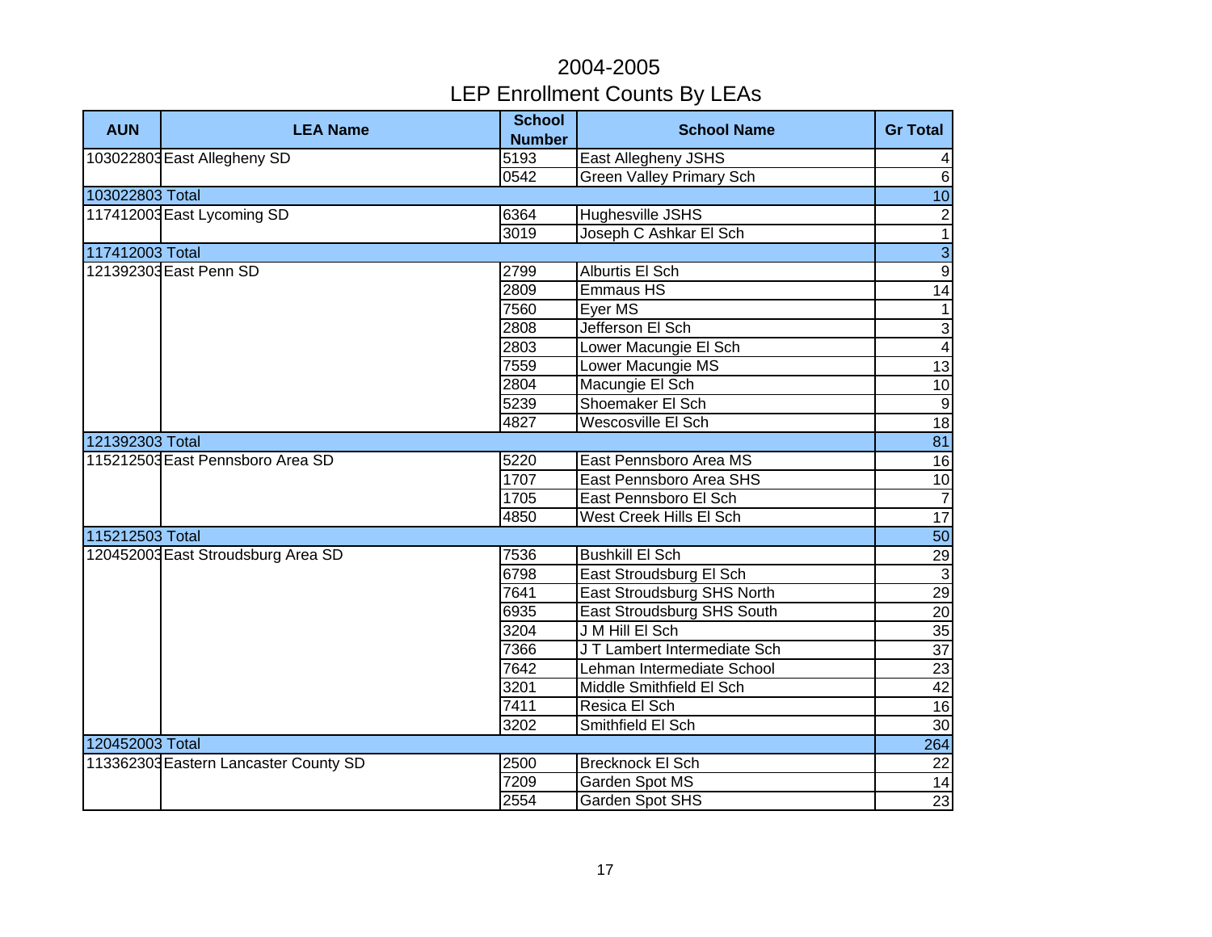# 2004-2005
## LEP Enrollment Counts By LEAs

| AUN | LEA Name | School Number | School Name | Gr Total |
|---|---|---|---|---|
| 103022803 | East Allegheny SD | 5193 | East Allegheny JSHS | 4 |
| | | 0542 | Green Valley Primary Sch | 6 |
| 103022803 Total | | | | 10 |
| 117412003 | East Lycoming SD | 6364 | Hughesville JSHS | 2 |
| | | 3019 | Joseph C Ashkar El Sch | 1 |
| 117412003 Total | | | | 3 |
| 121392303 | East Penn SD | 2799 | Alburtis El Sch | 9 |
| | | 2809 | Emmaus HS | 14 |
| | | 7560 | Eyer MS | 1 |
| | | 2808 | Jefferson El Sch | 3 |
| | | 2803 | Lower Macungie El Sch | 4 |
| | | 7559 | Lower Macungie MS | 13 |
| | | 2804 | Macungie El Sch | 10 |
| | | 5239 | Shoemaker El Sch | 9 |
| | | 4827 | Wescosville El Sch | 18 |
| 121392303 Total | | | | 81 |
| 115212503 | East Pennsboro Area SD | 5220 | East Pennsboro Area MS | 16 |
| | | 1707 | East Pennsboro Area SHS | 10 |
| | | 1705 | East Pennsboro El Sch | 7 |
| | | 4850 | West Creek Hills El Sch | 17 |
| 115212503 Total | | | | 50 |
| 120452003 | East Stroudsburg Area SD | 7536 | Bushkill El Sch | 29 |
| | | 6798 | East Stroudsburg El Sch | 3 |
| | | 7641 | East Stroudsburg SHS North | 29 |
| | | 6935 | East Stroudsburg SHS South | 20 |
| | | 3204 | J M Hill El Sch | 35 |
| | | 7366 | J T Lambert Intermediate Sch | 37 |
| | | 7642 | Lehman Intermediate School | 23 |
| | | 3201 | Middle Smithfield El Sch | 42 |
| | | 7411 | Resica El Sch | 16 |
| | | 3202 | Smithfield El Sch | 30 |
| 120452003 Total | | | | 264 |
| 113362303 | Eastern Lancaster County SD | 2500 | Brecknock El Sch | 22 |
| | | 7209 | Garden Spot MS | 14 |
| | | 2554 | Garden Spot SHS | 23 |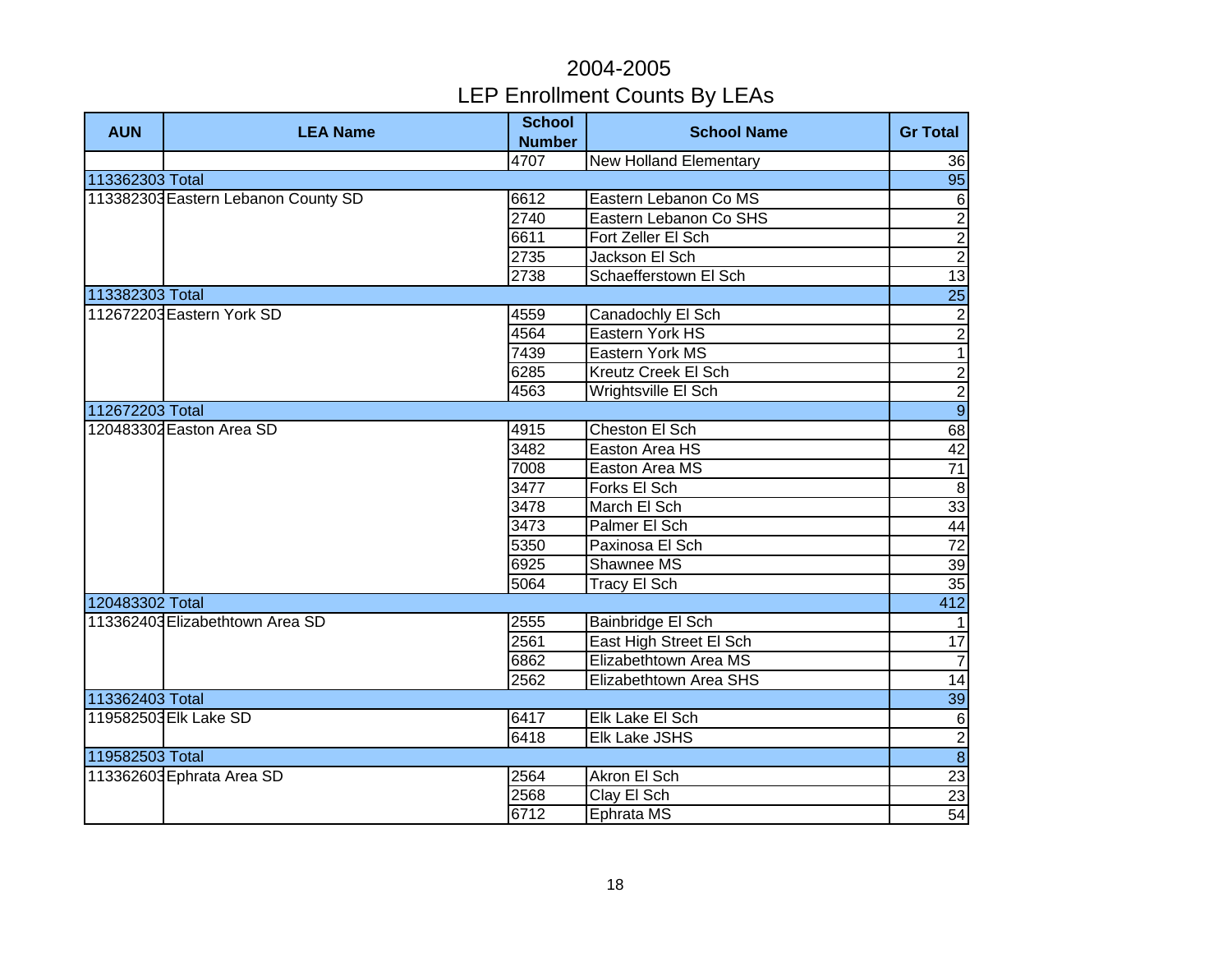# 2004-2005
## LEP Enrollment Counts By LEAs

| AUN | LEA Name | School Number | School Name | Gr Total |
|---|---|---|---|---|
| | | 4707 | New Holland Elementary | 36 |
| 113362303 Total | | | | 95 |
| 113382303 | Eastern Lebanon County SD | 6612 | Eastern Lebanon Co MS | 6 |
| | | 2740 | Eastern Lebanon Co SHS | 2 |
| | | 6611 | Fort Zeller El Sch | 2 |
| | | 2735 | Jackson El Sch | 2 |
| | | 2738 | Schaefferstown El Sch | 13 |
| 113382303 Total | | | | 25 |
| 112672203 | Eastern York SD | 4559 | Canadochly El Sch | 2 |
| | | 4564 | Eastern York HS | 2 |
| | | 7439 | Eastern York MS | 1 |
| | | 6285 | Kreutz Creek El Sch | 2 |
| | | 4563 | Wrightsville El Sch | 2 |
| 112672203 Total | | | | 9 |
| 120483302 | Easton Area SD | 4915 | Cheston El Sch | 68 |
| | | 3482 | Easton Area HS | 42 |
| | | 7008 | Easton Area MS | 71 |
| | | 3477 | Forks El Sch | 8 |
| | | 3478 | March El Sch | 33 |
| | | 3473 | Palmer El Sch | 44 |
| | | 5350 | Paxinosa El Sch | 72 |
| | | 6925 | Shawnee MS | 39 |
| | | 5064 | Tracy El Sch | 35 |
| 120483302 Total | | | | 412 |
| 113362403 | Elizabethtown Area SD | 2555 | Bainbridge El Sch | 1 |
| | | 2561 | East High Street El Sch | 17 |
| | | 6862 | Elizabethtown Area MS | 7 |
| | | 2562 | Elizabethtown Area SHS | 14 |
| 113362403 Total | | | | 39 |
| 119582503 | Elk Lake SD | 6417 | Elk Lake El Sch | 6 |
| | | 6418 | Elk Lake JSHS | 2 |
| 119582503 Total | | | | 8 |
| 113362603 | Ephrata Area SD | 2564 | Akron El Sch | 23 |
| | | 2568 | Clay El Sch | 23 |
| | | 6712 | Ephrata MS | 54 |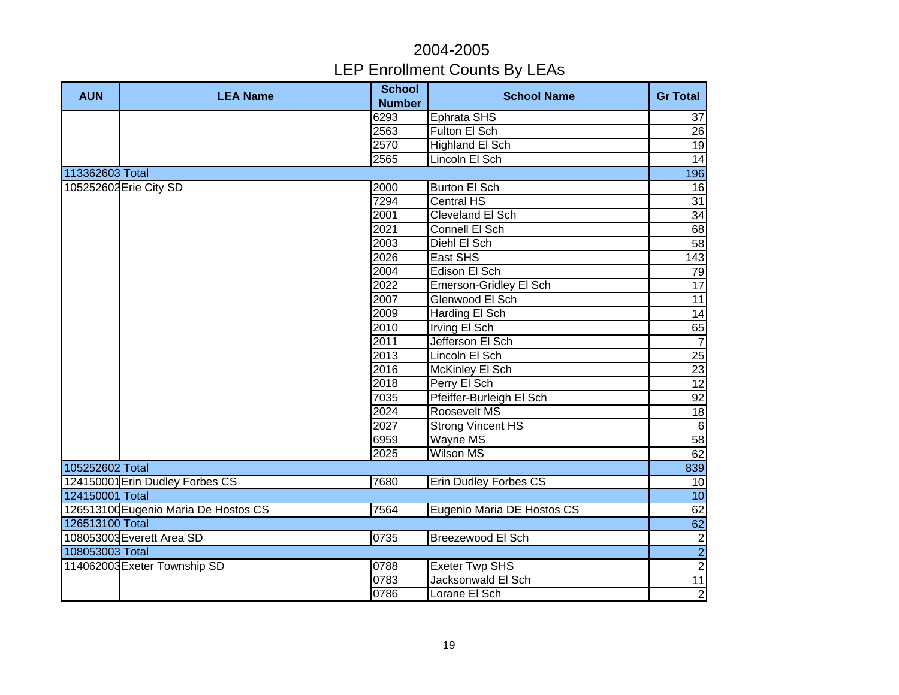# 2004-2005
## LEP Enrollment Counts By LEAs

| AUN | LEA Name | School Number | School Name | Gr Total |
|---|---|---|---|---|
| | | 6293 | Ephrata SHS | 37 |
| | | 2563 | Fulton El Sch | 26 |
| | | 2570 | Highland El Sch | 19 |
| | | 2565 | Lincoln El Sch | 14 |
| 113362603 Total | | | | 196 |
| 105252602 | Erie City SD | 2000 | Burton El Sch | 16 |
| | | 7294 | Central HS | 31 |
| | | 2001 | Cleveland El Sch | 34 |
| | | 2021 | Connell El Sch | 68 |
| | | 2003 | Diehl El Sch | 58 |
| | | 2026 | East SHS | 143 |
| | | 2004 | Edison El Sch | 79 |
| | | 2022 | Emerson-Gridley El Sch | 17 |
| | | 2007 | Glenwood El Sch | 11 |
| | | 2009 | Harding El Sch | 14 |
| | | 2010 | Irving El Sch | 65 |
| | | 2011 | Jefferson El Sch | 7 |
| | | 2013 | Lincoln El Sch | 25 |
| | | 2016 | McKinley El Sch | 23 |
| | | 2018 | Perry El Sch | 12 |
| | | 7035 | Pfeiffer-Burleigh El Sch | 92 |
| | | 2024 | Roosevelt MS | 18 |
| | | 2027 | Strong Vincent HS | 6 |
| | | 6959 | Wayne MS | 58 |
| | | 2025 | Wilson MS | 62 |
| 105252602 Total | | | | 839 |
| 124150001 | Erin Dudley Forbes CS | 7680 | Erin Dudley Forbes CS | 10 |
| 124150001 Total | | | | 10 |
| 126513100 | Eugenio Maria De Hostos CS | 7564 | Eugenio Maria DE Hostos CS | 62 |
| 126513100 Total | | | | 62 |
| 108053003 | Everett Area SD | 0735 | Breezewood El Sch | 2 |
| 108053003 Total | | | | 2 |
| 114062003 | Exeter Township SD | 0788 | Exeter Twp SHS | 2 |
| | | 0783 | Jacksonwald El Sch | 11 |
| | | 0786 | Lorane El Sch | 2 |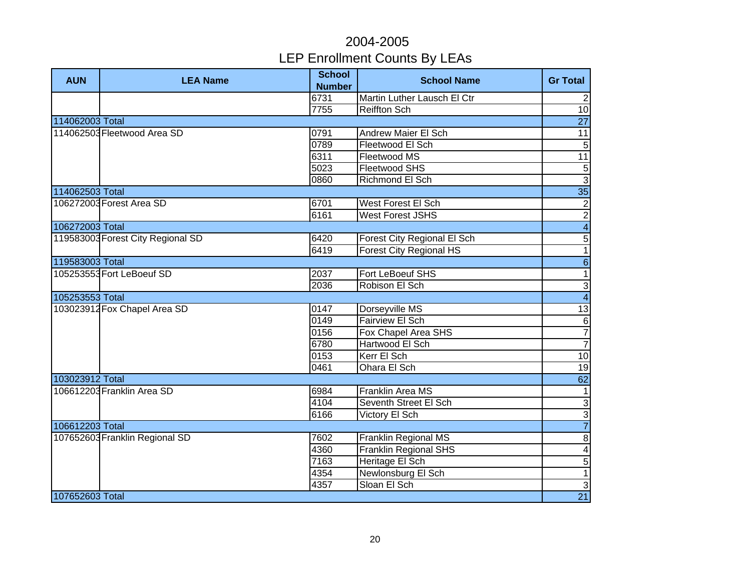# 2004-2005
# LEP Enrollment Counts By LEAs

| AUN | LEA Name | School Number | School Name | Gr Total |
|---|---|---|---|---|
| | | 6731 | Martin Luther Lausch El Ctr | 2 |
| | | 7755 | Reiffton Sch | 10 |
| 114062003 Total | | | | 27 |
| 114062503 | Fleetwood Area SD | 0791 | Andrew Maier El Sch | 11 |
| | | 0789 | Fleetwood El Sch | 5 |
| | | 6311 | Fleetwood MS | 11 |
| | | 5023 | Fleetwood SHS | 5 |
| | | 0860 | Richmond El Sch | 3 |
| 114062503 Total | | | | 35 |
| 106272003 | Forest Area SD | 6701 | West Forest El Sch | 2 |
| | | 6161 | West Forest JSHS | 2 |
| 106272003 Total | | | | 4 |
| 119583003 | Forest City Regional SD | 6420 | Forest City Regional El Sch | 5 |
| | | 6419 | Forest City Regional HS | 1 |
| 119583003 Total | | | | 6 |
| 105253553 | Fort LeBoeuf SD | 2037 | Fort LeBoeuf SHS | 1 |
| | | 2036 | Robison El Sch | 3 |
| 105253553 Total | | | | 4 |
| 103023912 | Fox Chapel Area SD | 0147 | Dorseyville MS | 13 |
| | | 0149 | Fairview El Sch | 6 |
| | | 0156 | Fox Chapel Area SHS | 7 |
| | | 6780 | Hartwood El Sch | 7 |
| | | 0153 | Kerr El Sch | 10 |
| | | 0461 | Ohara El Sch | 19 |
| 103023912 Total | | | | 62 |
| 106612203 | Franklin Area SD | 6984 | Franklin Area MS | 1 |
| | | 4104 | Seventh Street El Sch | 3 |
| | | 6166 | Victory El Sch | 3 |
| 106612203 Total | | | | 7 |
| 107652603 | Franklin Regional SD | 7602 | Franklin Regional MS | 8 |
| | | 4360 | Franklin Regional SHS | 4 |
| | | 7163 | Heritage El Sch | 5 |
| | | 4354 | Newlonsburg El Sch | 1 |
| | | 4357 | Sloan El Sch | 3 |
| 107652603 Total | | | | 21 |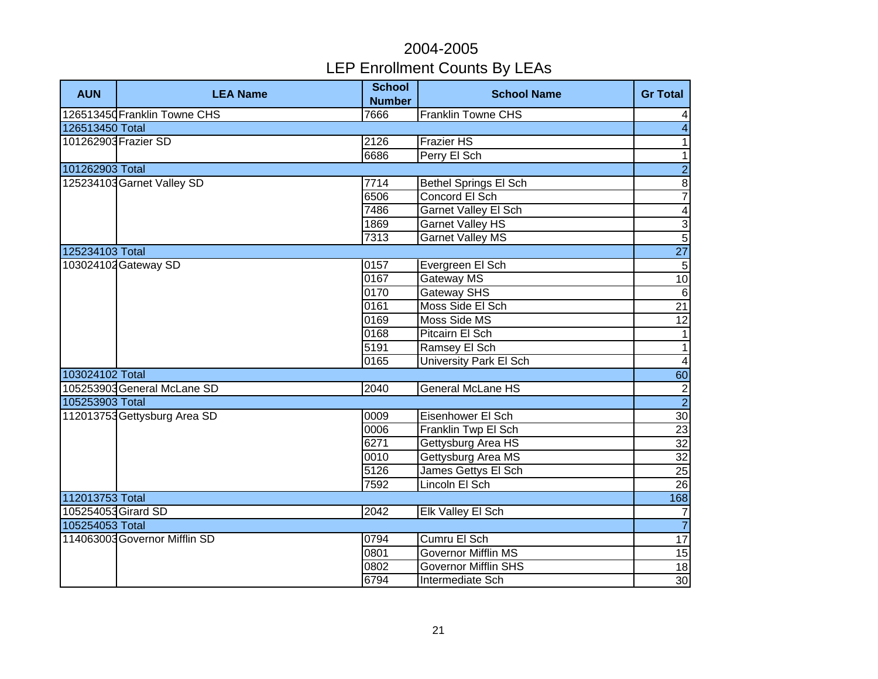# 2004-2005
## LEP Enrollment Counts By LEAs

| AUN | LEA Name | School Number | School Name | Gr Total |
|---|---|---|---|---|
| 126513450 | Franklin Towne CHS | 7666 | Franklin Towne CHS | 4 |
| 126513450 Total | | | | 4 |
| 101262903 | Frazier SD | 2126 | Frazier HS | 1 |
| | | 6686 | Perry El Sch | 1 |
| 101262903 Total | | | | 2 |
| 125234103 | Garnet Valley SD | 7714 | Bethel Springs El Sch | 8 |
| | | 6506 | Concord El Sch | 7 |
| | | 7486 | Garnet Valley El Sch | 4 |
| | | 1869 | Garnet Valley HS | 3 |
| | | 7313 | Garnet Valley MS | 5 |
| 125234103 Total | | | | 27 |
| 103024102 | Gateway SD | 0157 | Evergreen El Sch | 5 |
| | | 0167 | Gateway MS | 10 |
| | | 0170 | Gateway SHS | 6 |
| | | 0161 | Moss Side El Sch | 21 |
| | | 0169 | Moss Side MS | 12 |
| | | 0168 | Pitcairn El Sch | 1 |
| | | 5191 | Ramsey El Sch | 1 |
| | | 0165 | University Park El Sch | 4 |
| 103024102 Total | | | | 60 |
| 105253903 | General McLane SD | 2040 | General McLane HS | 2 |
| 105253903 Total | | | | 2 |
| 112013753 | Gettysburg Area SD | 0009 | Eisenhower El Sch | 30 |
| | | 0006 | Franklin Twp El Sch | 23 |
| | | 6271 | Gettysburg Area HS | 32 |
| | | 0010 | Gettysburg Area MS | 32 |
| | | 5126 | James Gettys El Sch | 25 |
| | | 7592 | Lincoln El Sch | 26 |
| 112013753 Total | | | | 168 |
| 105254053 | Girard SD | 2042 | Elk Valley El Sch | 7 |
| 105254053 Total | | | | 7 |
| 114063003 | Governor Mifflin SD | 0794 | Cumru El Sch | 17 |
| | | 0801 | Governor Mifflin MS | 15 |
| | | 0802 | Governor Mifflin SHS | 18 |
| | | 6794 | Intermediate Sch | 30 |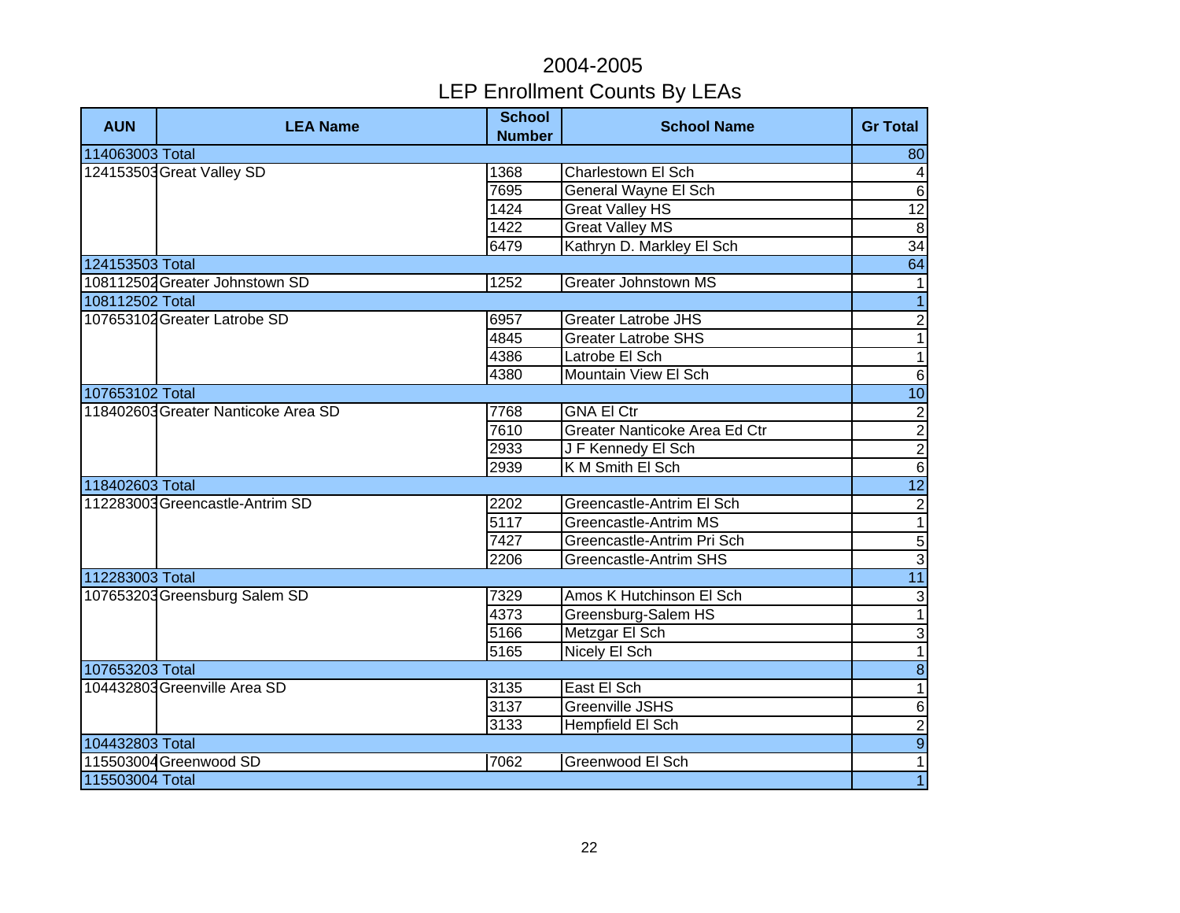# 2004-2005
## LEP Enrollment Counts By LEAs

| AUN | LEA Name | School Number | School Name | Gr Total |
|---|---|---|---|---|
| 114063003 Total | | | | 80 |
| 124153503 | Great Valley SD | 1368 | Charlestown El Sch | 4 |
| | | 7695 | General Wayne El Sch | 6 |
| | | 1424 | Great Valley HS | 12 |
| | | 1422 | Great Valley MS | 8 |
| | | 6479 | Kathryn D. Markley El Sch | 34 |
| 124153503 Total | | | | 64 |
| 108112502 | Greater Johnstown SD | 1252 | Greater Johnstown MS | 1 |
| 108112502 Total | | | | 1 |
| 107653102 | Greater Latrobe SD | 6957 | Greater Latrobe JHS | 2 |
| | | 4845 | Greater Latrobe SHS | 1 |
| | | 4386 | Latrobe El Sch | 1 |
| | | 4380 | Mountain View El Sch | 6 |
| 107653102 Total | | | | 10 |
| 118402603 | Greater Nanticoke Area SD | 7768 | GNA El Ctr | 2 |
| | | 7610 | Greater Nanticoke Area Ed Ctr | 2 |
| | | 2933 | J F Kennedy El Sch | 2 |
| | | 2939 | K M Smith El Sch | 6 |
| 118402603 Total | | | | 12 |
| 112283003 | Greencastle-Antrim SD | 2202 | Greencastle-Antrim El Sch | 2 |
| | | 5117 | Greencastle-Antrim MS | 1 |
| | | 7427 | Greencastle-Antrim Pri Sch | 5 |
| | | 2206 | Greencastle-Antrim SHS | 3 |
| 112283003 Total | | | | 11 |
| 107653203 | Greensburg Salem SD | 7329 | Amos K Hutchinson El Sch | 3 |
| | | 4373 | Greensburg-Salem HS | 1 |
| | | 5166 | Metzgar El Sch | 3 |
| | | 5165 | Nicely El Sch | 1 |
| 107653203 Total | | | | 8 |
| 104432803 | Greenville Area SD | 3135 | East El Sch | 1 |
| | | 3137 | Greenville JSHS | 6 |
| | | 3133 | Hempfield El Sch | 2 |
| 104432803 Total | | | | 9 |
| 115503004 | Greenwood SD | 7062 | Greenwood El Sch | 1 |
| 115503004 Total | | | | 1 |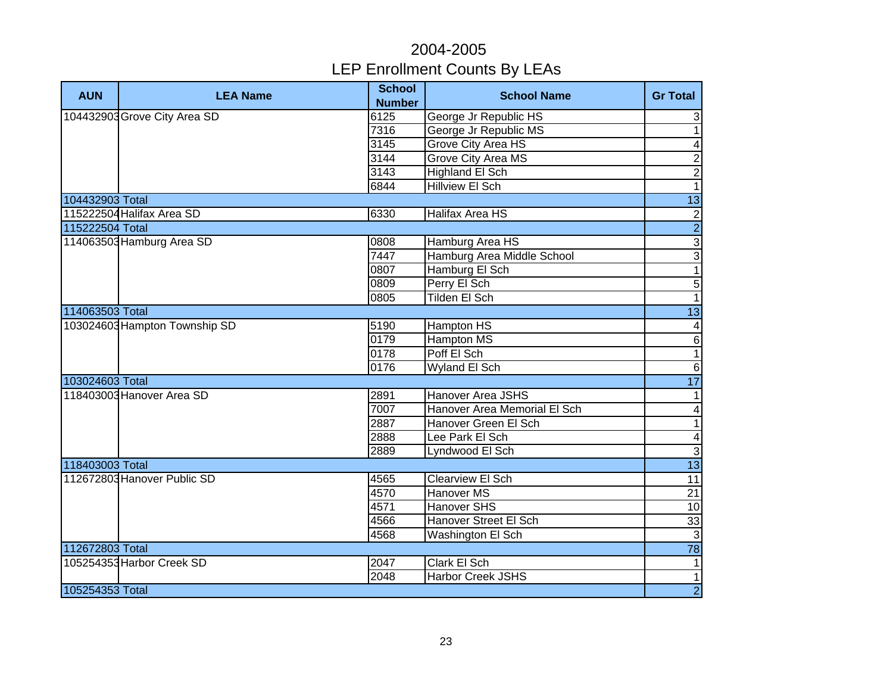# 2004-2005
# LEP Enrollment Counts By LEAs

| AUN | LEA Name | School Number | School Name | Gr Total |
|---|---|---|---|---|
| 104432903 | Grove City Area SD | 6125 | George Jr Republic HS | 3 |
| | | 7316 | George Jr Republic MS | 1 |
| | | 3145 | Grove City Area HS | 4 |
| | | 3144 | Grove City Area MS | 2 |
| | | 3143 | Highland El Sch | 2 |
| | | 6844 | Hillview El Sch | 1 |
| 104432903 Total | | | | 13 |
| 115222504 | Halifax Area SD | 6330 | Halifax Area HS | 2 |
| 115222504 Total | | | | 2 |
| 114063503 | Hamburg Area SD | 0808 | Hamburg Area HS | 3 |
| | | 7447 | Hamburg Area Middle School | 3 |
| | | 0807 | Hamburg El Sch | 1 |
| | | 0809 | Perry El Sch | 5 |
| | | 0805 | Tilden El Sch | 1 |
| 114063503 Total | | | | 13 |
| 103024603 | Hampton Township SD | 5190 | Hampton HS | 4 |
| | | 0179 | Hampton MS | 6 |
| | | 0178 | Poff El Sch | 1 |
| | | 0176 | Wyland El Sch | 6 |
| 103024603 Total | | | | 17 |
| 118403003 | Hanover Area SD | 2891 | Hanover Area JSHS | 1 |
| | | 7007 | Hanover Area Memorial El Sch | 4 |
| | | 2887 | Hanover Green El Sch | 1 |
| | | 2888 | Lee Park El Sch | 4 |
| | | 2889 | Lyndwood El Sch | 3 |
| 118403003 Total | | | | 13 |
| 112672803 | Hanover Public SD | 4565 | Clearview El Sch | 11 |
| | | 4570 | Hanover MS | 21 |
| | | 4571 | Hanover SHS | 10 |
| | | 4566 | Hanover Street El Sch | 33 |
| | | 4568 | Washington El Sch | 3 |
| 112672803 Total | | | | 78 |
| 105254353 | Harbor Creek SD | 2047 | Clark El Sch | 1 |
| | | 2048 | Harbor Creek JSHS | 1 |
| 105254353 Total | | | | 2 |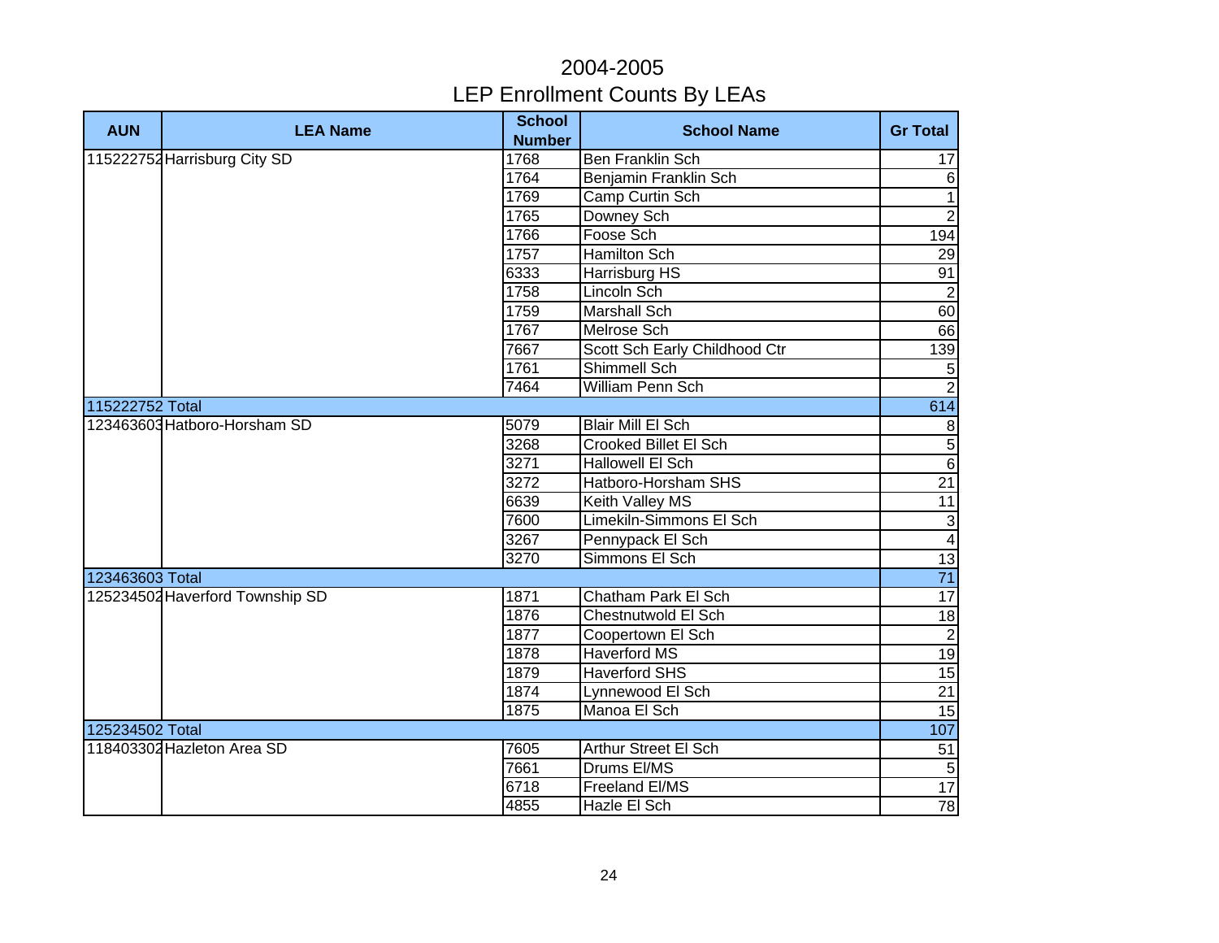# 2004-2005
## LEP Enrollment Counts By LEAs

| AUN | LEA Name | School Number | School Name | Gr Total |
|---|---|---|---|---|
| 115222752 | Harrisburg City SD | 1768 | Ben Franklin Sch | 17 |
| | | 1764 | Benjamin Franklin Sch | 6 |
| | | 1769 | Camp Curtin Sch | 1 |
| | | 1765 | Downey Sch | 2 |
| | | 1766 | Foose Sch | 194 |
| | | 1757 | Hamilton Sch | 29 |
| | | 6333 | Harrisburg HS | 91 |
| | | 1758 | Lincoln Sch | 2 |
| | | 1759 | Marshall Sch | 60 |
| | | 1767 | Melrose Sch | 66 |
| | | 7667 | Scott Sch Early Childhood Ctr | 139 |
| | | 1761 | Shimmell Sch | 5 |
| | | 7464 | William Penn Sch | 2 |
| 115222752 Total | | | | 614 |
| 123463603 | Hatboro-Horsham SD | 5079 | Blair Mill El Sch | 8 |
| | | 3268 | Crooked Billet El Sch | 5 |
| | | 3271 | Hallowell El Sch | 6 |
| | | 3272 | Hatboro-Horsham SHS | 21 |
| | | 6639 | Keith Valley MS | 11 |
| | | 7600 | Limekiln-Simmons El Sch | 3 |
| | | 3267 | Pennypack El Sch | 4 |
| | | 3270 | Simmons El Sch | 13 |
| 123463603 Total | | | | 71 |
| 125234502 | Haverford Township SD | 1871 | Chatham Park El Sch | 17 |
| | | 1876 | Chestnutwold El Sch | 18 |
| | | 1877 | Coopertown El Sch | 2 |
| | | 1878 | Haverford MS | 19 |
| | | 1879 | Haverford SHS | 15 |
| | | 1874 | Lynnewood El Sch | 21 |
| | | 1875 | Manoa El Sch | 15 |
| 125234502 Total | | | | 107 |
| 118403302 | Hazleton Area SD | 7605 | Arthur Street El Sch | 51 |
| | | 7661 | Drums El/MS | 5 |
| | | 6718 | Freeland El/MS | 17 |
| | | 4855 | Hazle El Sch | 78 |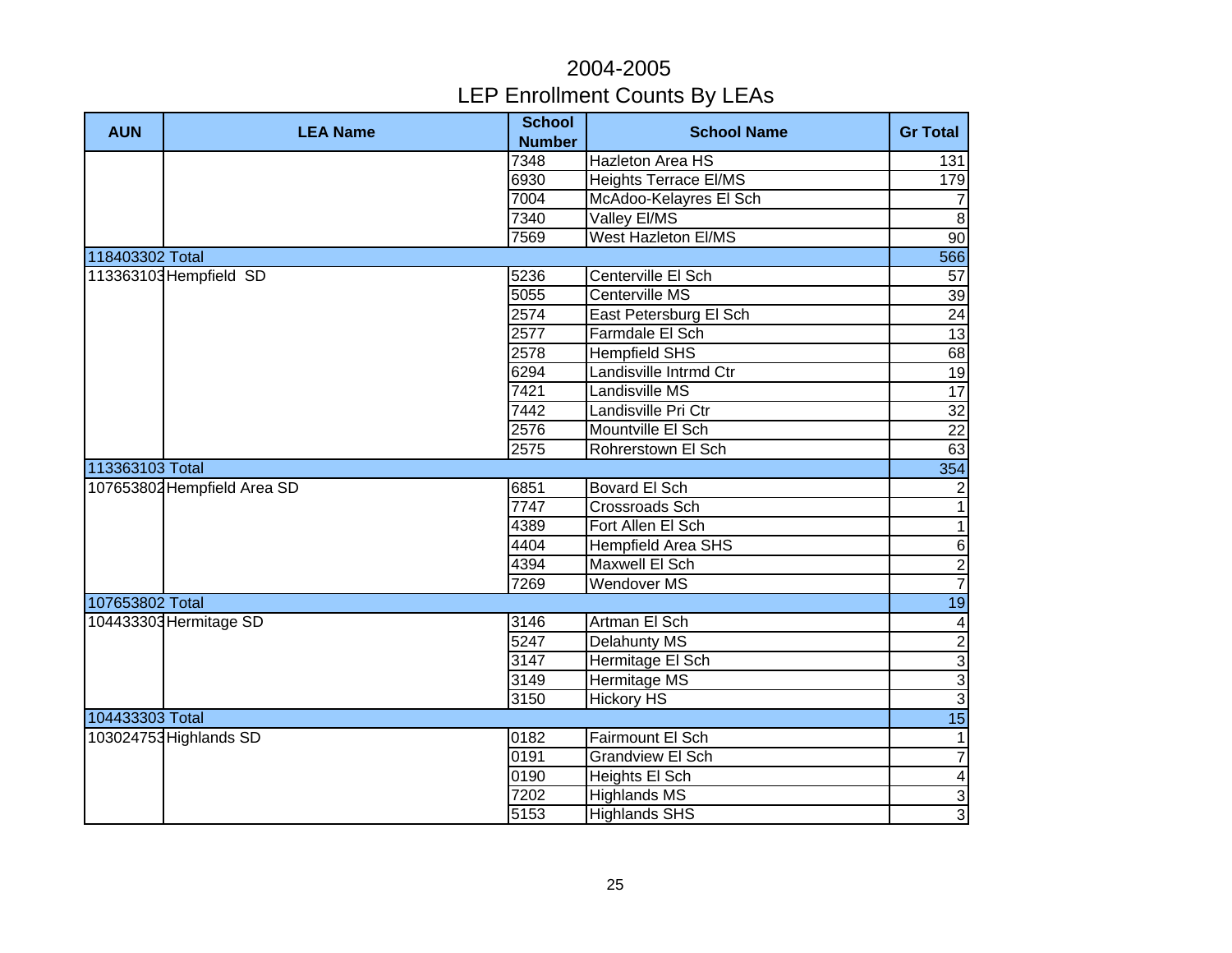# 2004-2005
## LEP Enrollment Counts By LEAs

| AUN | LEA Name | School Number | School Name | Gr Total |
|---|---|---|---|---|
| | | 7348 | Hazleton Area HS | 131 |
| | | 6930 | Heights Terrace El/MS | 179 |
| | | 7004 | McAdoo-Kelayres El Sch | 7 |
| | | 7340 | Valley El/MS | 8 |
| | | 7569 | West Hazleton El/MS | 90 |
| 118403302 Total | | | | 566 |
| 113363103 | Hempfield SD | 5236 | Centerville El Sch | 57 |
| | | 5055 | Centerville MS | 39 |
| | | 2574 | East Petersburg El Sch | 24 |
| | | 2577 | Farmdale El Sch | 13 |
| | | 2578 | Hempfield SHS | 68 |
| | | 6294 | Landisville Intrmd Ctr | 19 |
| | | 7421 | Landisville MS | 17 |
| | | 7442 | Landisville Pri Ctr | 32 |
| | | 2576 | Mountville El Sch | 22 |
| | | 2575 | Rohrerstown El Sch | 63 |
| 113363103 Total | | | | 354 |
| 107653802 | Hempfield Area SD | 6851 | Bovard El Sch | 2 |
| | | 7747 | Crossroads Sch | 1 |
| | | 4389 | Fort Allen El Sch | 1 |
| | | 4404 | Hempfield Area SHS | 6 |
| | | 4394 | Maxwell El Sch | 2 |
| | | 7269 | Wendover MS | 7 |
| 107653802 Total | | | | 19 |
| 104433303 | Hermitage SD | 3146 | Artman El Sch | 4 |
| | | 5247 | Delahunty MS | 2 |
| | | 3147 | Hermitage El Sch | 3 |
| | | 3149 | Hermitage MS | 3 |
| | | 3150 | Hickory HS | 3 |
| 104433303 Total | | | | 15 |
| 103024753 | Highlands SD | 0182 | Fairmount El Sch | 1 |
| | | 0191 | Grandview El Sch | 7 |
| | | 0190 | Heights El Sch | 4 |
| | | 7202 | Highlands MS | 3 |
| | | 5153 | Highlands SHS | 3 |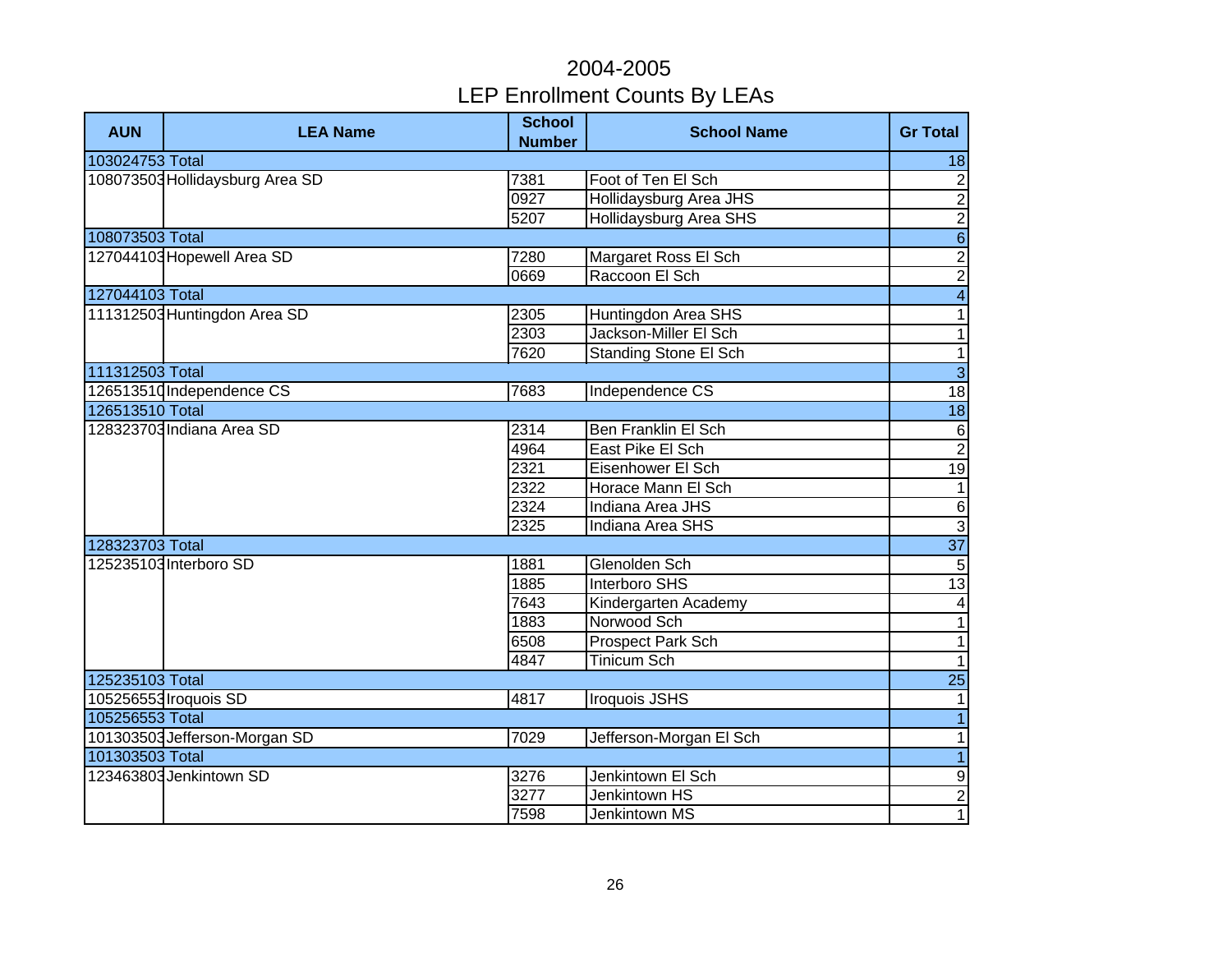# 2004-2005
# LEP Enrollment Counts By LEAs

| AUN | LEA Name | School Number | School Name | Gr Total |
|---|---|---|---|---|
| 103024753 Total | | | | 18 |
| 108073503 | Hollidaysburg Area SD | 7381 | Foot of Ten El Sch | 2 |
| | | 0927 | Hollidaysburg Area JHS | 2 |
| | | 5207 | Hollidaysburg Area SHS | 2 |
| 108073503 Total | | | | 6 |
| 127044103 | Hopewell Area SD | 7280 | Margaret Ross El Sch | 2 |
| | | 0669 | Raccoon El Sch | 2 |
| 127044103 Total | | | | 4 |
| 111312503 | Huntingdon Area SD | 2305 | Huntingdon Area SHS | 1 |
| | | 2303 | Jackson-Miller El Sch | 1 |
| | | 7620 | Standing Stone El Sch | 1 |
| 111312503 Total | | | | 3 |
| 126513510 | Independence CS | 7683 | Independence CS | 18 |
| 126513510 Total | | | | 18 |
| 128323703 | Indiana Area SD | 2314 | Ben Franklin El Sch | 6 |
| | | 4964 | East Pike El Sch | 2 |
| | | 2321 | Eisenhower El Sch | 19 |
| | | 2322 | Horace Mann El Sch | 1 |
| | | 2324 | Indiana Area JHS | 6 |
| | | 2325 | Indiana Area SHS | 3 |
| 128323703 Total | | | | 37 |
| 125235103 | Interboro SD | 1881 | Glenolden Sch | 5 |
| | | 1885 | Interboro SHS | 13 |
| | | 7643 | Kindergarten Academy | 4 |
| | | 1883 | Norwood Sch | 1 |
| | | 6508 | Prospect Park Sch | 1 |
| | | 4847 | Tinicum Sch | 1 |
| 125235103 Total | | | | 25 |
| 105256553 | Iroquois SD | 4817 | Iroquois JSHS | 1 |
| 105256553 Total | | | | 1 |
| 101303503 | Jefferson-Morgan SD | 7029 | Jefferson-Morgan El Sch | 1 |
| 101303503 Total | | | | 1 |
| 123463803 | Jenkintown SD | 3276 | Jenkintown El Sch | 9 |
| | | 3277 | Jenkintown HS | 2 |
| | | 7598 | Jenkintown MS | 1 |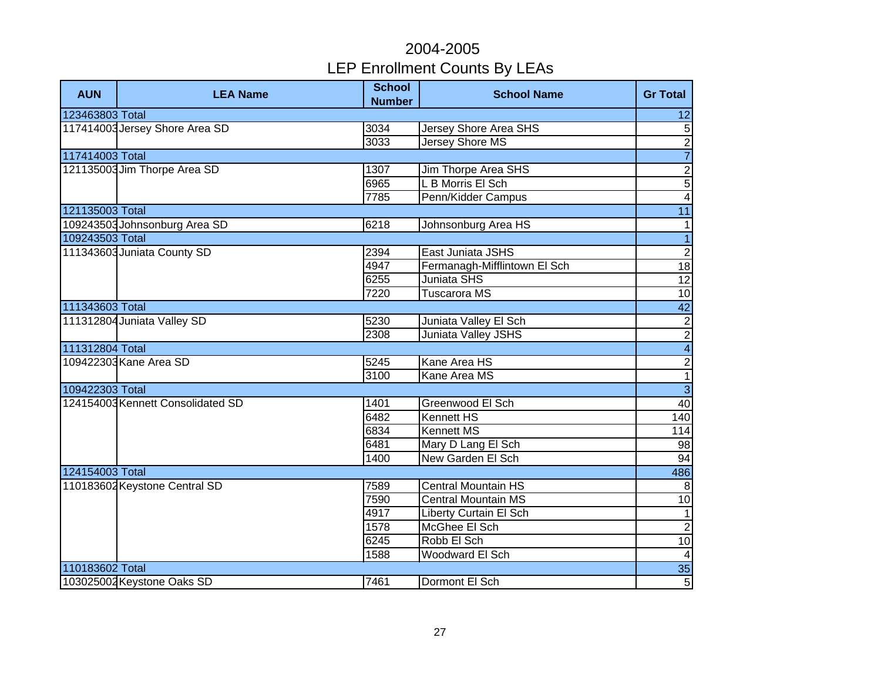# 2004-2005
## LEP Enrollment Counts By LEAs

| AUN | LEA Name | School Number | School Name | Gr Total |
|---|---|---|---|---|
| 123463803 Total | | | | 12 |
| 117414003 | Jersey Shore Area SD | 3034 | Jersey Shore Area SHS | 5 |
| | | 3033 | Jersey Shore MS | 2 |
| 117414003 Total | | | | 7 |
| 121135003 | Jim Thorpe Area SD | 1307 | Jim Thorpe Area SHS | 2 |
| | | 6965 | L B Morris El Sch | 5 |
| | | 7785 | Penn/Kidder Campus | 4 |
| 121135003 Total | | | | 11 |
| 109243503 | Johnsonburg Area SD | 6218 | Johnsonburg Area HS | 1 |
| 109243503 Total | | | | 1 |
| 111343603 | Juniata County SD | 2394 | East Juniata JSHS | 2 |
| | | 4947 | Fermanagh-Mifflintown El Sch | 18 |
| | | 6255 | Juniata SHS | 12 |
| | | 7220 | Tuscarora MS | 10 |
| 111343603 Total | | | | 42 |
| 111312804 | Juniata Valley SD | 5230 | Juniata Valley El Sch | 2 |
| | | 2308 | Juniata Valley JSHS | 2 |
| 111312804 Total | | | | 4 |
| 109422303 | Kane Area SD | 5245 | Kane Area HS | 2 |
| | | 3100 | Kane Area MS | 1 |
| 109422303 Total | | | | 3 |
| 124154003 | Kennett Consolidated SD | 1401 | Greenwood El Sch | 40 |
| | | 6482 | Kennett HS | 140 |
| | | 6834 | Kennett MS | 114 |
| | | 6481 | Mary D Lang El Sch | 98 |
| | | 1400 | New Garden El Sch | 94 |
| 124154003 Total | | | | 486 |
| 110183602 | Keystone Central SD | 7589 | Central Mountain HS | 8 |
| | | 7590 | Central Mountain MS | 10 |
| | | 4917 | Liberty Curtain El Sch | 1 |
| | | 1578 | McGhee El Sch | 2 |
| | | 6245 | Robb El Sch | 10 |
| | | 1588 | Woodward El Sch | 4 |
| 110183602 Total | | | | 35 |
| 103025002 | Keystone Oaks SD | 7461 | Dormont El Sch | 5 |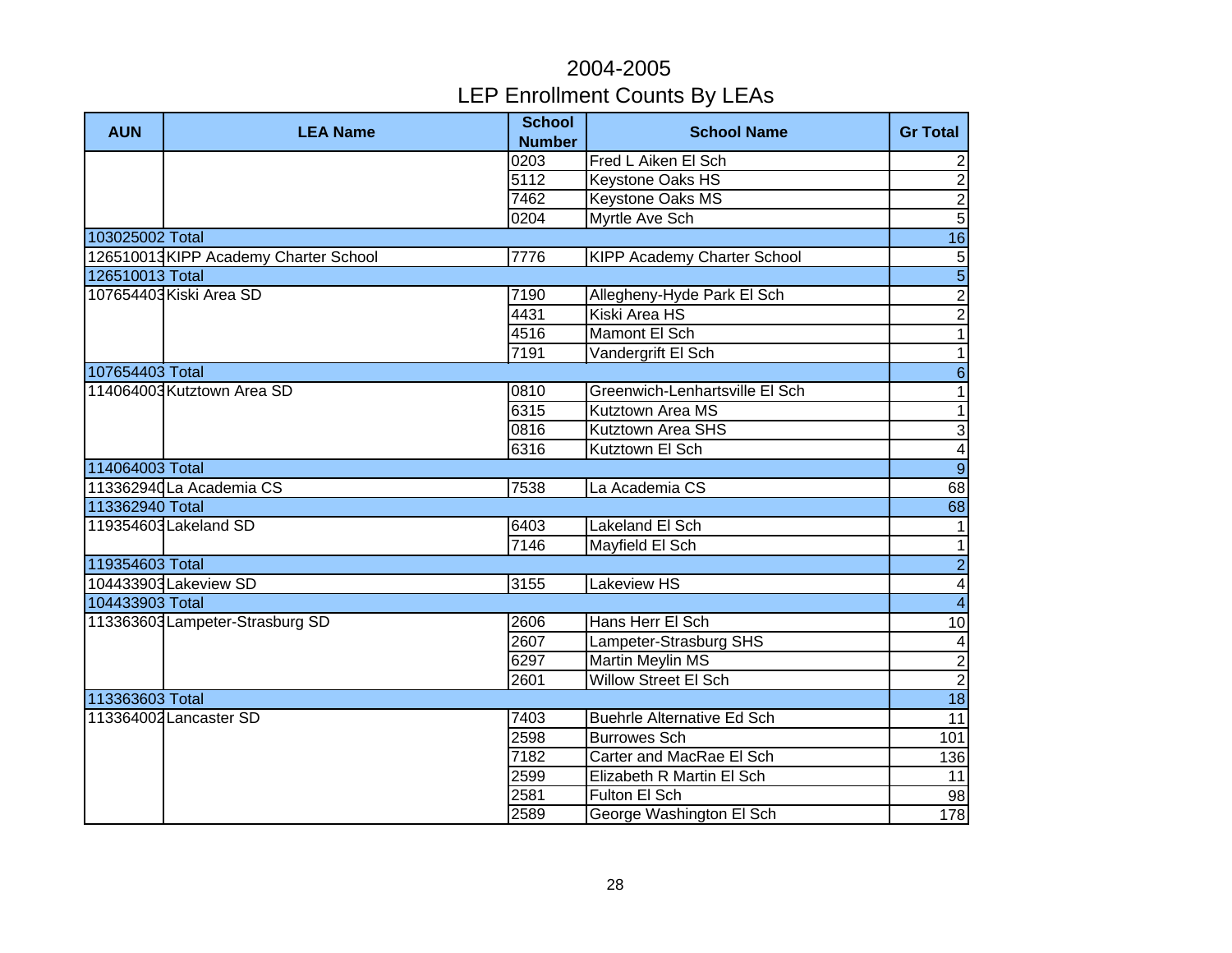# 2004-2005
## LEP Enrollment Counts By LEAs

| AUN | LEA Name | School Number | School Name | Gr Total |
|---|---|---|---|---|
| | | 0203 | Fred L Aiken El Sch | 2 |
| | | 5112 | Keystone Oaks HS | 2 |
| | | 7462 | Keystone Oaks MS | 2 |
| | | 0204 | Myrtle Ave Sch | 5 |
| 103025002 Total | | | | 16 |
| 126510013 | KIPP Academy Charter School | 7776 | KIPP Academy Charter School | 5 |
| 126510013 Total | | | | 5 |
| 107654403 | Kiski Area SD | 7190 | Allegheny-Hyde Park El Sch | 2 |
| | | 4431 | Kiski Area HS | 2 |
| | | 4516 | Mamont El Sch | 1 |
| | | 7191 | Vandergrift El Sch | 1 |
| 107654403 Total | | | | 6 |
| 114064003 | Kutztown Area SD | 0810 | Greenwich-Lenhartsville El Sch | 1 |
| | | 6315 | Kutztown Area MS | 1 |
| | | 0816 | Kutztown Area SHS | 3 |
| | | 6316 | Kutztown El Sch | 4 |
| 114064003 Total | | | | 9 |
| 113362940 | La Academia CS | 7538 | La Academia CS | 68 |
| 113362940 Total | | | | 68 |
| 119354603 | Lakeland SD | 6403 | Lakeland El Sch | 1 |
| | | 7146 | Mayfield El Sch | 1 |
| 119354603 Total | | | | 2 |
| 104433903 | Lakeview SD | 3155 | Lakeview HS | 4 |
| 104433903 Total | | | | 4 |
| 113363603 | Lampeter-Strasburg SD | 2606 | Hans Herr El Sch | 10 |
| | | 2607 | Lampeter-Strasburg SHS | 4 |
| | | 6297 | Martin Meylin MS | 2 |
| | | 2601 | Willow Street El Sch | 2 |
| 113363603 Total | | | | 18 |
| 113364002 | Lancaster SD | 7403 | Buehrle Alternative Ed Sch | 11 |
| | | 2598 | Burrowes Sch | 101 |
| | | 7182 | Carter and MacRae El Sch | 136 |
| | | 2599 | Elizabeth R Martin El Sch | 11 |
| | | 2581 | Fulton El Sch | 98 |
| | | 2589 | George Washington El Sch | 178 |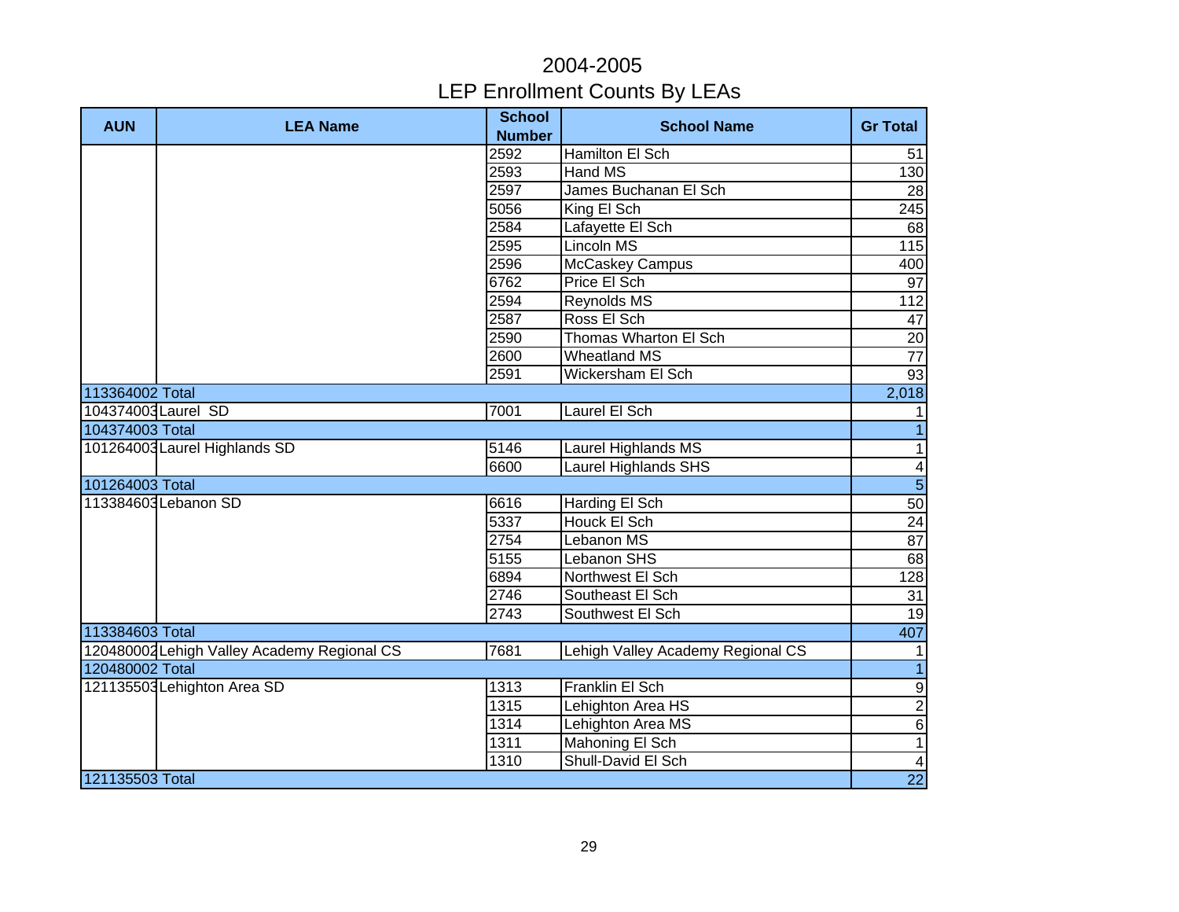# 2004-2005
# LEP Enrollment Counts By LEAs

| AUN | LEA Name | School Number | School Name | Gr Total |
|---|---|---|---|---|
| | | 2592 | Hamilton El Sch | 51 |
| | | 2593 | Hand MS | 130 |
| | | 2597 | James Buchanan El Sch | 28 |
| | | 5056 | King El Sch | 245 |
| | | 2584 | Lafayette El Sch | 68 |
| | | 2595 | Lincoln MS | 115 |
| | | 2596 | McCaskey Campus | 400 |
| | | 6762 | Price El Sch | 97 |
| | | 2594 | Reynolds MS | 112 |
| | | 2587 | Ross El Sch | 47 |
| | | 2590 | Thomas Wharton El Sch | 20 |
| | | 2600 | Wheatland MS | 77 |
| | | 2591 | Wickersham El Sch | 93 |
| 113364002 Total | | | | 2,018 |
| 104374003 | Laurel SD | 7001 | Laurel El Sch | 1 |
| 104374003 Total | | | | 1 |
| 101264003 | Laurel Highlands SD | 5146 | Laurel Highlands MS | 1 |
| | | 6600 | Laurel Highlands SHS | 4 |
| 101264003 Total | | | | 5 |
| 113384603 | Lebanon SD | 6616 | Harding El Sch | 50 |
| | | 5337 | Houck El Sch | 24 |
| | | 2754 | Lebanon MS | 87 |
| | | 5155 | Lebanon SHS | 68 |
| | | 6894 | Northwest El Sch | 128 |
| | | 2746 | Southeast El Sch | 31 |
| | | 2743 | Southwest El Sch | 19 |
| 113384603 Total | | | | 407 |
| 120480002 | Lehigh Valley Academy Regional CS | 7681 | Lehigh Valley Academy Regional CS | 1 |
| 120480002 Total | | | | 1 |
| 121135503 | Lehighton Area SD | 1313 | Franklin El Sch | 9 |
| | | 1315 | Lehighton Area HS | 2 |
| | | 1314 | Lehighton Area MS | 6 |
| | | 1311 | Mahoning El Sch | 1 |
| | | 1310 | Shull-David El Sch | 4 |
| 121135503 Total | | | | 22 |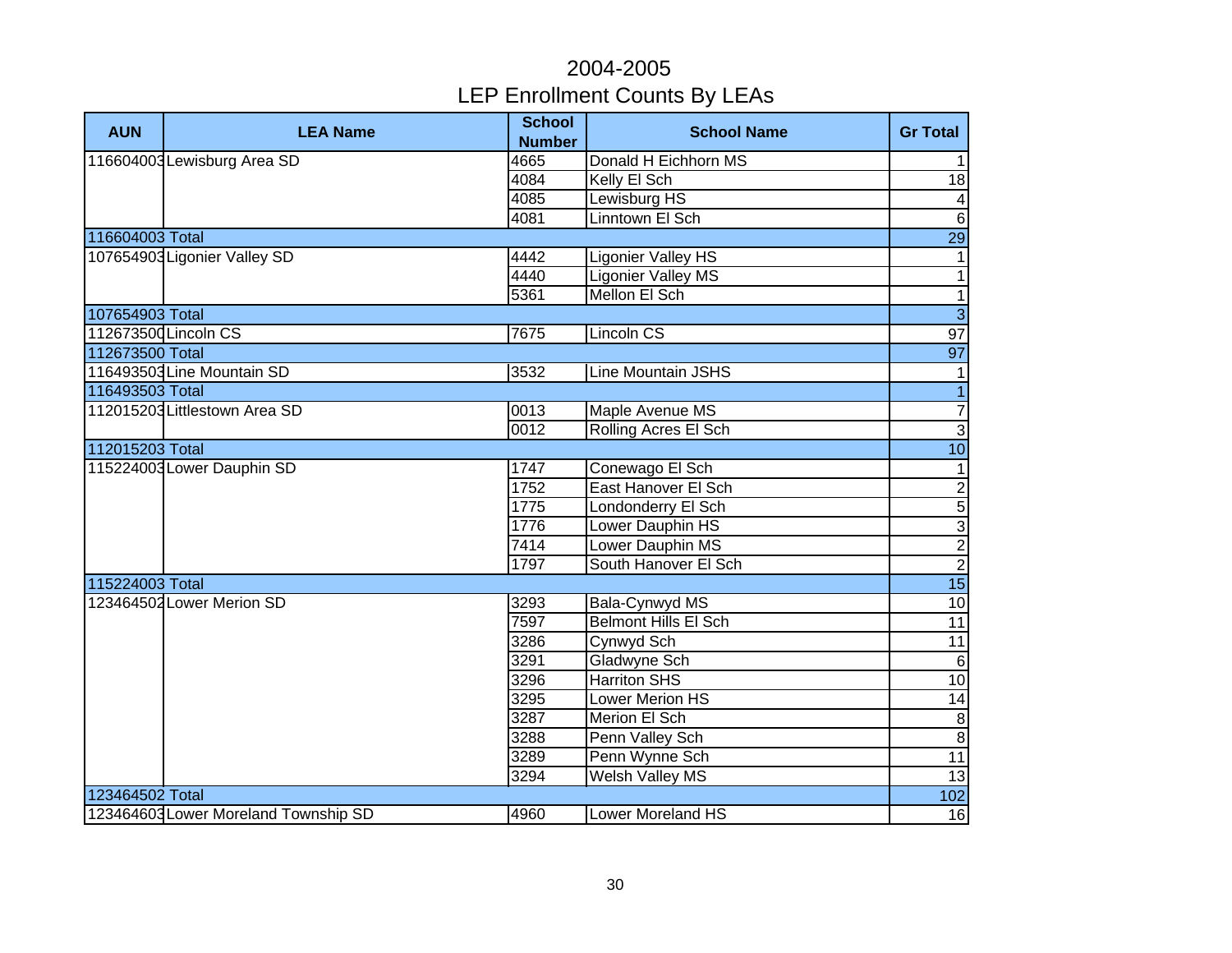# 2004-2005
## LEP Enrollment Counts By LEAs

| AUN | LEA Name | School Number | School Name | Gr Total |
|---|---|---|---|---|
| 116604003 | Lewisburg Area SD | 4665 | Donald H Eichhorn MS | 1 |
| | | 4084 | Kelly El Sch | 18 |
| | | 4085 | Lewisburg HS | 4 |
| | | 4081 | Linntown El Sch | 6 |
| 116604003 Total | | | | 29 |
| 107654903 | Ligonier Valley SD | 4442 | Ligonier Valley HS | 1 |
| | | 4440 | Ligonier Valley MS | 1 |
| | | 5361 | Mellon El Sch | 1 |
| 107654903 Total | | | | 3 |
| 112673500 | Lincoln CS | 7675 | Lincoln CS | 97 |
| 112673500 Total | | | | 97 |
| 116493503 | Line Mountain SD | 3532 | Line Mountain JSHS | 1 |
| 116493503 Total | | | | 1 |
| 112015203 | Littlestown Area SD | 0013 | Maple Avenue MS | 7 |
| | | 0012 | Rolling Acres El Sch | 3 |
| 112015203 Total | | | | 10 |
| 115224003 | Lower Dauphin SD | 1747 | Conewago El Sch | 1 |
| | | 1752 | East Hanover El Sch | 2 |
| | | 1775 | Londonderry El Sch | 5 |
| | | 1776 | Lower Dauphin HS | 3 |
| | | 7414 | Lower Dauphin MS | 2 |
| | | 1797 | South Hanover El Sch | 2 |
| 115224003 Total | | | | 15 |
| 123464502 | Lower Merion SD | 3293 | Bala-Cynwyd MS | 10 |
| | | 7597 | Belmont Hills El Sch | 11 |
| | | 3286 | Cynwyd Sch | 11 |
| | | 3291 | Gladwyne Sch | 6 |
| | | 3296 | Harriton SHS | 10 |
| | | 3295 | Lower Merion HS | 14 |
| | | 3287 | Merion El Sch | 8 |
| | | 3288 | Penn Valley Sch | 8 |
| | | 3289 | Penn Wynne Sch | 11 |
| | | 3294 | Welsh Valley MS | 13 |
| 123464502 Total | | | | 102 |
| 123464603 | Lower Moreland Township SD | 4960 | Lower Moreland HS | 16 |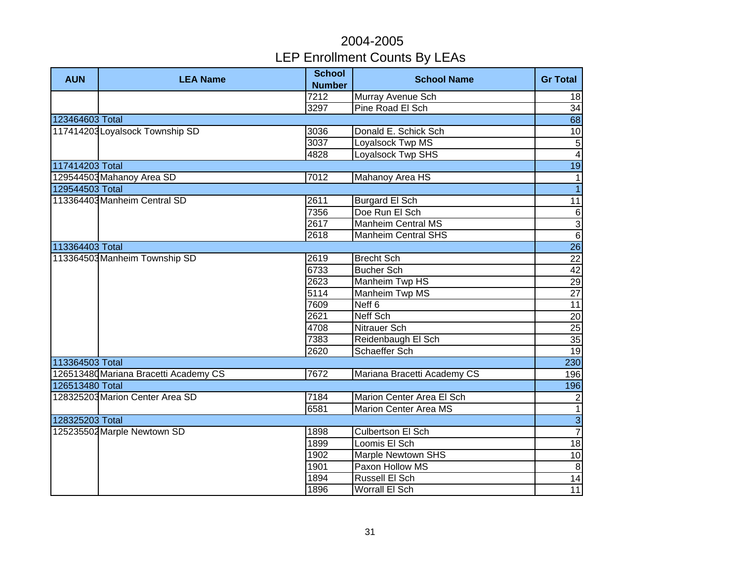# 2004-2005
# LEP Enrollment Counts By LEAs

| AUN | LEA Name | School Number | School Name | Gr Total |
|---|---|---|---|---|
| | | 7212 | Murray Avenue Sch | 18 |
| | | 3297 | Pine Road El Sch | 34 |
| 123464603 Total | | | | 68 |
| 117414203 | Loyalsock Township SD | 3036 | Donald E. Schick Sch | 10 |
| | | 3037 | Loyalsock Twp MS | 5 |
| | | 4828 | Loyalsock Twp SHS | 4 |
| 117414203 Total | | | | 19 |
| 129544503 | Mahanoy Area SD | 7012 | Mahanoy Area HS | 1 |
| 129544503 Total | | | | 1 |
| 113364403 | Manheim Central SD | 2611 | Burgard El Sch | 11 |
| | | 7356 | Doe Run El Sch | 6 |
| | | 2617 | Manheim Central MS | 3 |
| | | 2618 | Manheim Central SHS | 6 |
| 113364403 Total | | | | 26 |
| 113364503 | Manheim Township SD | 2619 | Brecht Sch | 22 |
| | | 6733 | Bucher Sch | 42 |
| | | 2623 | Manheim Twp HS | 29 |
| | | 5114 | Manheim Twp MS | 27 |
| | | 7609 | Neff 6 | 11 |
| | | 2621 | Neff Sch | 20 |
| | | 4708 | Nitrauer Sch | 25 |
| | | 7383 | Reidenbaugh El Sch | 35 |
| | | 2620 | Schaeffer Sch | 19 |
| 113364503 Total | | | | 230 |
| 126513480 | Mariana Bracetti Academy CS | 7672 | Mariana Bracetti Academy CS | 196 |
| 126513480 Total | | | | 196 |
| 128325203 | Marion Center Area SD | 7184 | Marion Center Area El Sch | 2 |
| | | 6581 | Marion Center Area MS | 1 |
| 128325203 Total | | | | 3 |
| 125235502 | Marple Newtown SD | 1898 | Culbertson El Sch | 7 |
| | | 1899 | Loomis El Sch | 18 |
| | | 1902 | Marple Newtown SHS | 10 |
| | | 1901 | Paxon Hollow MS | 8 |
| | | 1894 | Russell El Sch | 14 |
| | | 1896 | Worrall El Sch | 11 |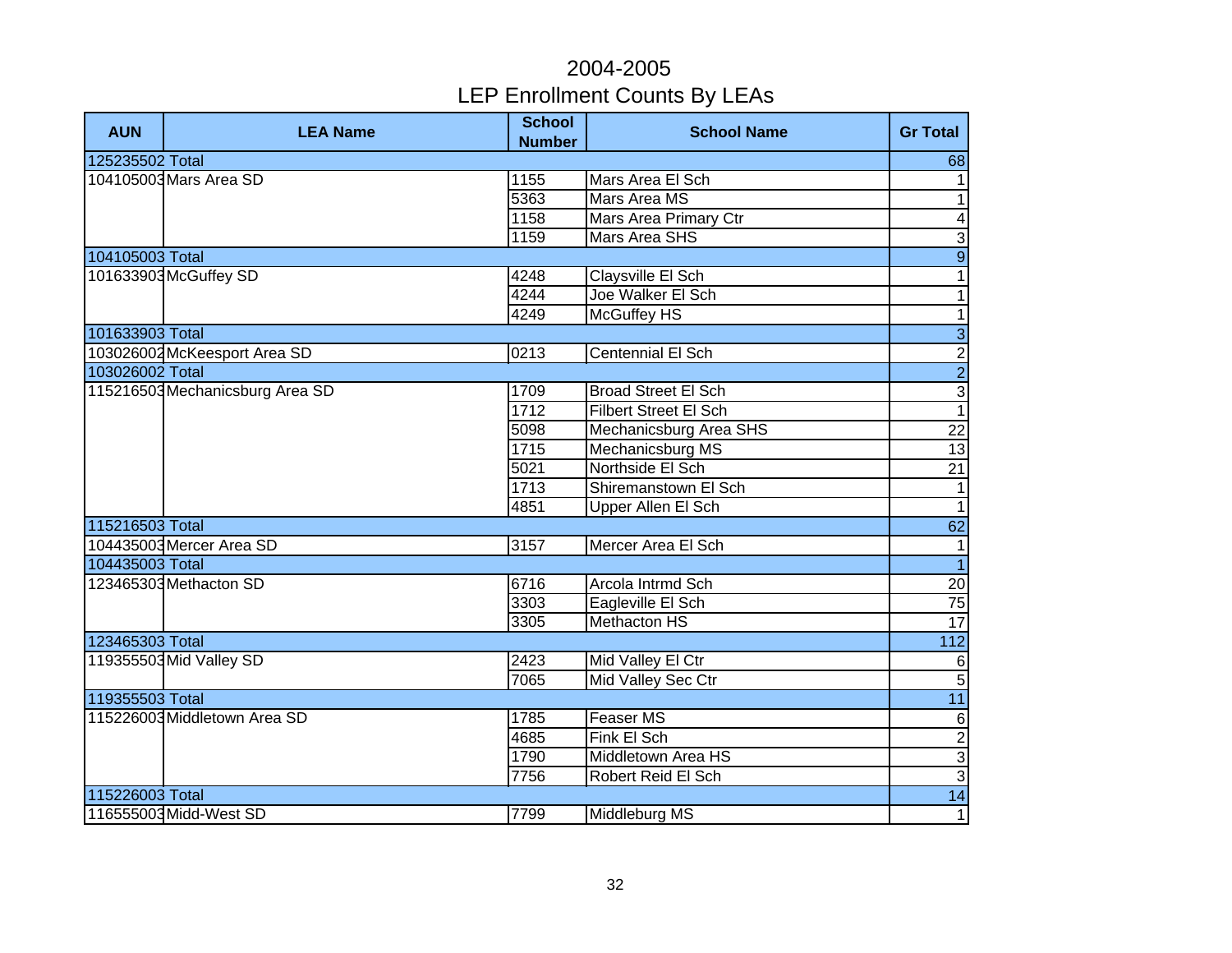# 2004-2005
# LEP Enrollment Counts By LEAs

| AUN | LEA Name | School Number | School Name | Gr Total |
|---|---|---|---|---|
| 125235502 Total | | | | 68 |
| 104105003 | Mars Area SD | 1155 | Mars Area El Sch | 1 |
| | | 5363 | Mars Area MS | 1 |
| | | 1158 | Mars Area Primary Ctr | 4 |
| | | 1159 | Mars Area SHS | 3 |
| 104105003 Total | | | | 9 |
| 101633903 | McGuffey SD | 4248 | Claysville El Sch | 1 |
| | | 4244 | Joe Walker El Sch | 1 |
| | | 4249 | McGuffey HS | 1 |
| 101633903 Total | | | | 3 |
| 103026002 | McKeesport Area SD | 0213 | Centennial El Sch | 2 |
| 103026002 Total | | | | 2 |
| 115216503 | Mechanicsburg Area SD | 1709 | Broad Street El Sch | 3 |
| | | 1712 | Filbert Street El Sch | 1 |
| | | 5098 | Mechanicsburg Area SHS | 22 |
| | | 1715 | Mechanicsburg MS | 13 |
| | | 5021 | Northside El Sch | 21 |
| | | 1713 | Shiremanstown El Sch | 1 |
| | | 4851 | Upper Allen El Sch | 1 |
| 115216503 Total | | | | 62 |
| 104435003 | Mercer Area SD | 3157 | Mercer Area El Sch | 1 |
| 104435003 Total | | | | 1 |
| 123465303 | Methacton SD | 6716 | Arcola Intrmd Sch | 20 |
| | | 3303 | Eagleville El Sch | 75 |
| | | 3305 | Methacton HS | 17 |
| 123465303 Total | | | | 112 |
| 119355503 | Mid Valley SD | 2423 | Mid Valley El Ctr | 6 |
| | | 7065 | Mid Valley Sec Ctr | 5 |
| 119355503 Total | | | | 11 |
| 115226003 | Middletown Area SD | 1785 | Feaser MS | 6 |
| | | 4685 | Fink El Sch | 2 |
| | | 1790 | Middletown Area HS | 3 |
| | | 7756 | Robert Reid El Sch | 3 |
| 115226003 Total | | | | 14 |
| 116555003 | Midd-West SD | 7799 | Middleburg MS | 1 |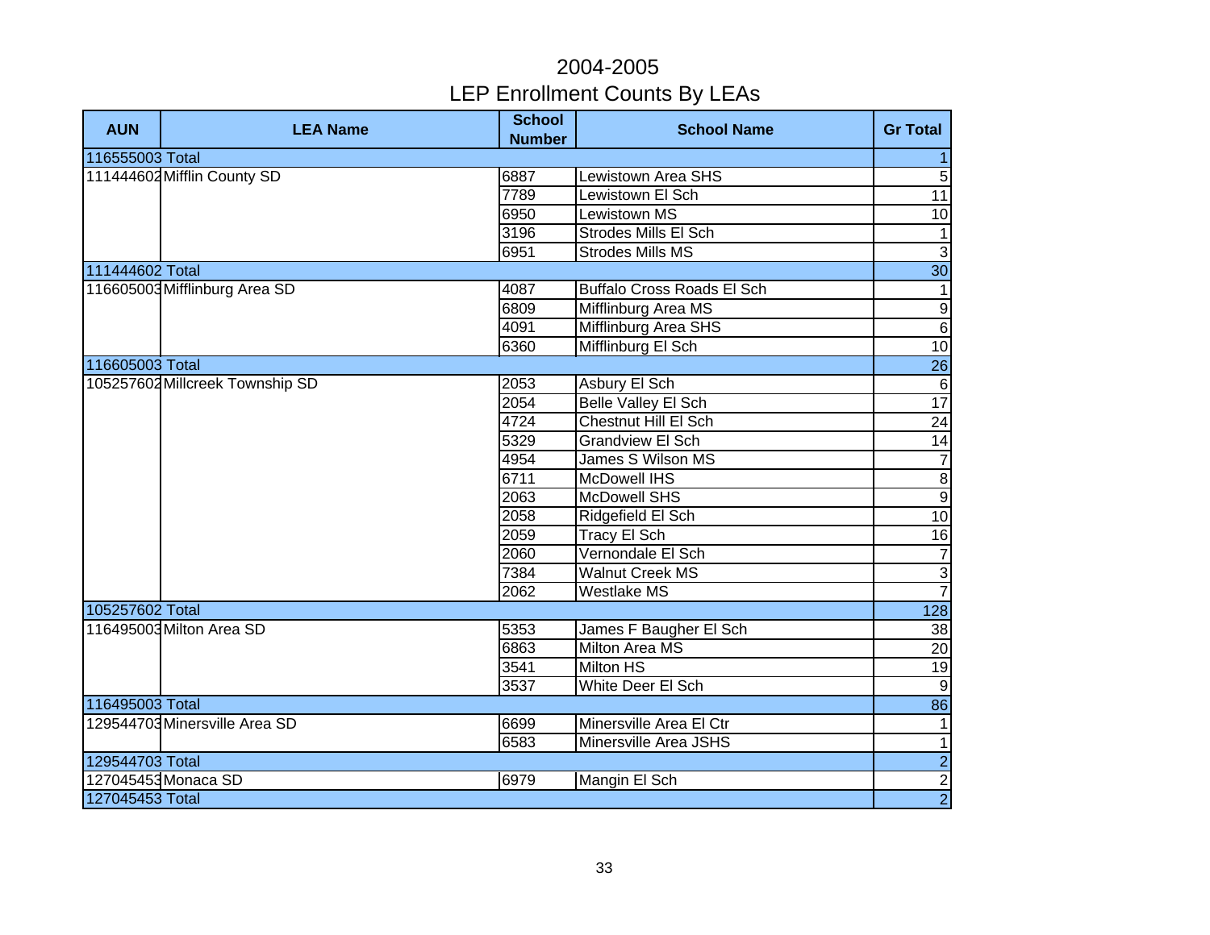# 2004-2005
## LEP Enrollment Counts By LEAs

| AUN | LEA Name | School Number | School Name | Gr Total |
|---|---|---|---|---|
| 116555003 Total | | | | 1 |
| 111444602 | Mifflin County SD | 6887 | Lewistown Area SHS | 5 |
| | | 7789 | Lewistown El Sch | 11 |
| | | 6950 | Lewistown MS | 10 |
| | | 3196 | Strodes Mills El Sch | 1 |
| | | 6951 | Strodes Mills MS | 3 |
| 111444602 Total | | | | 30 |
| 116605003 | Mifflinburg Area SD | 4087 | Buffalo Cross Roads El Sch | 1 |
| | | 6809 | Mifflinburg Area MS | 9 |
| | | 4091 | Mifflinburg Area SHS | 6 |
| | | 6360 | Mifflinburg El Sch | 10 |
| 116605003 Total | | | | 26 |
| 105257602 | Millcreek Township SD | 2053 | Asbury El Sch | 6 |
| | | 2054 | Belle Valley El Sch | 17 |
| | | 4724 | Chestnut Hill El Sch | 24 |
| | | 5329 | Grandview El Sch | 14 |
| | | 4954 | James S Wilson MS | 7 |
| | | 6711 | McDowell IHS | 8 |
| | | 2063 | McDowell SHS | 9 |
| | | 2058 | Ridgefield El Sch | 10 |
| | | 2059 | Tracy El Sch | 16 |
| | | 2060 | Vernondale El Sch | 7 |
| | | 7384 | Walnut Creek MS | 3 |
| | | 2062 | Westlake MS | 7 |
| 105257602 Total | | | | 128 |
| 116495003 | Milton Area SD | 5353 | James F Baugher El Sch | 38 |
| | | 6863 | Milton Area MS | 20 |
| | | 3541 | Milton HS | 19 |
| | | 3537 | White Deer El Sch | 9 |
| 116495003 Total | | | | 86 |
| 129544703 | Minersville Area SD | 6699 | Minersville Area El Ctr | 1 |
| | | 6583 | Minersville Area JSHS | 1 |
| 129544703 Total | | | | 2 |
| 127045453 | Monaca SD | 6979 | Mangin El Sch | 2 |
| 127045453 Total | | | | 2 |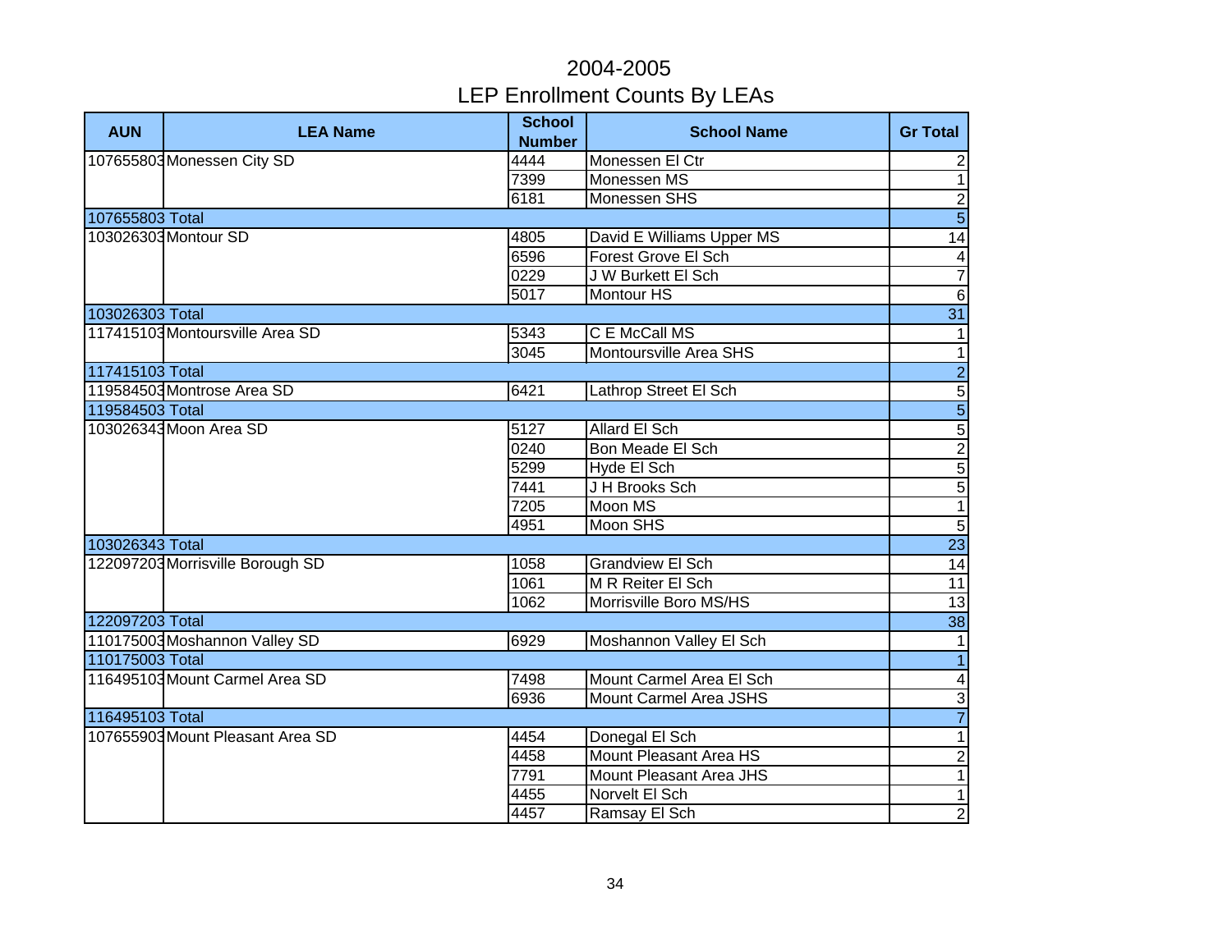# 2004-2005
# LEP Enrollment Counts By LEAs

| AUN | LEA Name | School Number | School Name | Gr Total |
|---|---|---|---|---|
| 107655803 | Monessen City SD | 4444 | Monessen El Ctr | 2 |
| | | 7399 | Monessen MS | 1 |
| | | 6181 | Monessen SHS | 2 |
| 107655803 Total | | | | 5 |
| 103026303 | Montour SD | 4805 | David E Williams Upper MS | 14 |
| | | 6596 | Forest Grove El Sch | 4 |
| | | 0229 | J W Burkett El Sch | 7 |
| | | 5017 | Montour HS | 6 |
| 103026303 Total | | | | 31 |
| 117415103 | Montoursville Area SD | 5343 | C E McCall MS | 1 |
| | | 3045 | Montoursville Area SHS | 1 |
| 117415103 Total | | | | 2 |
| 119584503 | Montrose Area SD | 6421 | Lathrop Street El Sch | 5 |
| 119584503 Total | | | | 5 |
| 103026343 | Moon Area SD | 5127 | Allard El Sch | 5 |
| | | 0240 | Bon Meade El Sch | 2 |
| | | 5299 | Hyde El Sch | 5 |
| | | 7441 | J H Brooks Sch | 5 |
| | | 7205 | Moon MS | 1 |
| | | 4951 | Moon SHS | 5 |
| 103026343 Total | | | | 23 |
| 122097203 | Morrisville Borough SD | 1058 | Grandview El Sch | 14 |
| | | 1061 | M R Reiter El Sch | 11 |
| | | 1062 | Morrisville Boro MS/HS | 13 |
| 122097203 Total | | | | 38 |
| 110175003 | Moshannon Valley SD | 6929 | Moshannon Valley El Sch | 1 |
| 110175003 Total | | | | 1 |
| 116495103 | Mount Carmel Area SD | 7498 | Mount Carmel Area El Sch | 4 |
| | | 6936 | Mount Carmel Area JSHS | 3 |
| 116495103 Total | | | | 7 |
| 107655903 | Mount Pleasant Area SD | 4454 | Donegal El Sch | 1 |
| | | 4458 | Mount Pleasant Area HS | 2 |
| | | 7791 | Mount Pleasant Area JHS | 1 |
| | | 4455 | Norvelt El Sch | 1 |
| | | 4457 | Ramsay El Sch | 2 |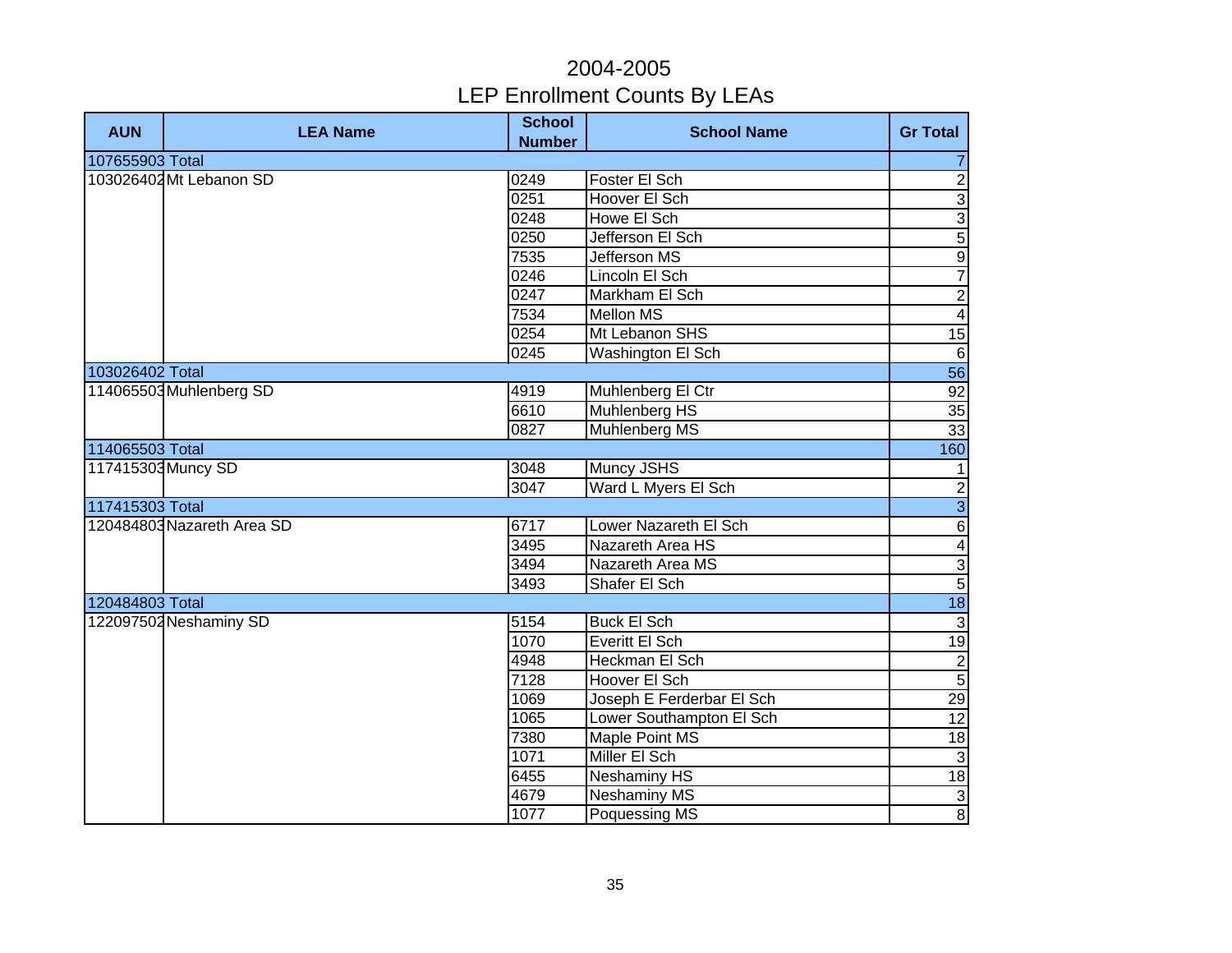# 2004-2005
# LEP Enrollment Counts By LEAs

| AUN | LEA Name | School Number | School Name | Gr Total |
|---|---|---|---|---|
| 107655903 Total | | | | 7 |
| 103026402 | Mt Lebanon SD | 0249 | Foster El Sch | 2 |
| | | 0251 | Hoover El Sch | 3 |
| | | 0248 | Howe El Sch | 3 |
| | | 0250 | Jefferson El Sch | 5 |
| | | 7535 | Jefferson MS | 9 |
| | | 0246 | Lincoln El Sch | 7 |
| | | 0247 | Markham El Sch | 2 |
| | | 7534 | Mellon MS | 4 |
| | | 0254 | Mt Lebanon SHS | 15 |
| | | 0245 | Washington El Sch | 6 |
| 103026402 Total | | | | 56 |
| 114065503 | Muhlenberg SD | 4919 | Muhlenberg El Ctr | 92 |
| | | 6610 | Muhlenberg HS | 35 |
| | | 0827 | Muhlenberg MS | 33 |
| 114065503 Total | | | | 160 |
| 117415303 | Muncy SD | 3048 | Muncy JSHS | 1 |
| | | 3047 | Ward L Myers El Sch | 2 |
| 117415303 Total | | | | 3 |
| 120484803 | Nazareth Area SD | 6717 | Lower Nazareth El Sch | 6 |
| | | 3495 | Nazareth Area HS | 4 |
| | | 3494 | Nazareth Area MS | 3 |
| | | 3493 | Shafer El Sch | 5 |
| 120484803 Total | | | | 18 |
| 122097502 | Neshaminy SD | 5154 | Buck El Sch | 3 |
| | | 1070 | Everitt El Sch | 19 |
| | | 4948 | Heckman El Sch | 2 |
| | | 7128 | Hoover El Sch | 5 |
| | | 1069 | Joseph E Ferderbar El Sch | 29 |
| | | 1065 | Lower Southampton El Sch | 12 |
| | | 7380 | Maple Point MS | 18 |
| | | 1071 | Miller El Sch | 3 |
| | | 6455 | Neshaminy HS | 18 |
| | | 4679 | Neshaminy MS | 3 |
| | | 1077 | Poquessing MS | 8 |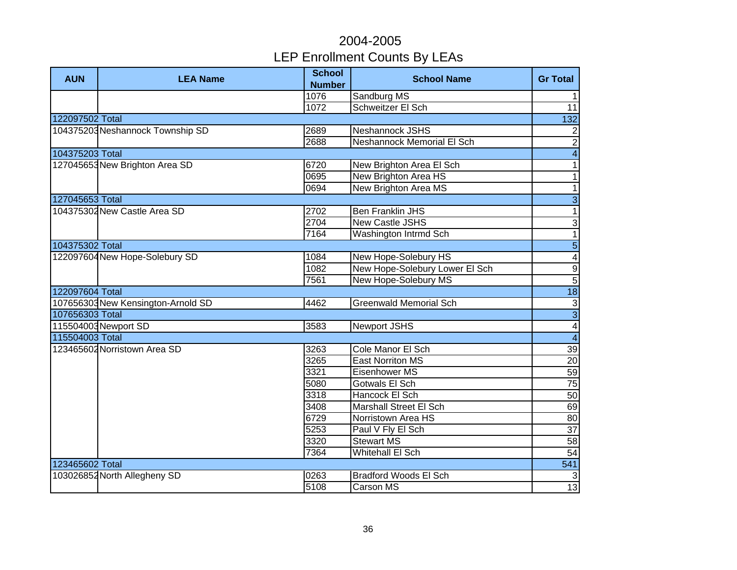# 2004-2005
## LEP Enrollment Counts By LEAs

| AUN | LEA Name | School Number | School Name | Gr Total |
|---|---|---|---|---|
| | | 1076 | Sandburg MS | 1 |
| | | 1072 | Schweitzer El Sch | 11 |
| 122097502 Total | | | | 132 |
| 104375203 | Neshannock Township SD | 2689 | Neshannock JSHS | 2 |
| | | 2688 | Neshannock Memorial El Sch | 2 |
| 104375203 Total | | | | 4 |
| 127045653 | New Brighton Area SD | 6720 | New Brighton Area El Sch | 1 |
| | | 0695 | New Brighton Area HS | 1 |
| | | 0694 | New Brighton Area MS | 1 |
| 127045653 Total | | | | 3 |
| 104375302 | New Castle Area SD | 2702 | Ben Franklin JHS | 1 |
| | | 2704 | New Castle JSHS | 3 |
| | | 7164 | Washington Intrmd Sch | 1 |
| 104375302 Total | | | | 5 |
| 122097604 | New Hope-Solebury SD | 1084 | New Hope-Solebury HS | 4 |
| | | 1082 | New Hope-Solebury Lower El Sch | 9 |
| | | 7561 | New Hope-Solebury MS | 5 |
| 122097604 Total | | | | 18 |
| 107656303 | New Kensington-Arnold SD | 4462 | Greenwald Memorial Sch | 3 |
| 107656303 Total | | | | 3 |
| 115504003 | Newport SD | 3583 | Newport JSHS | 4 |
| 115504003 Total | | | | 4 |
| 123465602 | Norristown Area SD | 3263 | Cole Manor El Sch | 39 |
| | | 3265 | East Norriton MS | 20 |
| | | 3321 | Eisenhower MS | 59 |
| | | 5080 | Gotwals El Sch | 75 |
| | | 3318 | Hancock El Sch | 50 |
| | | 3408 | Marshall Street El Sch | 69 |
| | | 6729 | Norristown Area HS | 80 |
| | | 5253 | Paul V Fly El Sch | 37 |
| | | 3320 | Stewart MS | 58 |
| | | 7364 | Whitehall El Sch | 54 |
| 123465602 Total | | | | 541 |
| 103026852 | North Allegheny SD | 0263 | Bradford Woods El Sch | 3 |
| | | 5108 | Carson MS | 13 |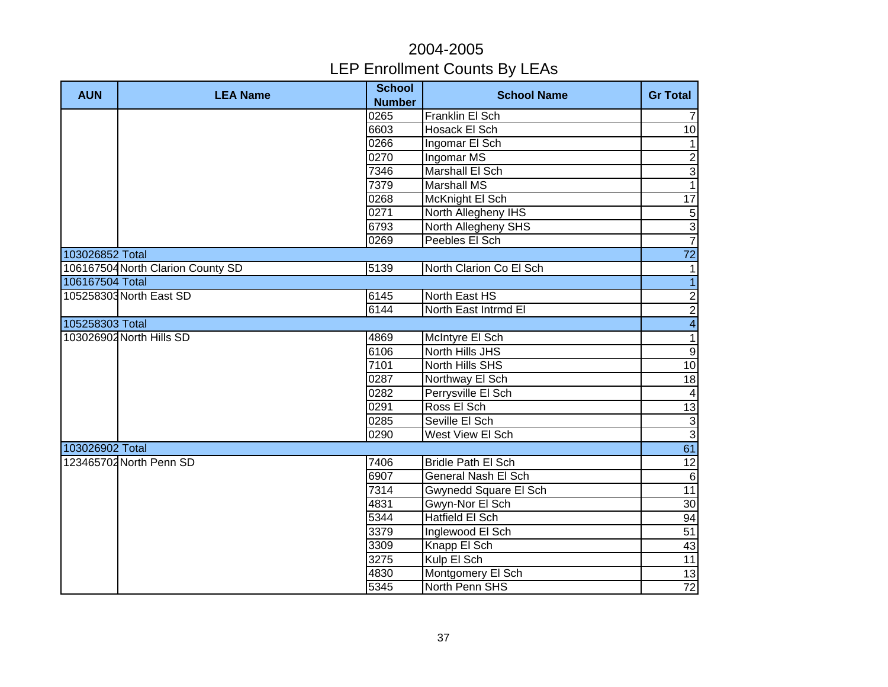# 2004-2005
# LEP Enrollment Counts By LEAs

| AUN | LEA Name | School Number | School Name | Gr Total |
|---|---|---|---|---|
| | | 0265 | Franklin El Sch | 7 |
| | | 6603 | Hosack El Sch | 10 |
| | | 0266 | Ingomar El Sch | 1 |
| | | 0270 | Ingomar MS | 2 |
| | | 7346 | Marshall El Sch | 3 |
| | | 7379 | Marshall MS | 1 |
| | | 0268 | McKnight El Sch | 17 |
| | | 0271 | North Allegheny IHS | 5 |
| | | 6793 | North Allegheny SHS | 3 |
| | | 0269 | Peebles El Sch | 7 |
| 103026852 Total | | | | 72 |
| 106167504 | North Clarion County SD | 5139 | North Clarion Co El Sch | 1 |
| 106167504 Total | | | | 1 |
| 105258303 | North East SD | 6145 | North East HS | 2 |
| | | 6144 | North East Intrmd El | 2 |
| 105258303 Total | | | | 4 |
| 103026902 | North Hills SD | 4869 | McIntyre El Sch | 1 |
| | | 6106 | North Hills JHS | 9 |
| | | 7101 | North Hills SHS | 10 |
| | | 0287 | Northway El Sch | 18 |
| | | 0282 | Perrysville El Sch | 4 |
| | | 0291 | Ross El Sch | 13 |
| | | 0285 | Seville El Sch | 3 |
| | | 0290 | West View El Sch | 3 |
| 103026902 Total | | | | 61 |
| 123465702 | North Penn SD | 7406 | Bridle Path El Sch | 12 |
| | | 6907 | General Nash El Sch | 6 |
| | | 7314 | Gwynedd Square El Sch | 11 |
| | | 4831 | Gwyn-Nor El Sch | 30 |
| | | 5344 | Hatfield El Sch | 94 |
| | | 3379 | Inglewood El Sch | 51 |
| | | 3309 | Knapp El Sch | 43 |
| | | 3275 | Kulp El Sch | 11 |
| | | 4830 | Montgomery El Sch | 13 |
| | | 5345 | North Penn SHS | 72 |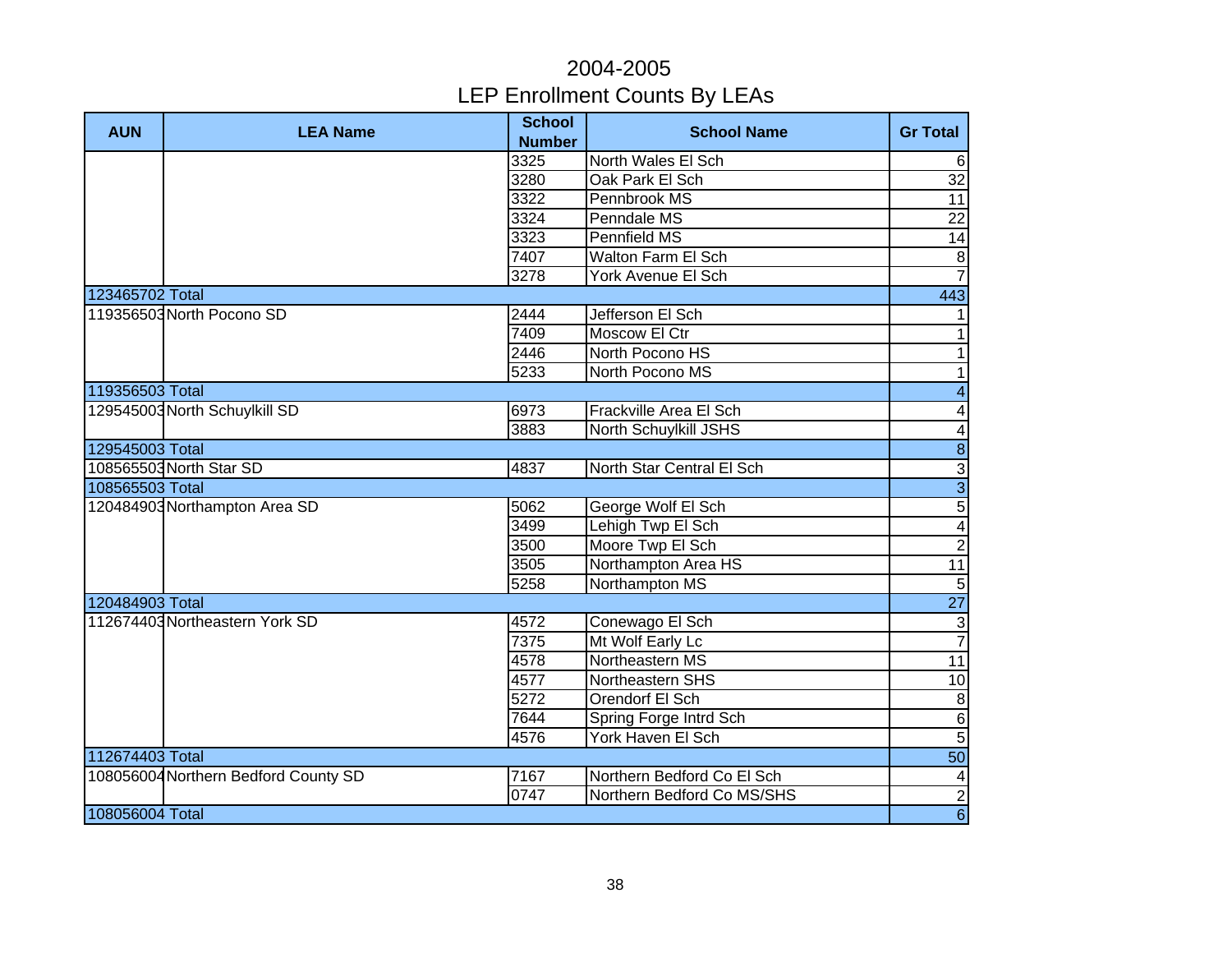# 2004-2005
# LEP Enrollment Counts By LEAs

| AUN | LEA Name | School Number | School Name | Gr Total |
|---|---|---|---|---|
| | | 3325 | North Wales El Sch | 6 |
| | | 3280 | Oak Park El Sch | 32 |
| | | 3322 | Pennbrook MS | 11 |
| | | 3324 | Penndale MS | 22 |
| | | 3323 | Pennfield MS | 14 |
| | | 7407 | Walton Farm El Sch | 8 |
| | | 3278 | York Avenue El Sch | 7 |
| 123465702 Total | | | | 443 |
| 119356503 | North Pocono SD | 2444 | Jefferson El Sch | 1 |
| | | 7409 | Moscow El Ctr | 1 |
| | | 2446 | North Pocono HS | 1 |
| | | 5233 | North Pocono MS | 1 |
| 119356503 Total | | | | 4 |
| 129545003 | North Schuylkill SD | 6973 | Frackville Area El Sch | 4 |
| | | 3883 | North Schuylkill JSHS | 4 |
| 129545003 Total | | | | 8 |
| 108565503 | North Star SD | 4837 | North Star Central El Sch | 3 |
| 108565503 Total | | | | 3 |
| 120484903 | Northampton Area SD | 5062 | George Wolf El Sch | 5 |
| | | 3499 | Lehigh Twp El Sch | 4 |
| | | 3500 | Moore Twp El Sch | 2 |
| | | 3505 | Northampton Area HS | 11 |
| | | 5258 | Northampton MS | 5 |
| 120484903 Total | | | | 27 |
| 112674403 | Northeastern York SD | 4572 | Conewago El Sch | 3 |
| | | 7375 | Mt Wolf Early Lc | 7 |
| | | 4578 | Northeastern MS | 11 |
| | | 4577 | Northeastern SHS | 10 |
| | | 5272 | Orendorf El Sch | 8 |
| | | 7644 | Spring Forge Intrd Sch | 6 |
| | | 4576 | York Haven El Sch | 5 |
| 112674403 Total | | | | 50 |
| 108056004 | Northern Bedford County SD | 7167 | Northern Bedford Co El Sch | 4 |
| | | 0747 | Northern Bedford Co MS/SHS | 2 |
| 108056004 Total | | | | 6 |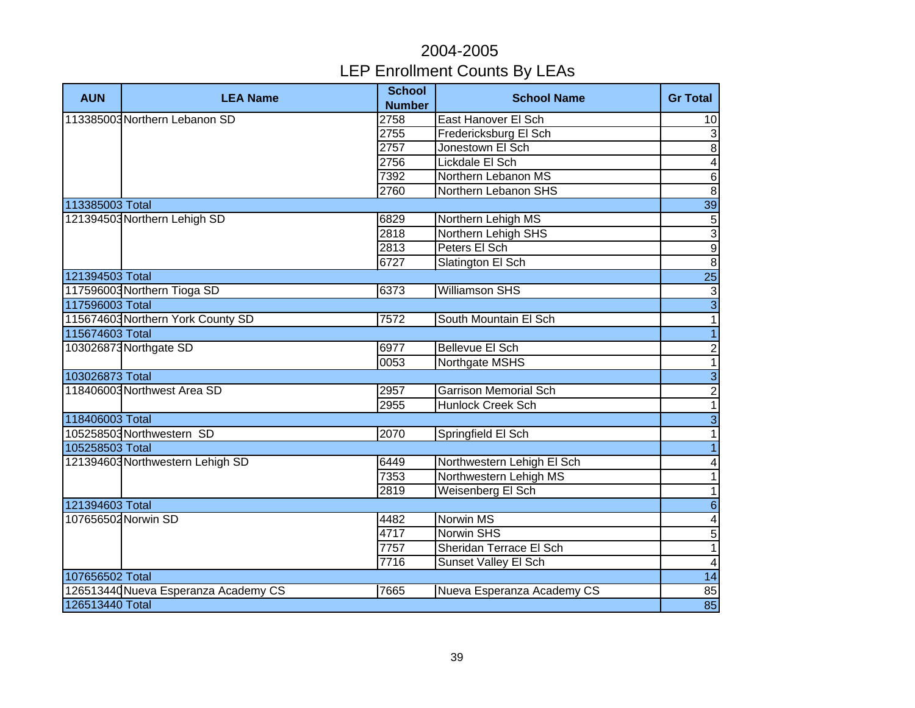# 2004-2005
# LEP Enrollment Counts By LEAs

| AUN | LEA Name | School Number | School Name | Gr Total |
|---|---|---|---|---|
| 113385003 | Northern Lebanon SD | 2758 | East Hanover El Sch | 10 |
| | | 2755 | Fredericksburg El Sch | 3 |
| | | 2757 | Jonestown El Sch | 8 |
| | | 2756 | Lickdale El Sch | 4 |
| | | 7392 | Northern Lebanon MS | 6 |
| | | 2760 | Northern Lebanon SHS | 8 |
| 113385003 Total | | | | 39 |
| 121394503 | Northern Lehigh SD | 6829 | Northern Lehigh MS | 5 |
| | | 2818 | Northern Lehigh SHS | 3 |
| | | 2813 | Peters El Sch | 9 |
| | | 6727 | Slatington El Sch | 8 |
| 121394503 Total | | | | 25 |
| 117596003 | Northern Tioga SD | 6373 | Williamson SHS | 3 |
| 117596003 Total | | | | 3 |
| 115674603 | Northern York County SD | 7572 | South Mountain El Sch | 1 |
| 115674603 Total | | | | 1 |
| 103026873 | Northgate SD | 6977 | Bellevue El Sch | 2 |
| | | 0053 | Northgate MSHS | 1 |
| 103026873 Total | | | | 3 |
| 118406003 | Northwest Area SD | 2957 | Garrison Memorial Sch | 2 |
| | | 2955 | Hunlock Creek Sch | 1 |
| 118406003 Total | | | | 3 |
| 105258503 | Northwestern SD | 2070 | Springfield El Sch | 1 |
| 105258503 Total | | | | 1 |
| 121394603 | Northwestern Lehigh SD | 6449 | Northwestern Lehigh El Sch | 4 |
| | | 7353 | Northwestern Lehigh MS | 1 |
| | | 2819 | Weisenberg El Sch | 1 |
| 121394603 Total | | | | 6 |
| 107656502 | Norwin SD | 4482 | Norwin MS | 4 |
| | | 4717 | Norwin SHS | 5 |
| | | 7757 | Sheridan Terrace El Sch | 1 |
| | | 7716 | Sunset Valley El Sch | 4 |
| 107656502 Total | | | | 14 |
| 126513440 | Nueva Esperanza Academy CS | 7665 | Nueva Esperanza Academy CS | 85 |
| 126513440 Total | | | | 85 |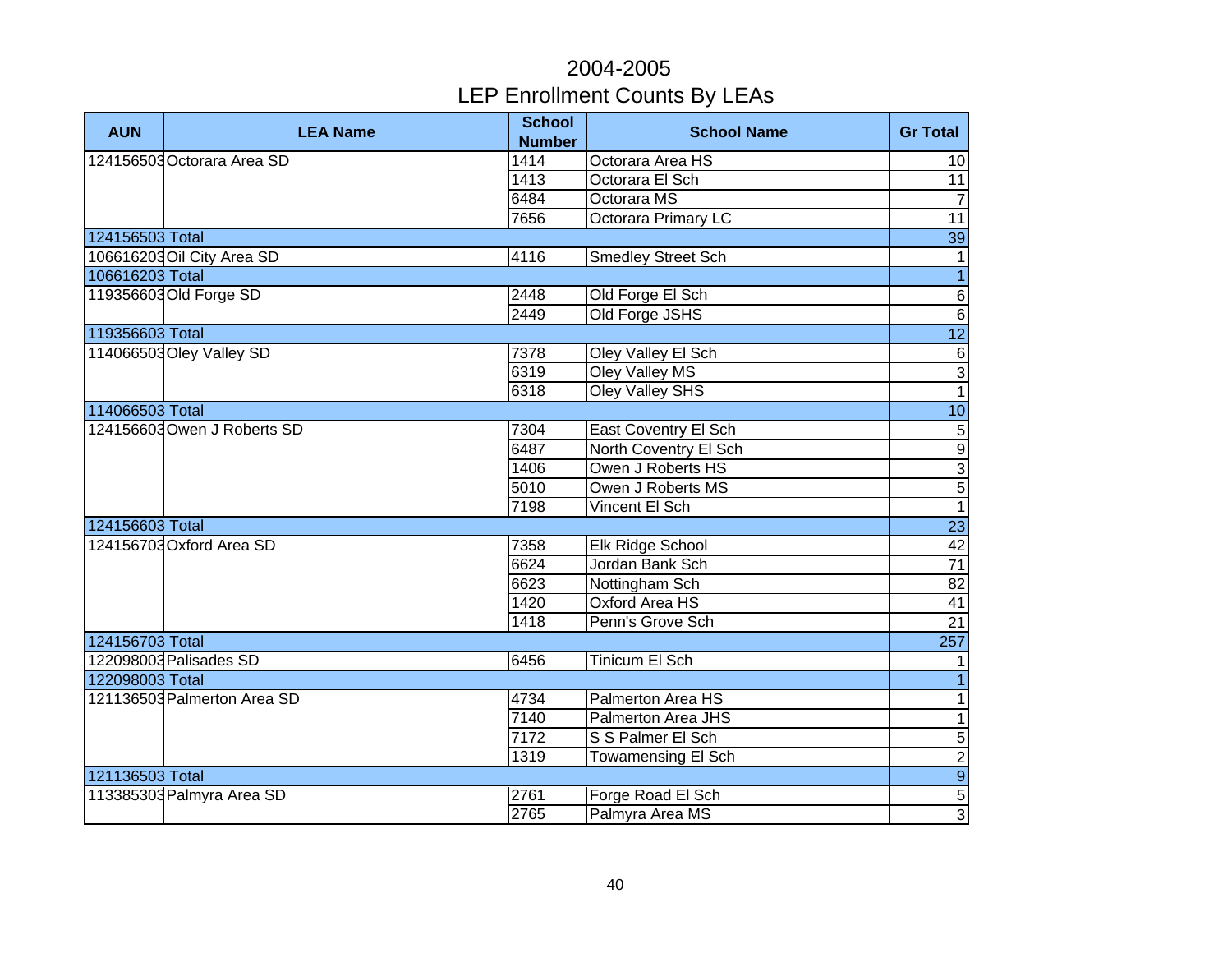# 2004-2005
## LEP Enrollment Counts By LEAs

| AUN | LEA Name | School Number | School Name | Gr Total |
|---|---|---|---|---|
| 124156503 | Octorara Area SD | 1414 | Octorara Area HS | 10 |
| | | 1413 | Octorara El Sch | 11 |
| | | 6484 | Octorara MS | 7 |
| | | 7656 | Octorara Primary LC | 11 |
| 124156503 Total | | | | 39 |
| 106616203 | Oil City Area SD | 4116 | Smedley Street Sch | 1 |
| 106616203 Total | | | | 1 |
| 119356603 | Old Forge SD | 2448 | Old Forge El Sch | 6 |
| | | 2449 | Old Forge JSHS | 6 |
| 119356603 Total | | | | 12 |
| 114066503 | Oley Valley SD | 7378 | Oley Valley El Sch | 6 |
| | | 6319 | Oley Valley MS | 3 |
| | | 6318 | Oley Valley SHS | 1 |
| 114066503 Total | | | | 10 |
| 124156603 | Owen J Roberts SD | 7304 | East Coventry El Sch | 5 |
| | | 6487 | North Coventry El Sch | 9 |
| | | 1406 | Owen J Roberts HS | 3 |
| | | 5010 | Owen J Roberts MS | 5 |
| | | 7198 | Vincent El Sch | 1 |
| 124156603 Total | | | | 23 |
| 124156703 | Oxford Area SD | 7358 | Elk Ridge School | 42 |
| | | 6624 | Jordan Bank Sch | 71 |
| | | 6623 | Nottingham Sch | 82 |
| | | 1420 | Oxford Area HS | 41 |
| | | 1418 | Penn's Grove Sch | 21 |
| 124156703 Total | | | | 257 |
| 122098003 | Palisades SD | 6456 | Tinicum El Sch | 1 |
| 122098003 Total | | | | 1 |
| 121136503 | Palmerton Area SD | 4734 | Palmerton Area HS | 1 |
| | | 7140 | Palmerton Area JHS | 1 |
| | | 7172 | S S Palmer El Sch | 5 |
| | | 1319 | Towamensing El Sch | 2 |
| 121136503 Total | | | | 9 |
| 113385303 | Palmyra Area SD | 2761 | Forge Road El Sch | 5 |
| | | 2765 | Palmyra Area MS | 3 |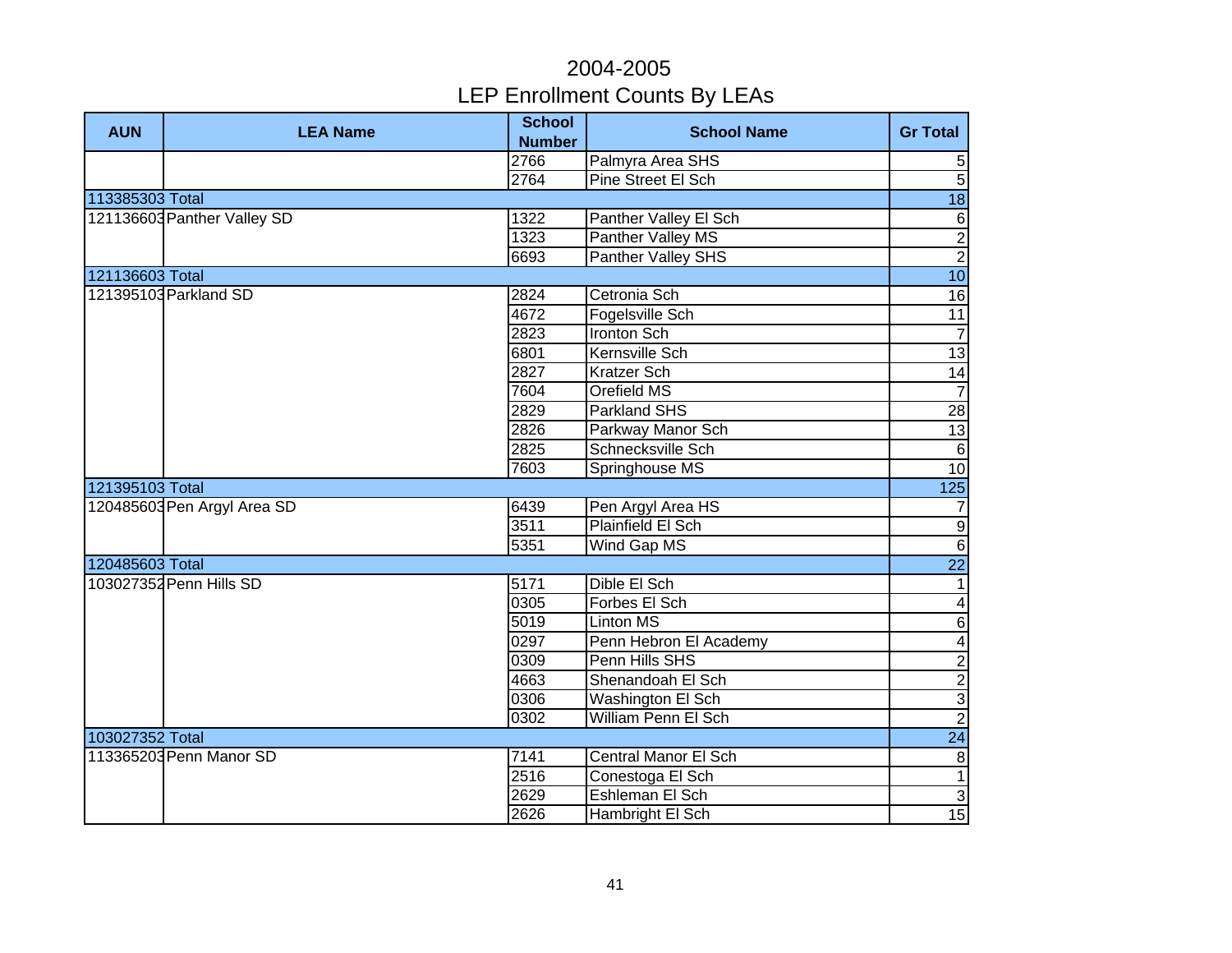# 2004-2005
## LEP Enrollment Counts By LEAs

| AUN | LEA Name | School Number | School Name | Gr Total |
|---|---|---|---|---|
| | | 2766 | Palmyra Area SHS | 5 |
| | | 2764 | Pine Street El Sch | 5 |
| 113385303 Total | | | | 18 |
| 121136603 | Panther Valley SD | 1322 | Panther Valley El Sch | 6 |
| | | 1323 | Panther Valley MS | 2 |
| | | 6693 | Panther Valley SHS | 2 |
| 121136603 Total | | | | 10 |
| 121395103 | Parkland SD | 2824 | Cetronia Sch | 16 |
| | | 4672 | Fogelsville Sch | 11 |
| | | 2823 | Ironton Sch | 7 |
| | | 6801 | Kernsville Sch | 13 |
| | | 2827 | Kratzer Sch | 14 |
| | | 7604 | Orefield MS | 7 |
| | | 2829 | Parkland SHS | 28 |
| | | 2826 | Parkway Manor Sch | 13 |
| | | 2825 | Schnecksville Sch | 6 |
| | | 7603 | Springhouse MS | 10 |
| 121395103 Total | | | | 125 |
| 120485603 | Pen Argyl Area SD | 6439 | Pen Argyl Area HS | 7 |
| | | 3511 | Plainfield El Sch | 9 |
| | | 5351 | Wind Gap MS | 6 |
| 120485603 Total | | | | 22 |
| 103027352 | Penn Hills SD | 5171 | Dible El Sch | 1 |
| | | 0305 | Forbes El Sch | 4 |
| | | 5019 | Linton MS | 6 |
| | | 0297 | Penn Hebron El Academy | 4 |
| | | 0309 | Penn Hills SHS | 2 |
| | | 4663 | Shenandoah El Sch | 2 |
| | | 0306 | Washington El Sch | 3 |
| | | 0302 | William Penn El Sch | 2 |
| 103027352 Total | | | | 24 |
| 113365203 | Penn Manor SD | 7141 | Central Manor El Sch | 8 |
| | | 2516 | Conestoga El Sch | 1 |
| | | 2629 | Eshleman El Sch | 3 |
| | | 2626 | Hambright El Sch | 15 |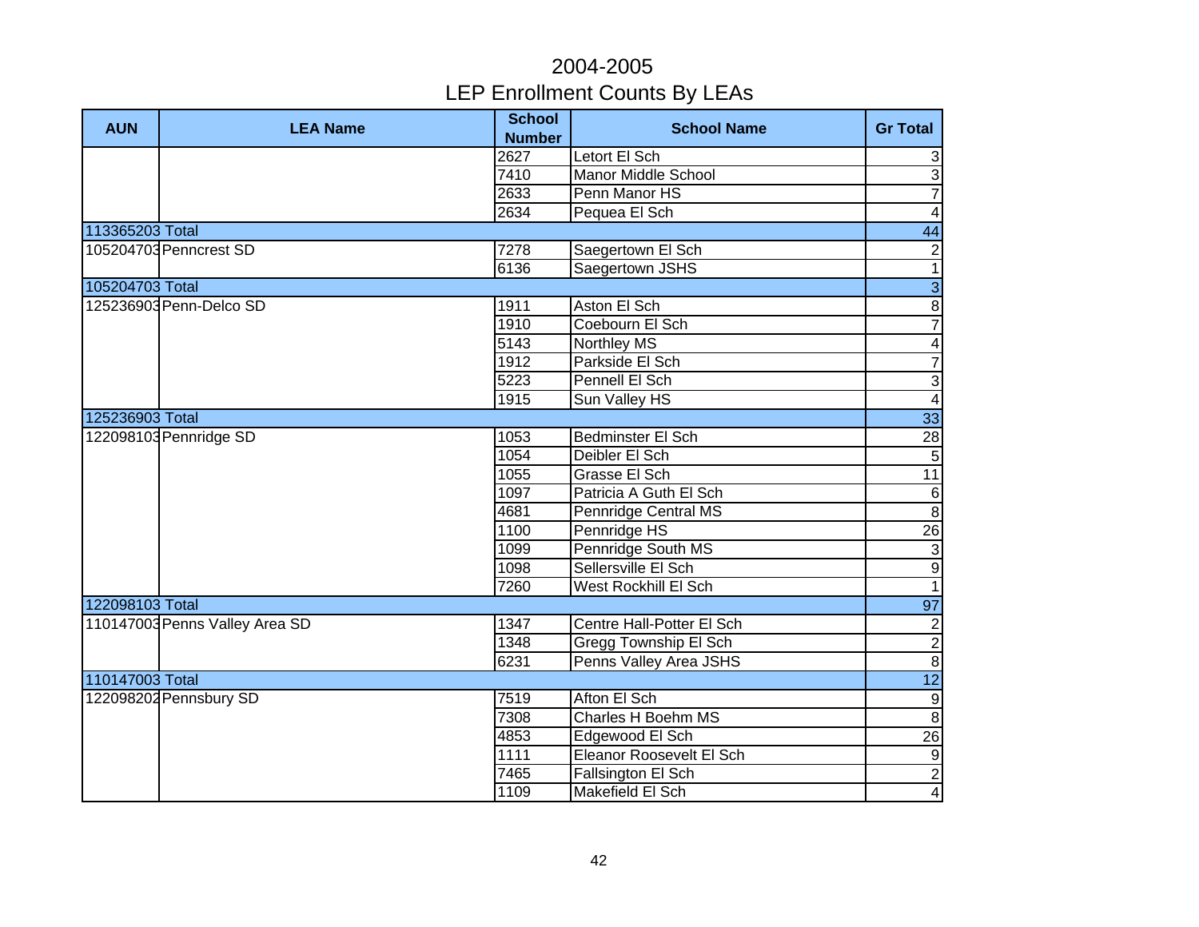# 2004-2005
# LEP Enrollment Counts By LEAs

| AUN | LEA Name | School Number | School Name | Gr Total |
|---|---|---|---|---|
| | | 2627 | Letort El Sch | 3 |
| | | 7410 | Manor Middle School | 3 |
| | | 2633 | Penn Manor HS | 7 |
| | | 2634 | Pequea El Sch | 4 |
| 113365203 Total | | | | 44 |
| 105204703 | Penncrest SD | 7278 | Saegertown El Sch | 2 |
| | | 6136 | Saegertown JSHS | 1 |
| 105204703 Total | | | | 3 |
| 125236903 | Penn-Delco SD | 1911 | Aston El Sch | 8 |
| | | 1910 | Coebourn El Sch | 7 |
| | | 5143 | Northley MS | 4 |
| | | 1912 | Parkside El Sch | 7 |
| | | 5223 | Pennell El Sch | 3 |
| | | 1915 | Sun Valley HS | 4 |
| 125236903 Total | | | | 33 |
| 122098103 | Pennridge SD | 1053 | Bedminster El Sch | 28 |
| | | 1054 | Deibler El Sch | 5 |
| | | 1055 | Grasse El Sch | 11 |
| | | 1097 | Patricia A Guth El Sch | 6 |
| | | 4681 | Pennridge Central MS | 8 |
| | | 1100 | Pennridge HS | 26 |
| | | 1099 | Pennridge South MS | 3 |
| | | 1098 | Sellersville El Sch | 9 |
| | | 7260 | West Rockhill El Sch | 1 |
| 122098103 Total | | | | 97 |
| 110147003 | Penns Valley Area SD | 1347 | Centre Hall-Potter El Sch | 2 |
| | | 1348 | Gregg Township El Sch | 2 |
| | | 6231 | Penns Valley Area JSHS | 8 |
| 110147003 Total | | | | 12 |
| 122098202 | Pennsbury SD | 7519 | Afton El Sch | 9 |
| | | 7308 | Charles H Boehm MS | 8 |
| | | 4853 | Edgewood El Sch | 26 |
| | | 1111 | Eleanor Roosevelt El Sch | 9 |
| | | 7465 | Fallsington El Sch | 2 |
| | | 1109 | Makefield El Sch | 4 |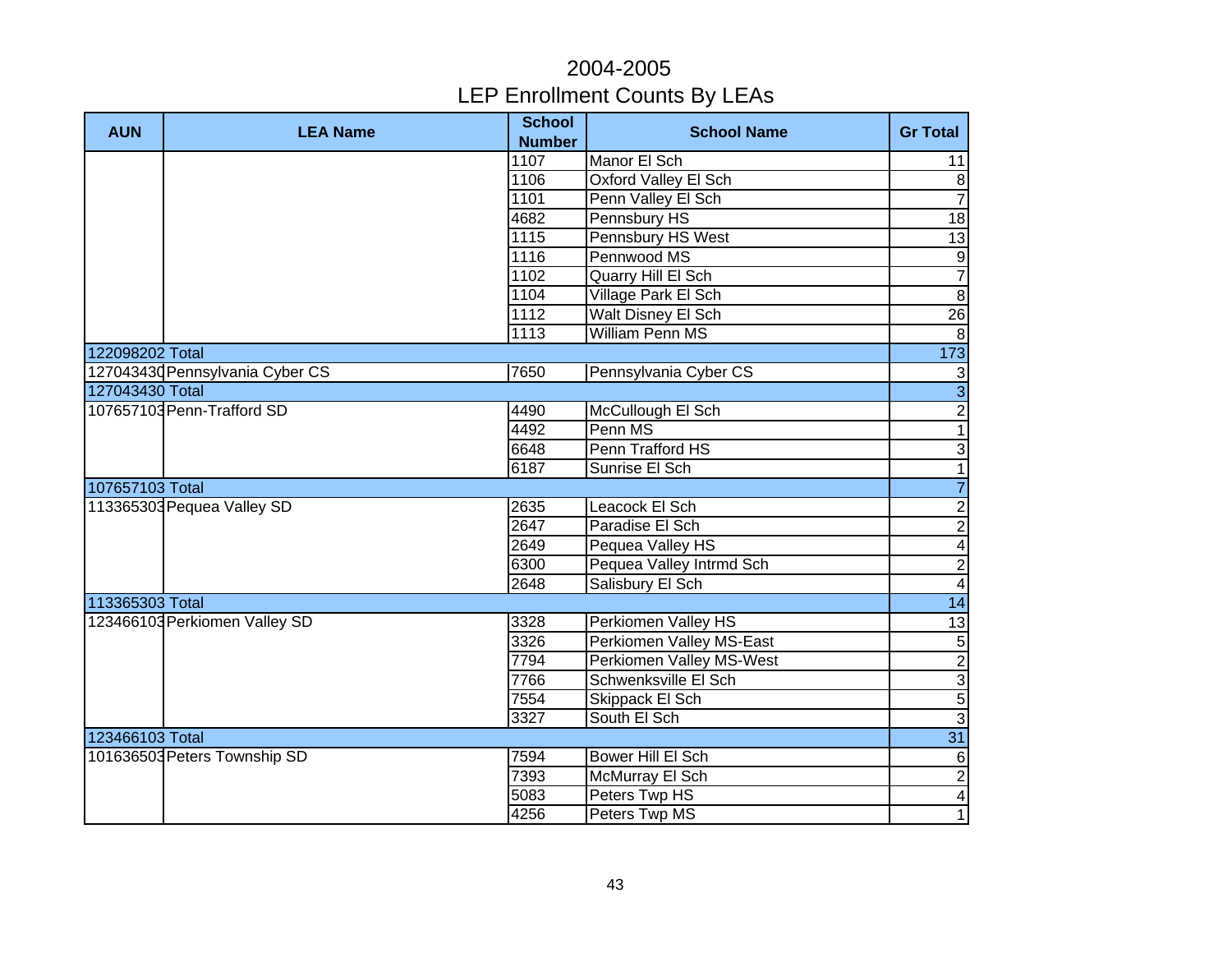# 2004-2005
## LEP Enrollment Counts By LEAs

| AUN | LEA Name | School Number | School Name | Gr Total |
|---|---|---|---|---|
| | | 1107 | Manor El Sch | 11 |
| | | 1106 | Oxford Valley El Sch | 8 |
| | | 1101 | Penn Valley El Sch | 7 |
| | | 4682 | Pennsbury HS | 18 |
| | | 1115 | Pennsbury HS West | 13 |
| | | 1116 | Pennwood MS | 9 |
| | | 1102 | Quarry Hill El Sch | 7 |
| | | 1104 | Village Park El Sch | 8 |
| | | 1112 | Walt Disney El Sch | 26 |
| | | 1113 | William Penn MS | 8 |
| 122098202 Total | | | | 173 |
| 127043430 | Pennsylvania Cyber CS | 7650 | Pennsylvania Cyber CS | 3 |
| 127043430 Total | | | | 3 |
| 107657103 | Penn-Trafford SD | 4490 | McCullough El Sch | 2 |
| | | 4492 | Penn MS | 1 |
| | | 6648 | Penn Trafford HS | 3 |
| | | 6187 | Sunrise El Sch | 1 |
| 107657103 Total | | | | 7 |
| 113365303 | Pequea Valley SD | 2635 | Leacock El Sch | 2 |
| | | 2647 | Paradise El Sch | 2 |
| | | 2649 | Pequea Valley HS | 4 |
| | | 6300 | Pequea Valley Intrmd Sch | 2 |
| | | 2648 | Salisbury El Sch | 4 |
| 113365303 Total | | | | 14 |
| 123466103 | Perkiomen Valley SD | 3328 | Perkiomen Valley HS | 13 |
| | | 3326 | Perkiomen Valley MS-East | 5 |
| | | 7794 | Perkiomen Valley MS-West | 2 |
| | | 7766 | Schwenksville El Sch | 3 |
| | | 7554 | Skippack El Sch | 5 |
| | | 3327 | South El Sch | 3 |
| 123466103 Total | | | | 31 |
| 101636503 | Peters Township SD | 7594 | Bower Hill El Sch | 6 |
| | | 7393 | McMurray El Sch | 2 |
| | | 5083 | Peters Twp HS | 4 |
| | | 4256 | Peters Twp MS | 1 |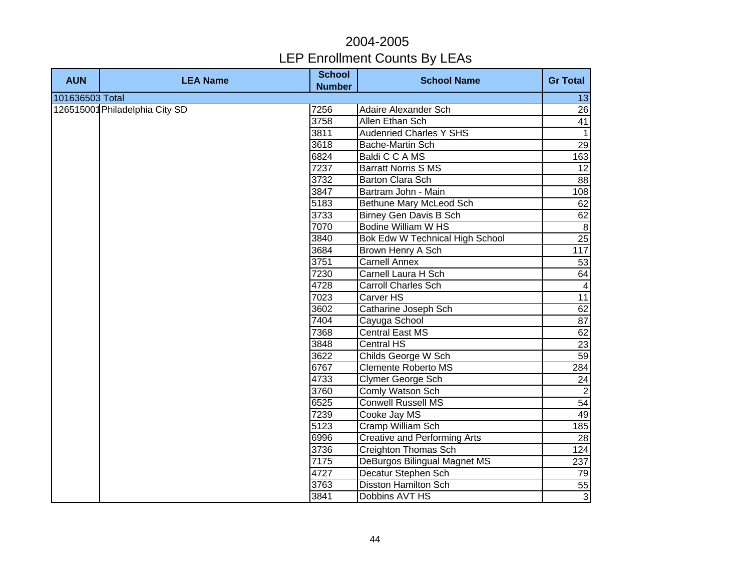# 2004-2005
## LEP Enrollment Counts By LEAs

| AUN | LEA Name | School Number | School Name | Gr Total |
|---|---|---|---|---|
| 101636503 Total | | | | 13 |
| 126515001 | Philadelphia City SD | 7256 | Adaire Alexander Sch | 26 |
| | | 3758 | Allen Ethan Sch | 41 |
| | | 3811 | Audenried Charles Y SHS | 1 |
| | | 3618 | Bache-Martin Sch | 29 |
| | | 6824 | Baldi C C A MS | 163 |
| | | 7237 | Barratt Norris S MS | 12 |
| | | 3732 | Barton Clara Sch | 88 |
| | | 3847 | Bartram John - Main | 108 |
| | | 5183 | Bethune Mary McLeod Sch | 62 |
| | | 3733 | Birney Gen Davis B Sch | 62 |
| | | 7070 | Bodine William W HS | 8 |
| | | 3840 | Bok Edw W Technical High School | 25 |
| | | 3684 | Brown Henry A Sch | 117 |
| | | 3751 | Carnell Annex | 53 |
| | | 7230 | Carnell Laura H Sch | 64 |
| | | 4728 | Carroll Charles Sch | 4 |
| | | 7023 | Carver HS | 11 |
| | | 3602 | Catharine Joseph Sch | 62 |
| | | 7404 | Cayuga School | 87 |
| | | 7368 | Central East MS | 62 |
| | | 3848 | Central HS | 23 |
| | | 3622 | Childs George W Sch | 59 |
| | | 6767 | Clemente Roberto MS | 284 |
| | | 4733 | Clymer George Sch | 24 |
| | | 3760 | Comly Watson Sch | 2 |
| | | 6525 | Conwell Russell MS | 54 |
| | | 7239 | Cooke Jay MS | 49 |
| | | 5123 | Cramp William Sch | 185 |
| | | 6996 | Creative and Performing Arts | 28 |
| | | 3736 | Creighton Thomas Sch | 124 |
| | | 7175 | DeBurgos Bilingual Magnet MS | 237 |
| | | 4727 | Decatur Stephen Sch | 79 |
| | | 3763 | Disston Hamilton Sch | 55 |
| | | 3841 | Dobbins AVT HS | 3 |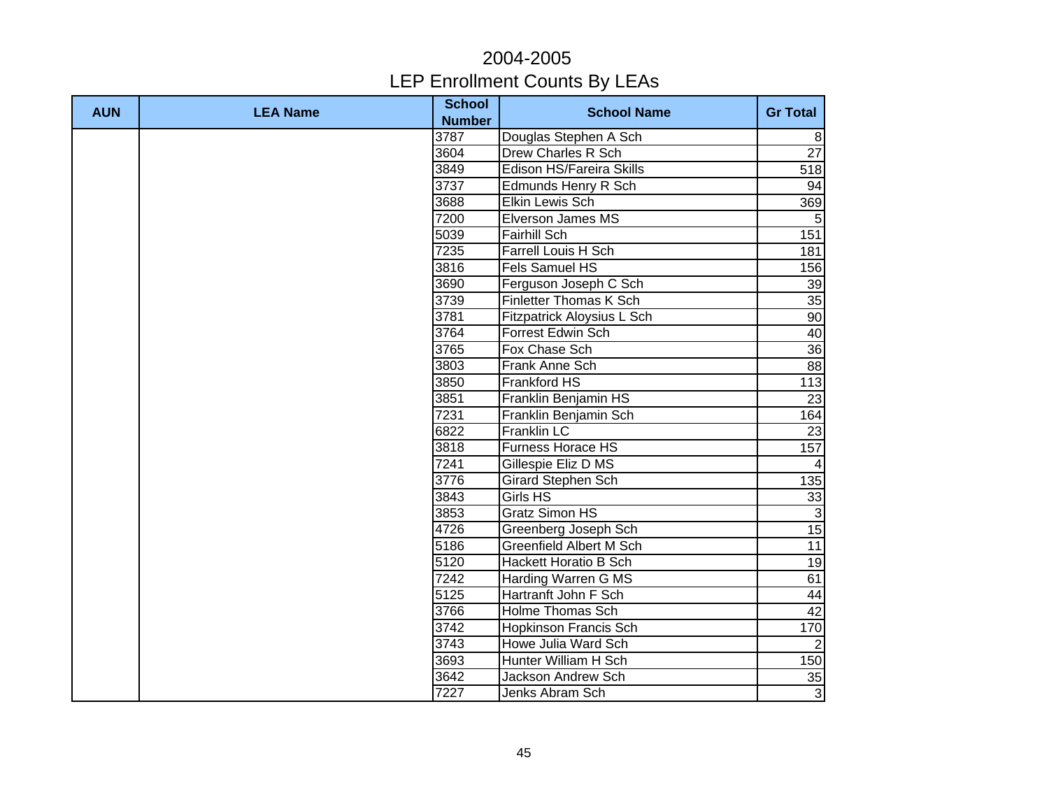# 2004-2005
## LEP Enrollment Counts By LEAs

| AUN | LEA Name | School Number | School Name | Gr Total |
|---|---|---|---|---|
| | | 3787 | Douglas Stephen A Sch | 8 |
| | | 3604 | Drew Charles R Sch | 27 |
| | | 3849 | Edison HS/Fareira Skills | 518 |
| | | 3737 | Edmunds Henry R Sch | 94 |
| | | 3688 | Elkin Lewis Sch | 369 |
| | | 7200 | Elverson James MS | 5 |
| | | 5039 | Fairhill Sch | 151 |
| | | 7235 | Farrell Louis H Sch | 181 |
| | | 3816 | Fels Samuel HS | 156 |
| | | 3690 | Ferguson Joseph C Sch | 39 |
| | | 3739 | Finletter Thomas K Sch | 35 |
| | | 3781 | Fitzpatrick Aloysius L Sch | 90 |
| | | 3764 | Forrest Edwin Sch | 40 |
| | | 3765 | Fox Chase Sch | 36 |
| | | 3803 | Frank Anne Sch | 88 |
| | | 3850 | Frankford HS | 113 |
| | | 3851 | Franklin Benjamin HS | 23 |
| | | 7231 | Franklin Benjamin Sch | 164 |
| | | 6822 | Franklin LC | 23 |
| | | 3818 | Furness Horace HS | 157 |
| | | 7241 | Gillespie Eliz D MS | 4 |
| | | 3776 | Girard Stephen Sch | 135 |
| | | 3843 | Girls HS | 33 |
| | | 3853 | Gratz Simon HS | 3 |
| | | 4726 | Greenberg Joseph Sch | 15 |
| | | 5186 | Greenfield Albert M Sch | 11 |
| | | 5120 | Hackett Horatio B Sch | 19 |
| | | 7242 | Harding Warren G MS | 61 |
| | | 5125 | Hartranft John F Sch | 44 |
| | | 3766 | Holme Thomas Sch | 42 |
| | | 3742 | Hopkinson Francis Sch | 170 |
| | | 3743 | Howe Julia Ward Sch | 2 |
| | | 3693 | Hunter William H Sch | 150 |
| | | 3642 | Jackson Andrew Sch | 35 |
| | | 7227 | Jenks Abram Sch | 3 |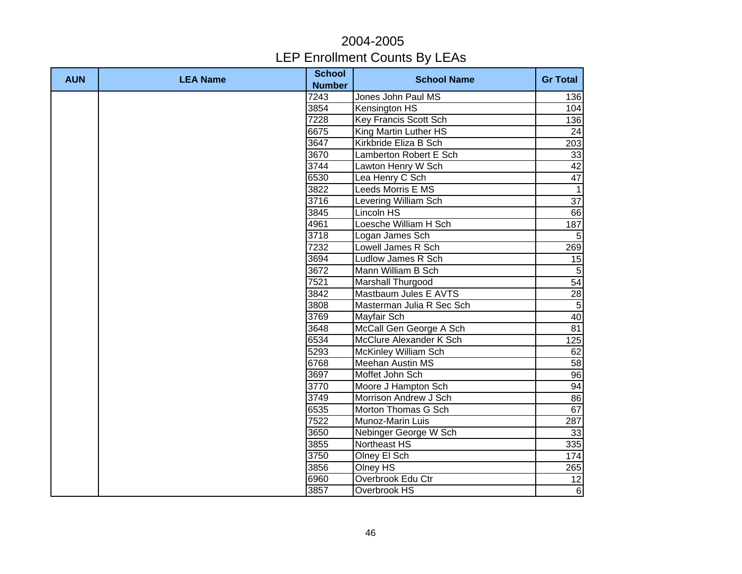# 2004-2005
## LEP Enrollment Counts By LEAs

| AUN | LEA Name | School Number | School Name | Gr Total |
|---|---|---|---|---|
| | | 7243 | Jones John Paul MS | 136 |
| | | 3854 | Kensington HS | 104 |
| | | 7228 | Key Francis Scott Sch | 136 |
| | | 6675 | King Martin Luther HS | 24 |
| | | 3647 | Kirkbride Eliza B Sch | 203 |
| | | 3670 | Lamberton Robert E Sch | 33 |
| | | 3744 | Lawton Henry W Sch | 42 |
| | | 6530 | Lea Henry C Sch | 47 |
| | | 3822 | Leeds Morris E MS | 1 |
| | | 3716 | Levering William Sch | 37 |
| | | 3845 | Lincoln HS | 66 |
| | | 4961 | Loesche William H Sch | 187 |
| | | 3718 | Logan James Sch | 5 |
| | | 7232 | Lowell James R Sch | 269 |
| | | 3694 | Ludlow James R Sch | 15 |
| | | 3672 | Mann William B Sch | 5 |
| | | 7521 | Marshall Thurgood | 54 |
| | | 3842 | Mastbaum Jules E AVTS | 28 |
| | | 3808 | Masterman Julia R Sec Sch | 5 |
| | | 3769 | Mayfair Sch | 40 |
| | | 3648 | McCall Gen George A Sch | 81 |
| | | 6534 | McClure Alexander K Sch | 125 |
| | | 5293 | McKinley William Sch | 62 |
| | | 6768 | Meehan Austin MS | 58 |
| | | 3697 | Moffet John Sch | 96 |
| | | 3770 | Moore J Hampton Sch | 94 |
| | | 3749 | Morrison Andrew J Sch | 86 |
| | | 6535 | Morton Thomas G Sch | 67 |
| | | 7522 | Munoz-Marin Luis | 287 |
| | | 3650 | Nebinger George W Sch | 33 |
| | | 3855 | Northeast HS | 335 |
| | | 3750 | Olney El Sch | 174 |
| | | 3856 | Olney HS | 265 |
| | | 6960 | Overbrook Edu Ctr | 12 |
| | | 3857 | Overbrook HS | 6 |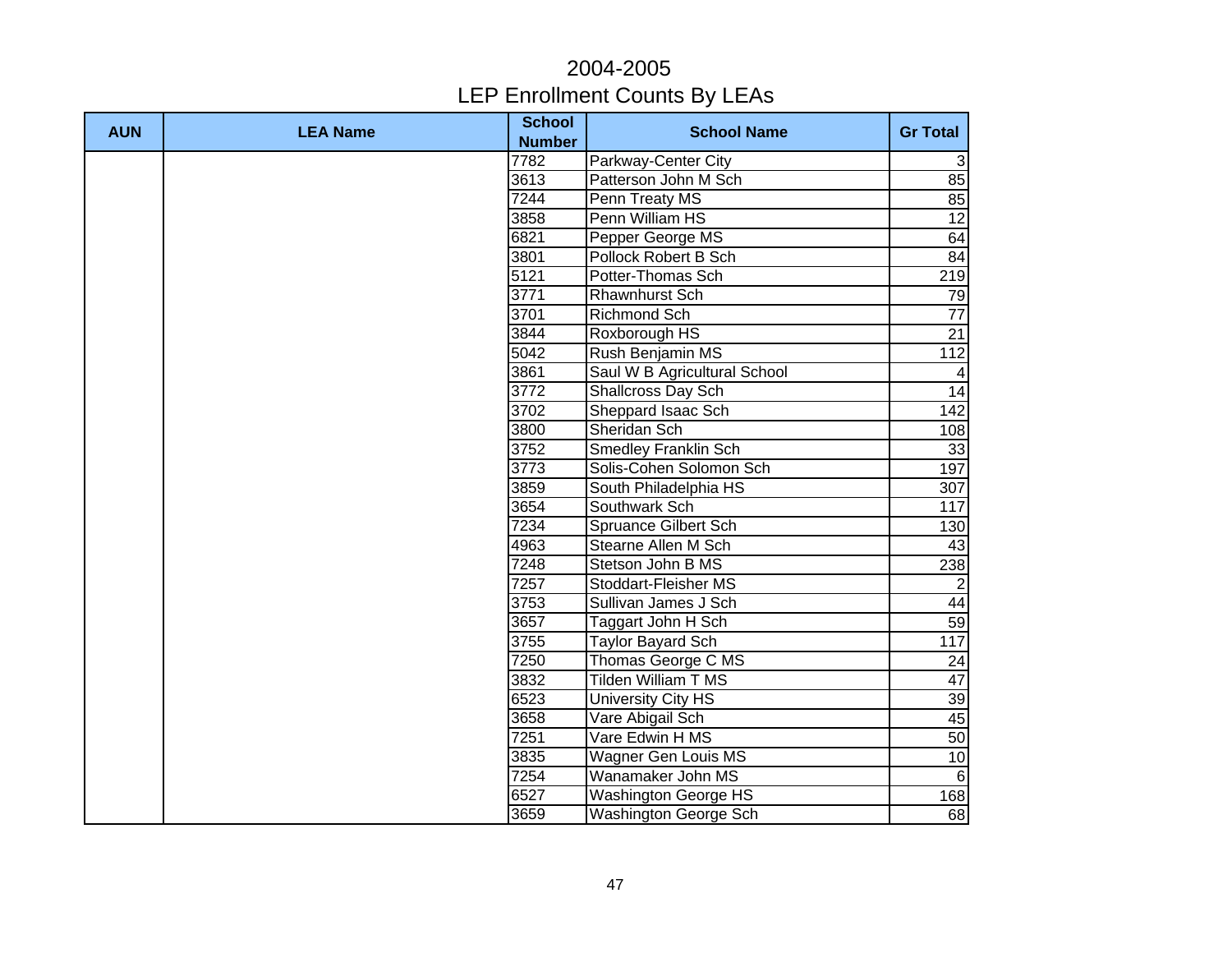# 2004-2005
## LEP Enrollment Counts By LEAs

| AUN | LEA Name | School Number | School Name | Gr Total |
|---|---|---|---|---|
| | | 7782 | Parkway-Center City | 3 |
| | | 3613 | Patterson John M Sch | 85 |
| | | 7244 | Penn Treaty MS | 85 |
| | | 3858 | Penn William HS | 12 |
| | | 6821 | Pepper George MS | 64 |
| | | 3801 | Pollock Robert B Sch | 84 |
| | | 5121 | Potter-Thomas Sch | 219 |
| | | 3771 | Rhawnhurst Sch | 79 |
| | | 3701 | Richmond Sch | 77 |
| | | 3844 | Roxborough HS | 21 |
| | | 5042 | Rush Benjamin MS | 112 |
| | | 3861 | Saul W B Agricultural School | 4 |
| | | 3772 | Shallcross Day Sch | 14 |
| | | 3702 | Sheppard Isaac Sch | 142 |
| | | 3800 | Sheridan Sch | 108 |
| | | 3752 | Smedley Franklin Sch | 33 |
| | | 3773 | Solis-Cohen Solomon Sch | 197 |
| | | 3859 | South Philadelphia HS | 307 |
| | | 3654 | Southwark Sch | 117 |
| | | 7234 | Spruance Gilbert Sch | 130 |
| | | 4963 | Stearne Allen M Sch | 43 |
| | | 7248 | Stetson John B MS | 238 |
| | | 7257 | Stoddart-Fleisher MS | 2 |
| | | 3753 | Sullivan James J Sch | 44 |
| | | 3657 | Taggart John H Sch | 59 |
| | | 3755 | Taylor Bayard Sch | 117 |
| | | 7250 | Thomas George C MS | 24 |
| | | 3832 | Tilden William T MS | 47 |
| | | 6523 | University City HS | 39 |
| | | 3658 | Vare Abigail Sch | 45 |
| | | 7251 | Vare Edwin H MS | 50 |
| | | 3835 | Wagner Gen Louis MS | 10 |
| | | 7254 | Wanamaker John MS | 6 |
| | | 6527 | Washington George HS | 168 |
| | | 3659 | Washington George Sch | 68 |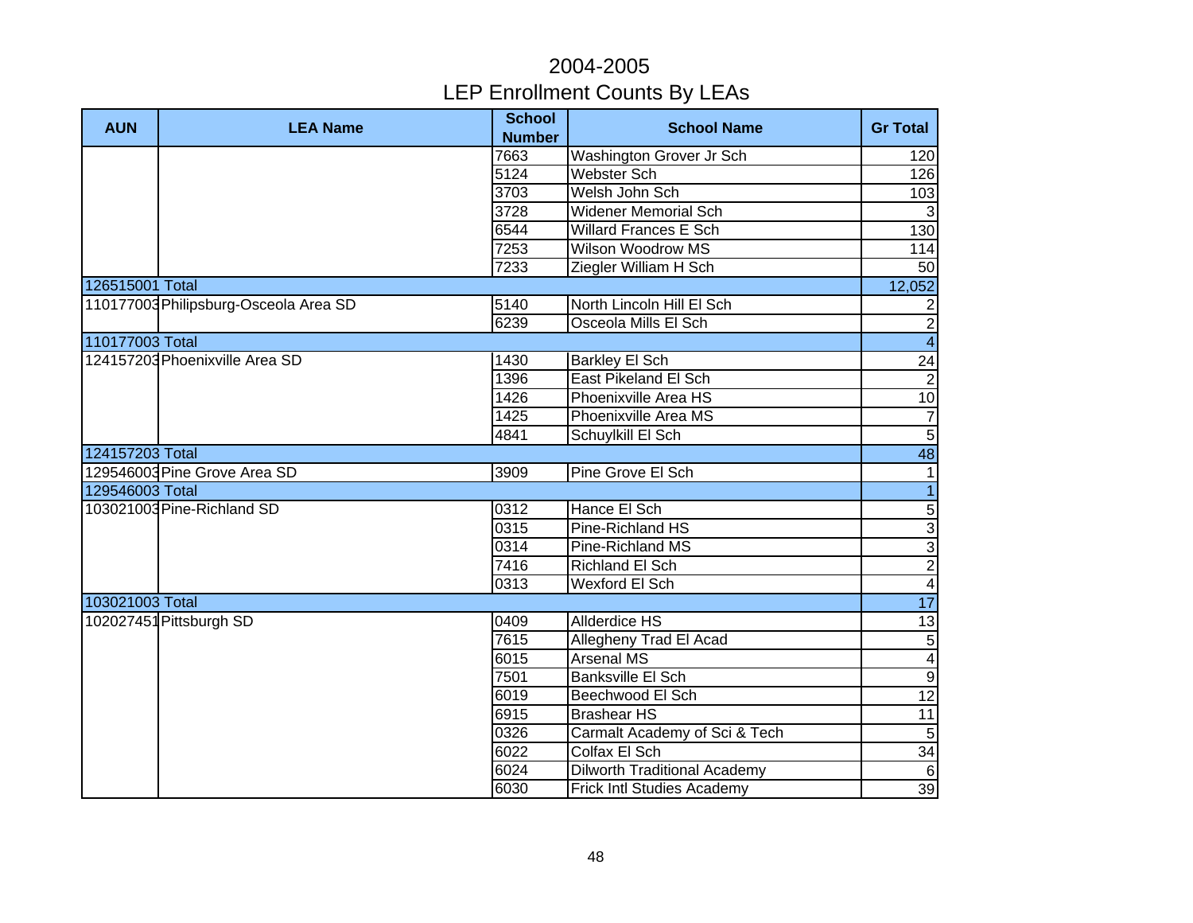# 2004-2005
## LEP Enrollment Counts By LEAs

| AUN | LEA Name | School Number | School Name | Gr Total |
|---|---|---|---|---|
| | | 7663 | Washington Grover Jr Sch | 120 |
| | | 5124 | Webster Sch | 126 |
| | | 3703 | Welsh John Sch | 103 |
| | | 3728 | Widener Memorial Sch | 3 |
| | | 6544 | Willard Frances E Sch | 130 |
| | | 7253 | Wilson Woodrow MS | 114 |
| | | 7233 | Ziegler William H Sch | 50 |
| 126515001 Total | | | | 12,052 |
| 110177003 | Philipsburg-Osceola Area SD | 5140 | North Lincoln Hill El Sch | 2 |
| | | 6239 | Osceola Mills El Sch | 2 |
| 110177003 Total | | | | 4 |
| 124157203 | Phoenixville Area SD | 1430 | Barkley El Sch | 24 |
| | | 1396 | East Pikeland El Sch | 2 |
| | | 1426 | Phoenixville Area HS | 10 |
| | | 1425 | Phoenixville Area MS | 7 |
| | | 4841 | Schuylkill El Sch | 5 |
| 124157203 Total | | | | 48 |
| 129546003 | Pine Grove Area SD | 3909 | Pine Grove El Sch | 1 |
| 129546003 Total | | | | 1 |
| 103021003 | Pine-Richland SD | 0312 | Hance El Sch | 5 |
| | | 0315 | Pine-Richland HS | 3 |
| | | 0314 | Pine-Richland MS | 3 |
| | | 7416 | Richland El Sch | 2 |
| | | 0313 | Wexford El Sch | 4 |
| 103021003 Total | | | | 17 |
| 102027451 | Pittsburgh SD | 0409 | Allderdice HS | 13 |
| | | 7615 | Allegheny Trad El Acad | 5 |
| | | 6015 | Arsenal MS | 4 |
| | | 7501 | Banksville El Sch | 9 |
| | | 6019 | Beechwood El Sch | 12 |
| | | 6915 | Brashear HS | 11 |
| | | 0326 | Carmalt Academy of Sci & Tech | 5 |
| | | 6022 | Colfax El Sch | 34 |
| | | 6024 | Dilworth Traditional Academy | 6 |
| | | 6030 | Frick Intl Studies Academy | 39 |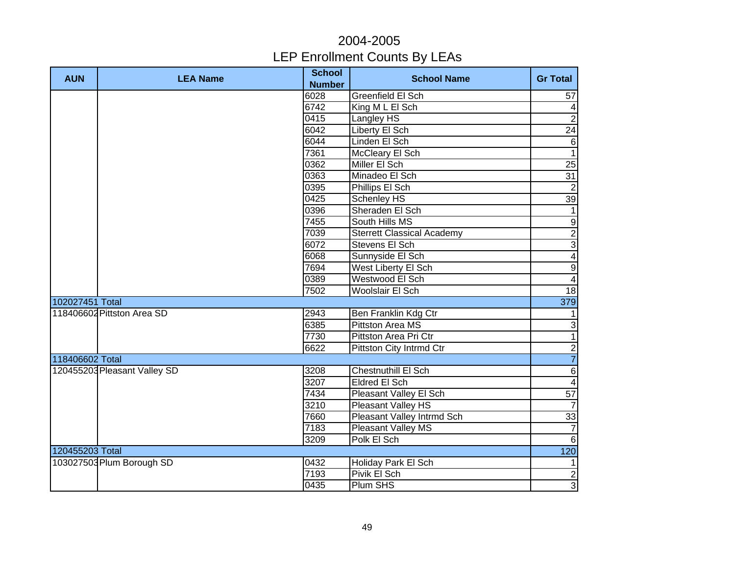# 2004-2005
## LEP Enrollment Counts By LEAs

| AUN | LEA Name | School Number | School Name | Gr Total |
|---|---|---|---|---|
| | | 6028 | Greenfield El Sch | 57 |
| | | 6742 | King M L El Sch | 4 |
| | | 0415 | Langley HS | 2 |
| | | 6042 | Liberty El Sch | 24 |
| | | 6044 | Linden El Sch | 6 |
| | | 7361 | McCleary El Sch | 1 |
| | | 0362 | Miller El Sch | 25 |
| | | 0363 | Minadeo El Sch | 31 |
| | | 0395 | Phillips El Sch | 2 |
| | | 0425 | Schenley HS | 39 |
| | | 0396 | Sheraden El Sch | 1 |
| | | 7455 | South Hills MS | 9 |
| | | 7039 | Sterrett Classical Academy | 2 |
| | | 6072 | Stevens El Sch | 3 |
| | | 6068 | Sunnyside El Sch | 4 |
| | | 7694 | West Liberty El Sch | 9 |
| | | 0389 | Westwood El Sch | 4 |
| | | 7502 | Woolslair El Sch | 18 |
| 102027451 Total | | | | 379 |
| 118406602 | Pittston Area SD | 2943 | Ben Franklin Kdg Ctr | 1 |
| | | 6385 | Pittston Area MS | 3 |
| | | 7730 | Pittston Area Pri Ctr | 1 |
| | | 6622 | Pittston City Intrmd Ctr | 2 |
| 118406602 Total | | | | 7 |
| 120455203 | Pleasant Valley SD | 3208 | Chestnuthill El Sch | 6 |
| | | 3207 | Eldred El Sch | 4 |
| | | 7434 | Pleasant Valley El Sch | 57 |
| | | 3210 | Pleasant Valley HS | 7 |
| | | 7660 | Pleasant Valley Intrmd Sch | 33 |
| | | 7183 | Pleasant Valley MS | 7 |
| | | 3209 | Polk El Sch | 6 |
| 120455203 Total | | | | 120 |
| 103027503 | Plum Borough SD | 0432 | Holiday Park El Sch | 1 |
| | | 7193 | Pivik El Sch | 2 |
| | | 0435 | Plum SHS | 3 |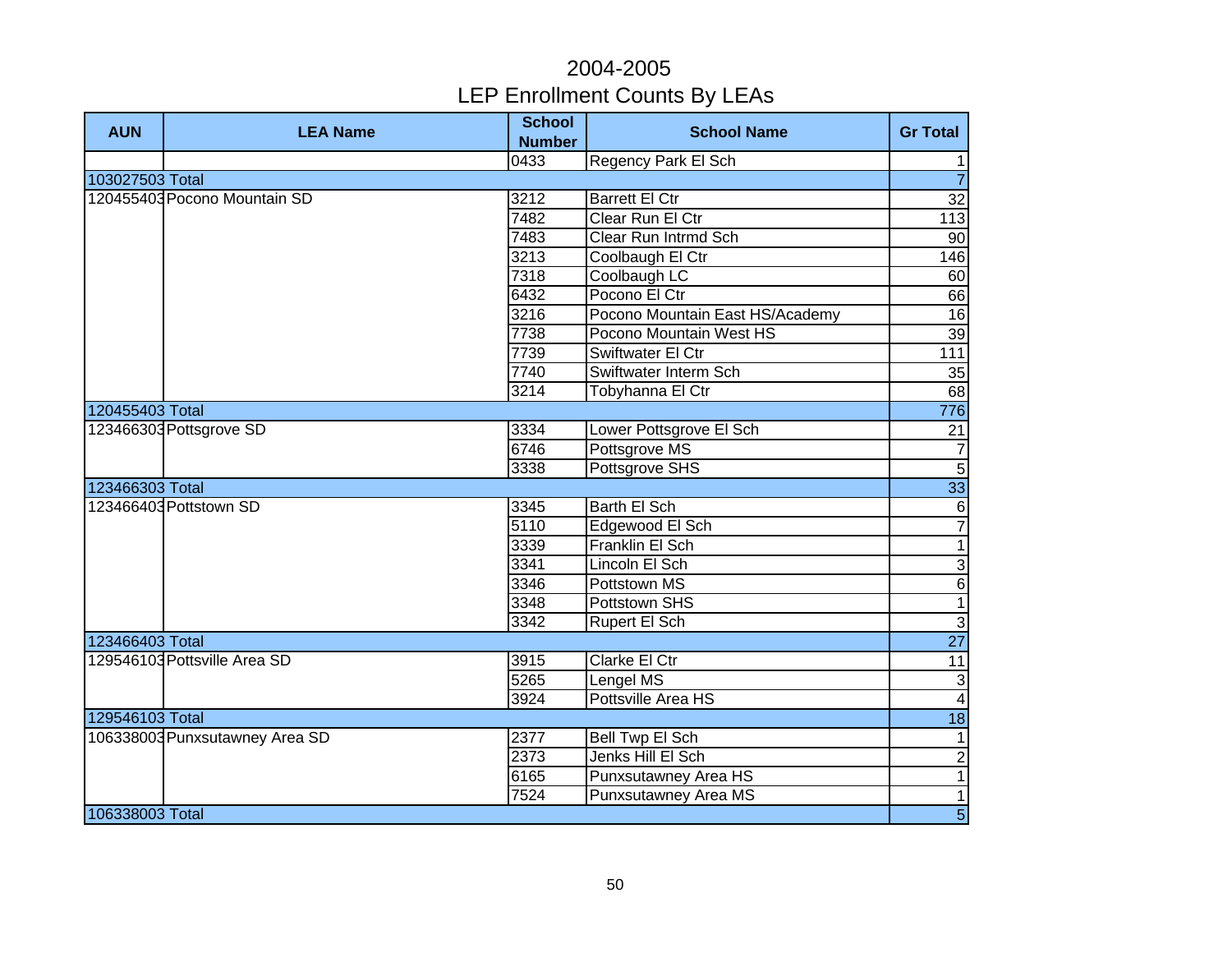# 2004-2005
# LEP Enrollment Counts By LEAs

| AUN | LEA Name | School Number | School Name | Gr Total |
|---|---|---|---|---|
| | | 0433 | Regency Park El Sch | 1 |
| 103027503 Total | | | | 7 |
| 120455403 | Pocono Mountain SD | 3212 | Barrett El Ctr | 32 |
| | | 7482 | Clear Run El Ctr | 113 |
| | | 7483 | Clear Run Intrmd Sch | 90 |
| | | 3213 | Coolbaugh El Ctr | 146 |
| | | 7318 | Coolbaugh LC | 60 |
| | | 6432 | Pocono El Ctr | 66 |
| | | 3216 | Pocono Mountain East HS/Academy | 16 |
| | | 7738 | Pocono Mountain West HS | 39 |
| | | 7739 | Swiftwater El Ctr | 111 |
| | | 7740 | Swiftwater Interm Sch | 35 |
| | | 3214 | Tobyhanna El Ctr | 68 |
| 120455403 Total | | | | 776 |
| 123466303 | Pottsgrove SD | 3334 | Lower Pottsgrove El Sch | 21 |
| | | 6746 | Pottsgrove MS | 7 |
| | | 3338 | Pottsgrove SHS | 5 |
| 123466303 Total | | | | 33 |
| 123466403 | Pottstown SD | 3345 | Barth El Sch | 6 |
| | | 5110 | Edgewood El Sch | 7 |
| | | 3339 | Franklin El Sch | 1 |
| | | 3341 | Lincoln El Sch | 3 |
| | | 3346 | Pottstown MS | 6 |
| | | 3348 | Pottstown SHS | 1 |
| | | 3342 | Rupert El Sch | 3 |
| 123466403 Total | | | | 27 |
| 129546103 | Pottsville Area SD | 3915 | Clarke El Ctr | 11 |
| | | 5265 | Lengel MS | 3 |
| | | 3924 | Pottsville Area HS | 4 |
| 129546103 Total | | | | 18 |
| 106338003 | Punxsutawney Area SD | 2377 | Bell Twp El Sch | 1 |
| | | 2373 | Jenks Hill El Sch | 2 |
| | | 6165 | Punxsutawney Area HS | 1 |
| | | 7524 | Punxsutawney Area MS | 1 |
| 106338003 Total | | | | 5 |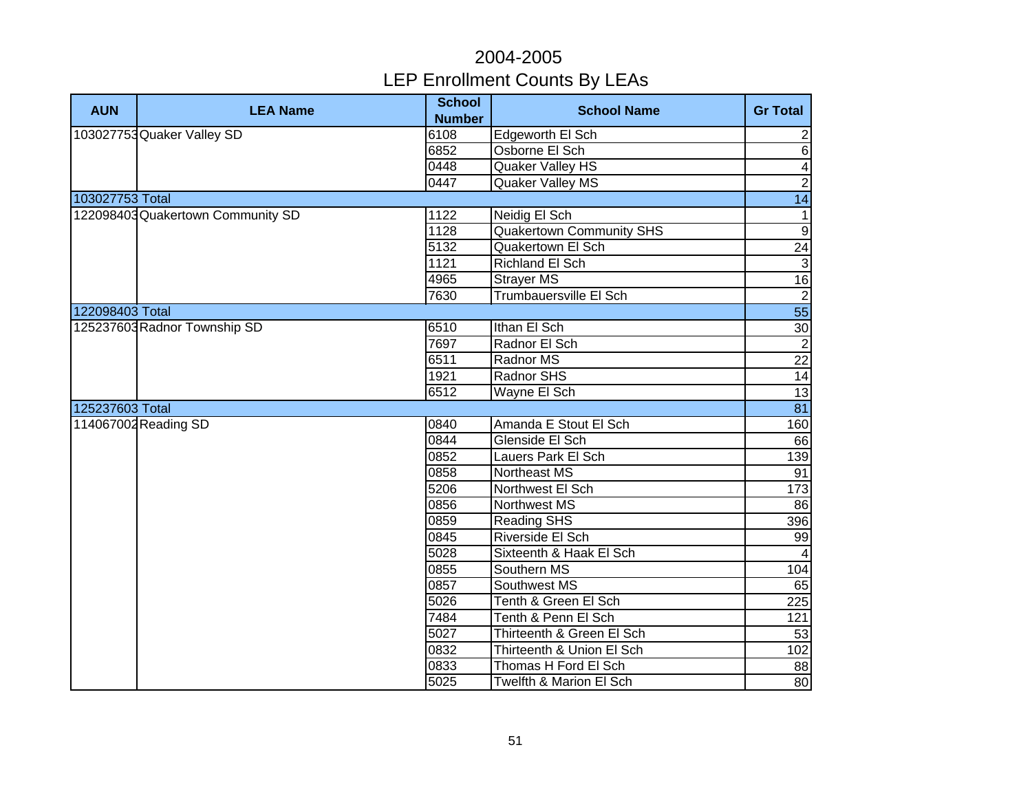# 2004-2005
## LEP Enrollment Counts By LEAs

| AUN | LEA Name | School Number | School Name | Gr Total |
|---|---|---|---|---|
| 103027753 | Quaker Valley SD | 6108 | Edgeworth El Sch | 2 |
| | | 6852 | Osborne El Sch | 6 |
| | | 0448 | Quaker Valley HS | 4 |
| | | 0447 | Quaker Valley MS | 2 |
| 103027753 Total | | | | 14 |
| 122098403 | Quakertown Community SD | 1122 | Neidig El Sch | 1 |
| | | 1128 | Quakertown Community SHS | 9 |
| | | 5132 | Quakertown El Sch | 24 |
| | | 1121 | Richland El Sch | 3 |
| | | 4965 | Strayer MS | 16 |
| | | 7630 | Trumbauersville El Sch | 2 |
| 122098403 Total | | | | 55 |
| 125237603 | Radnor Township SD | 6510 | Ithan El Sch | 30 |
| | | 7697 | Radnor El Sch | 2 |
| | | 6511 | Radnor MS | 22 |
| | | 1921 | Radnor SHS | 14 |
| | | 6512 | Wayne El Sch | 13 |
| 125237603 Total | | | | 81 |
| 114067002 | Reading SD | 0840 | Amanda E Stout El Sch | 160 |
| | | 0844 | Glenside El Sch | 66 |
| | | 0852 | Lauers Park El Sch | 139 |
| | | 0858 | Northeast MS | 91 |
| | | 5206 | Northwest El Sch | 173 |
| | | 0856 | Northwest MS | 86 |
| | | 0859 | Reading SHS | 396 |
| | | 0845 | Riverside El Sch | 99 |
| | | 5028 | Sixteenth & Haak El Sch | 4 |
| | | 0855 | Southern MS | 104 |
| | | 0857 | Southwest MS | 65 |
| | | 5026 | Tenth & Green El Sch | 225 |
| | | 7484 | Tenth & Penn El Sch | 121 |
| | | 5027 | Thirteenth & Green El Sch | 53 |
| | | 0832 | Thirteenth & Union El Sch | 102 |
| | | 0833 | Thomas H Ford El Sch | 88 |
| | | 5025 | Twelfth & Marion El Sch | 80 |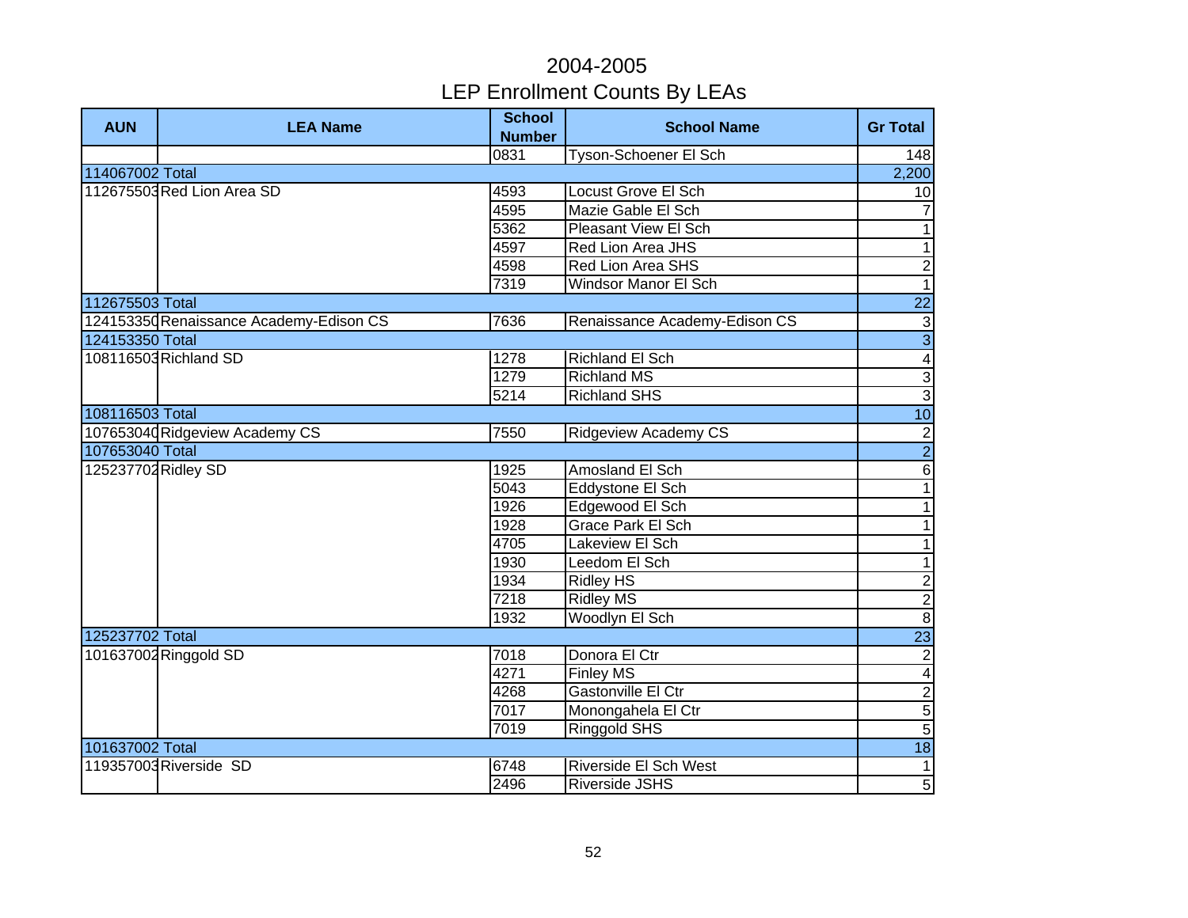# 2004-2005
# LEP Enrollment Counts By LEAs

| AUN | LEA Name | School Number | School Name | Gr Total |
|---|---|---|---|---|
| | | 0831 | Tyson-Schoener El Sch | 148 |
| 114067002 Total | | | | 2,200 |
| 112675503 | Red Lion Area SD | 4593 | Locust Grove El Sch | 10 |
| | | 4595 | Mazie Gable El Sch | 7 |
| | | 5362 | Pleasant View El Sch | 1 |
| | | 4597 | Red Lion Area JHS | 1 |
| | | 4598 | Red Lion Area SHS | 2 |
| | | 7319 | Windsor Manor El Sch | 1 |
| 112675503 Total | | | | 22 |
| 124153350 | Renaissance Academy-Edison CS | 7636 | Renaissance Academy-Edison CS | 3 |
| 124153350 Total | | | | 3 |
| 108116503 | Richland SD | 1278 | Richland El Sch | 4 |
| | | 1279 | Richland MS | 3 |
| | | 5214 | Richland SHS | 3 |
| 108116503 Total | | | | 10 |
| 107653040 | Ridgeview Academy CS | 7550 | Ridgeview Academy CS | 2 |
| 107653040 Total | | | | 2 |
| 125237702 | Ridley SD | 1925 | Amosland El Sch | 6 |
| | | 5043 | Eddystone El Sch | 1 |
| | | 1926 | Edgewood El Sch | 1 |
| | | 1928 | Grace Park El Sch | 1 |
| | | 4705 | Lakeview El Sch | 1 |
| | | 1930 | Leedom El Sch | 1 |
| | | 1934 | Ridley HS | 2 |
| | | 7218 | Ridley MS | 2 |
| | | 1932 | Woodlyn El Sch | 8 |
| 125237702 Total | | | | 23 |
| 101637002 | Ringgold SD | 7018 | Donora El Ctr | 2 |
| | | 4271 | Finley MS | 4 |
| | | 4268 | Gastonville El Ctr | 2 |
| | | 7017 | Monongahela El Ctr | 5 |
| | | 7019 | Ringgold SHS | 5 |
| 101637002 Total | | | | 18 |
| 119357003 | Riverside SD | 6748 | Riverside El Sch West | 1 |
| | | 2496 | Riverside JSHS | 5 |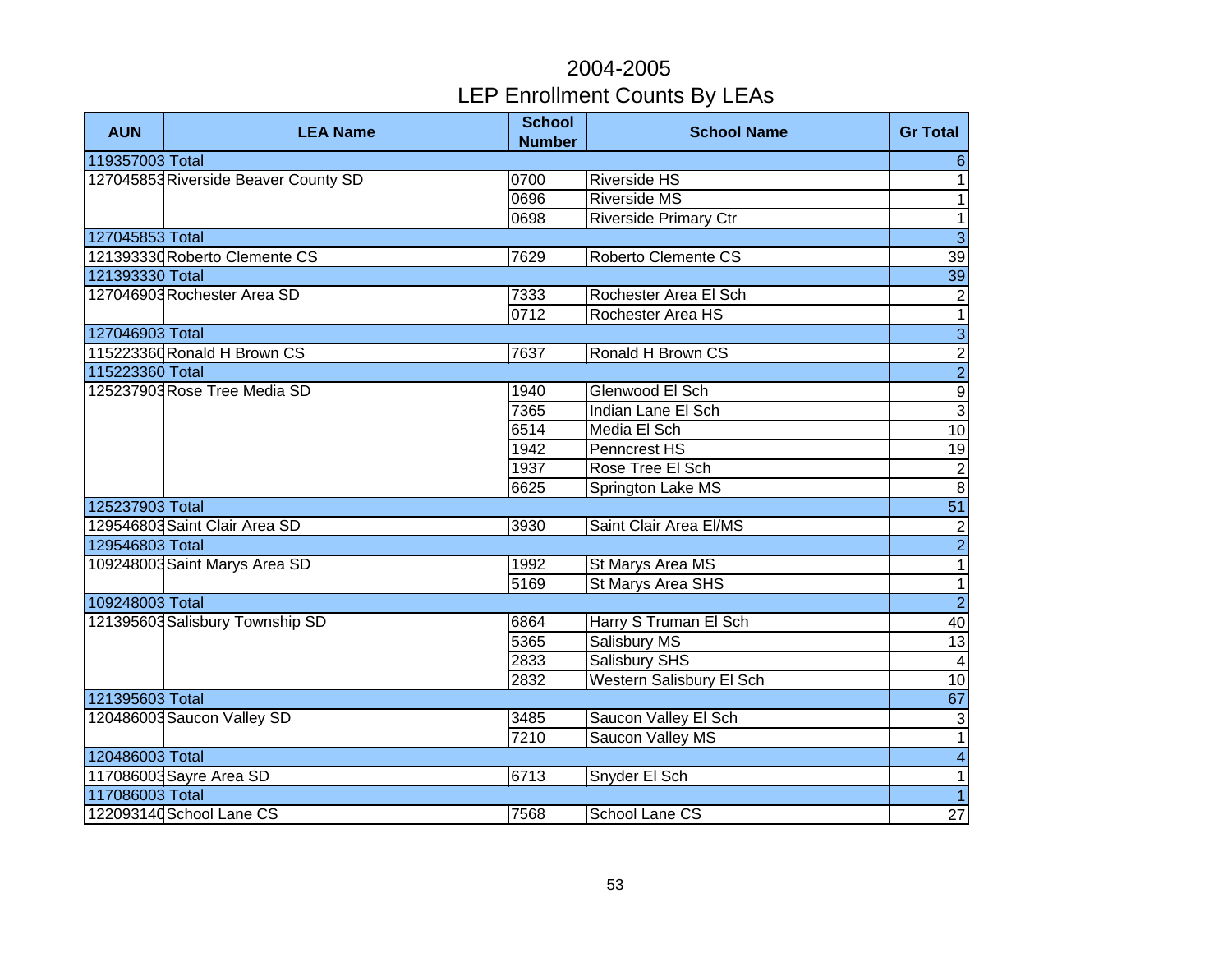# 2004-2005
## LEP Enrollment Counts By LEAs

| AUN | LEA Name | School Number | School Name | Gr Total |
|---|---|---|---|---|
| 119357003 Total | | | | 6 |
| 127045853 | Riverside Beaver County SD | 0700 | Riverside HS | 1 |
| | | 0696 | Riverside MS | 1 |
| | | 0698 | Riverside Primary Ctr | 1 |
| 127045853 Total | | | | 3 |
| 121393330 | Roberto Clemente CS | 7629 | Roberto Clemente CS | 39 |
| 121393330 Total | | | | 39 |
| 127046903 | Rochester Area SD | 7333 | Rochester Area El Sch | 2 |
| | | 0712 | Rochester Area HS | 1 |
| 127046903 Total | | | | 3 |
| 115223360 | Ronald H Brown CS | 7637 | Ronald H Brown CS | 2 |
| 115223360 Total | | | | 2 |
| 125237903 | Rose Tree Media SD | 1940 | Glenwood El Sch | 9 |
| | | 7365 | Indian Lane El Sch | 3 |
| | | 6514 | Media El Sch | 10 |
| | | 1942 | Penncrest HS | 19 |
| | | 1937 | Rose Tree El Sch | 2 |
| | | 6625 | Springton Lake MS | 8 |
| 125237903 Total | | | | 51 |
| 129546803 | Saint Clair Area SD | 3930 | Saint Clair Area El/MS | 2 |
| 129546803 Total | | | | 2 |
| 109248003 | Saint Marys Area SD | 1992 | St Marys Area MS | 1 |
| | | 5169 | St Marys Area SHS | 1 |
| 109248003 Total | | | | 2 |
| 121395603 | Salisbury Township SD | 6864 | Harry S Truman El Sch | 40 |
| | | 5365 | Salisbury MS | 13 |
| | | 2833 | Salisbury SHS | 4 |
| | | 2832 | Western Salisbury El Sch | 10 |
| 121395603 Total | | | | 67 |
| 120486003 | Saucon Valley SD | 3485 | Saucon Valley El Sch | 3 |
| | | 7210 | Saucon Valley MS | 1 |
| 120486003 Total | | | | 4 |
| 117086003 | Sayre Area SD | 6713 | Snyder El Sch | 1 |
| 117086003 Total | | | | 1 |
| 122093140 | School Lane CS | 7568 | School Lane CS | 27 |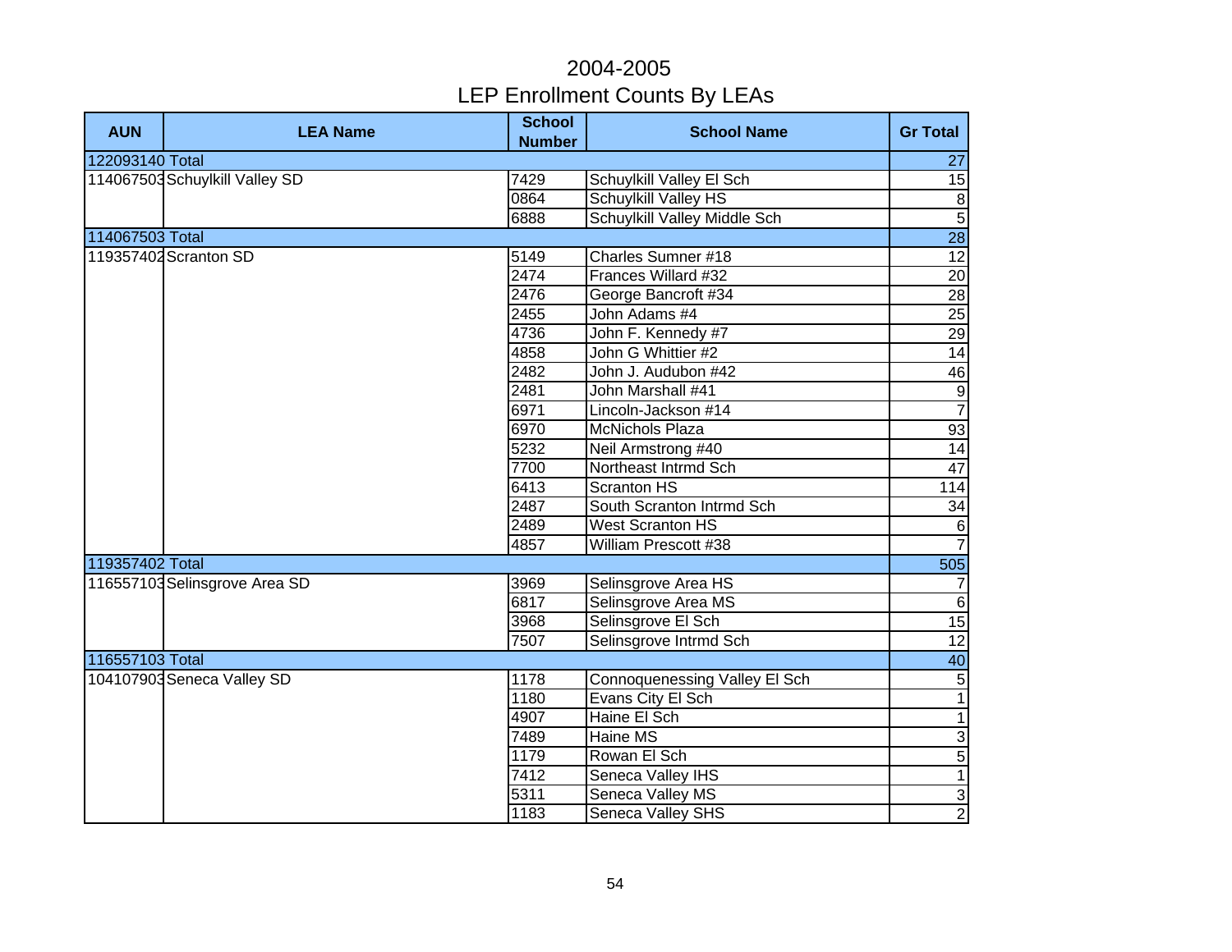# 2004-2005

# LEP Enrollment Counts By LEAs

| AUN | LEA Name | School Number | School Name | Gr Total |
|---|---|---|---|---|
| 122093140 Total | | | | 27 |
| 114067503 | Schuylkill Valley SD | 7429 | Schuylkill Valley El Sch | 15 |
| | | 0864 | Schuylkill Valley HS | 8 |
| | | 6888 | Schuylkill Valley Middle Sch | 5 |
| 114067503 Total | | | | 28 |
| 119357402 | Scranton SD | 5149 | Charles Sumner #18 | 12 |
| | | 2474 | Frances Willard #32 | 20 |
| | | 2476 | George Bancroft #34 | 28 |
| | | 2455 | John Adams #4 | 25 |
| | | 4736 | John F. Kennedy #7 | 29 |
| | | 4858 | John G Whittier #2 | 14 |
| | | 2482 | John J. Audubon #42 | 46 |
| | | 2481 | John Marshall #41 | 9 |
| | | 6971 | Lincoln-Jackson #14 | 7 |
| | | 6970 | McNichols Plaza | 93 |
| | | 5232 | Neil Armstrong #40 | 14 |
| | | 7700 | Northeast Intrmd Sch | 47 |
| | | 6413 | Scranton HS | 114 |
| | | 2487 | South Scranton Intrmd Sch | 34 |
| | | 2489 | West Scranton HS | 6 |
| | | 4857 | William Prescott #38 | 7 |
| 119357402 Total | | | | 505 |
| 116557103 | Selinsgrove Area SD | 3969 | Selinsgrove Area HS | 7 |
| | | 6817 | Selinsgrove Area MS | 6 |
| | | 3968 | Selinsgrove El Sch | 15 |
| | | 7507 | Selinsgrove Intrmd Sch | 12 |
| 116557103 Total | | | | 40 |
| 104107903 | Seneca Valley SD | 1178 | Connoquenessing Valley El Sch | 5 |
| | | 1180 | Evans City El Sch | 1 |
| | | 4907 | Haine El Sch | 1 |
| | | 7489 | Haine MS | 3 |
| | | 1179 | Rowan El Sch | 5 |
| | | 7412 | Seneca Valley IHS | 1 |
| | | 5311 | Seneca Valley MS | 3 |
| | | 1183 | Seneca Valley SHS | 2 |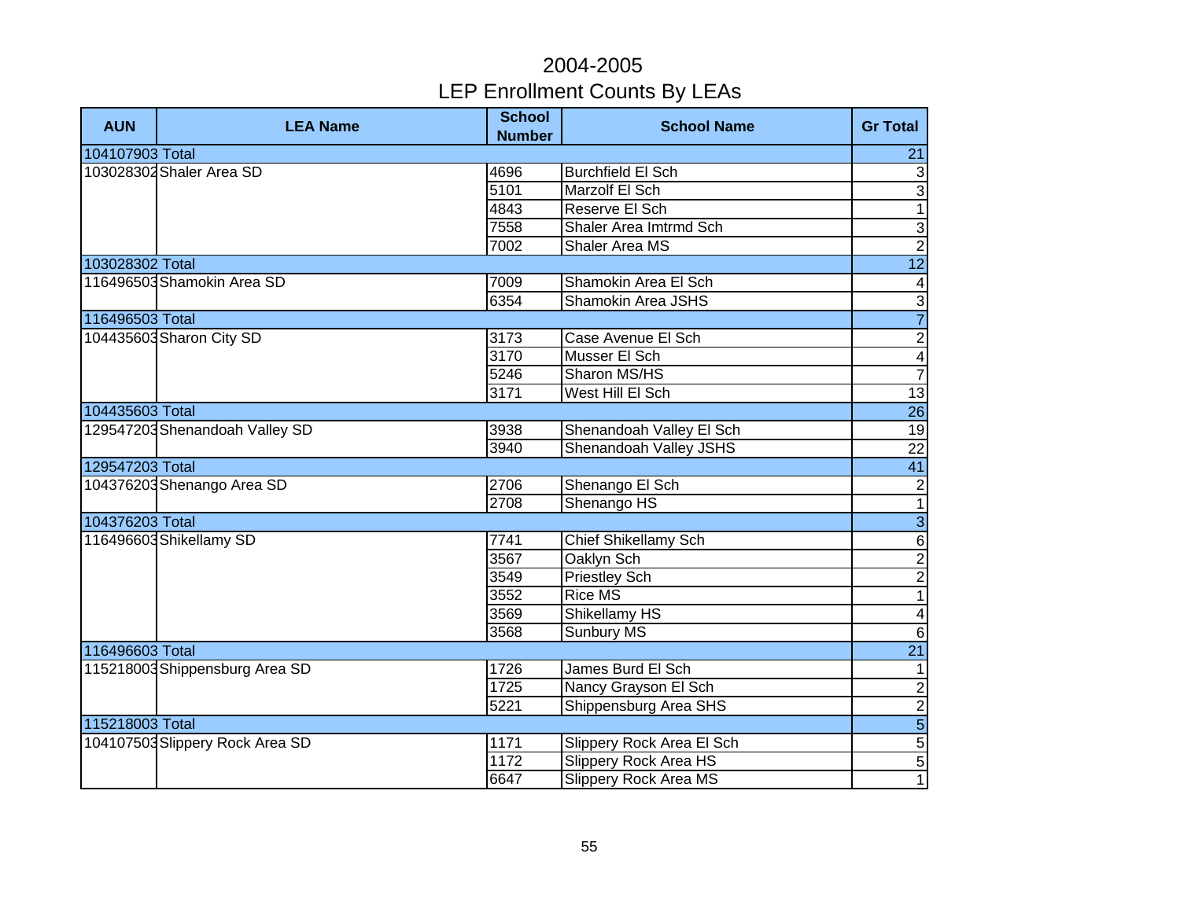# 2004-2005
# LEP Enrollment Counts By LEAs

| AUN | LEA Name | School Number | School Name | Gr Total |
|---|---|---|---|---|
| 104107903 Total | | | | 21 |
| 103028302 | Shaler Area SD | 4696 | Burchfield El Sch | 3 |
| | | 5101 | Marzolf El Sch | 3 |
| | | 4843 | Reserve El Sch | 1 |
| | | 7558 | Shaler Area Imtrmd Sch | 3 |
| | | 7002 | Shaler Area MS | 2 |
| 103028302 Total | | | | 12 |
| 116496503 | Shamokin Area SD | 7009 | Shamokin Area El Sch | 4 |
| | | 6354 | Shamokin Area JSHS | 3 |
| 116496503 Total | | | | 7 |
| 104435603 | Sharon City SD | 3173 | Case Avenue El Sch | 2 |
| | | 3170 | Musser El Sch | 4 |
| | | 5246 | Sharon MS/HS | 7 |
| | | 3171 | West Hill El Sch | 13 |
| 104435603 Total | | | | 26 |
| 129547203 | Shenandoah Valley SD | 3938 | Shenandoah Valley El Sch | 19 |
| | | 3940 | Shenandoah Valley JSHS | 22 |
| 129547203 Total | | | | 41 |
| 104376203 | Shenango Area SD | 2706 | Shenango El Sch | 2 |
| | | 2708 | Shenango HS | 1 |
| 104376203 Total | | | | 3 |
| 116496603 | Shikellamy SD | 7741 | Chief Shikellamy Sch | 6 |
| | | 3567 | Oaklyn Sch | 2 |
| | | 3549 | Priestley Sch | 2 |
| | | 3552 | Rice MS | 1 |
| | | 3569 | Shikellamy HS | 4 |
| | | 3568 | Sunbury MS | 6 |
| 116496603 Total | | | | 21 |
| 115218003 | Shippensburg Area SD | 1726 | James Burd El Sch | 1 |
| | | 1725 | Nancy Grayson El Sch | 2 |
| | | 5221 | Shippensburg Area SHS | 2 |
| 115218003 Total | | | | 5 |
| 104107503 | Slippery Rock Area SD | 1171 | Slippery Rock Area El Sch | 5 |
| | | 1172 | Slippery Rock Area HS | 5 |
| | | 6647 | Slippery Rock Area MS | 1 |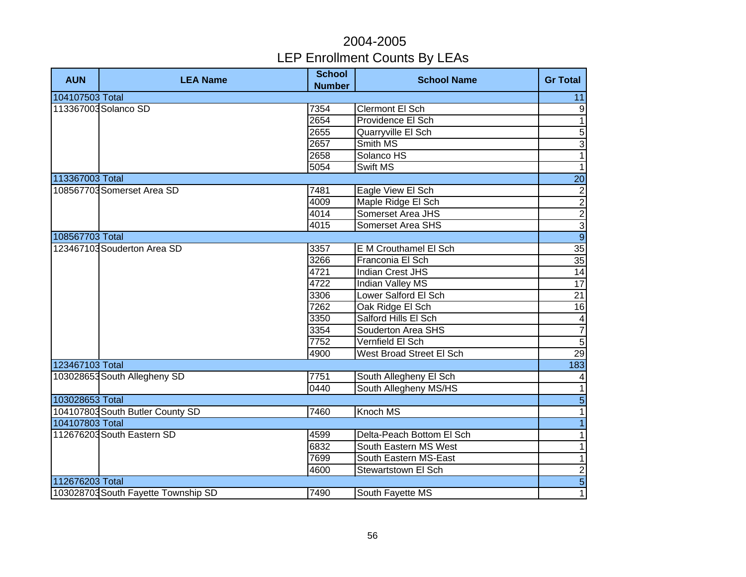# 2004-2005
# LEP Enrollment Counts By LEAs

| AUN | LEA Name | School Number | School Name | Gr Total |
|---|---|---|---|---|
| 104107503 Total | | | | 11 |
| 113367003 | Solanco SD | 7354 | Clermont El Sch | 9 |
| | | 2654 | Providence El Sch | 1 |
| | | 2655 | Quarryville El Sch | 5 |
| | | 2657 | Smith MS | 3 |
| | | 2658 | Solanco HS | 1 |
| | | 5054 | Swift MS | 1 |
| 113367003 Total | | | | 20 |
| 108567703 | Somerset Area SD | 7481 | Eagle View El Sch | 2 |
| | | 4009 | Maple Ridge El Sch | 2 |
| | | 4014 | Somerset Area JHS | 2 |
| | | 4015 | Somerset Area SHS | 3 |
| 108567703 Total | | | | 9 |
| 123467103 | Souderton Area SD | 3357 | E M Crouthamel El Sch | 35 |
| | | 3266 | Franconia El Sch | 35 |
| | | 4721 | Indian Crest JHS | 14 |
| | | 4722 | Indian Valley MS | 17 |
| | | 3306 | Lower Salford El Sch | 21 |
| | | 7262 | Oak Ridge El Sch | 16 |
| | | 3350 | Salford Hills El Sch | 4 |
| | | 3354 | Souderton Area SHS | 7 |
| | | 7752 | Vernfield El Sch | 5 |
| | | 4900 | West Broad Street El Sch | 29 |
| 123467103 Total | | | | 183 |
| 103028653 | South Allegheny SD | 7751 | South Allegheny El Sch | 4 |
| | | 0440 | South Allegheny MS/HS | 1 |
| 103028653 Total | | | | 5 |
| 104107803 | South Butler County SD | 7460 | Knoch MS | 1 |
| 104107803 Total | | | | 1 |
| 112676203 | South Eastern SD | 4599 | Delta-Peach Bottom El Sch | 1 |
| | | 6832 | South Eastern MS West | 1 |
| | | 7699 | South Eastern MS-East | 1 |
| | | 4600 | Stewartstown El Sch | 2 |
| 112676203 Total | | | | 5 |
| 103028703 | South Fayette Township SD | 7490 | South Fayette MS | 1 |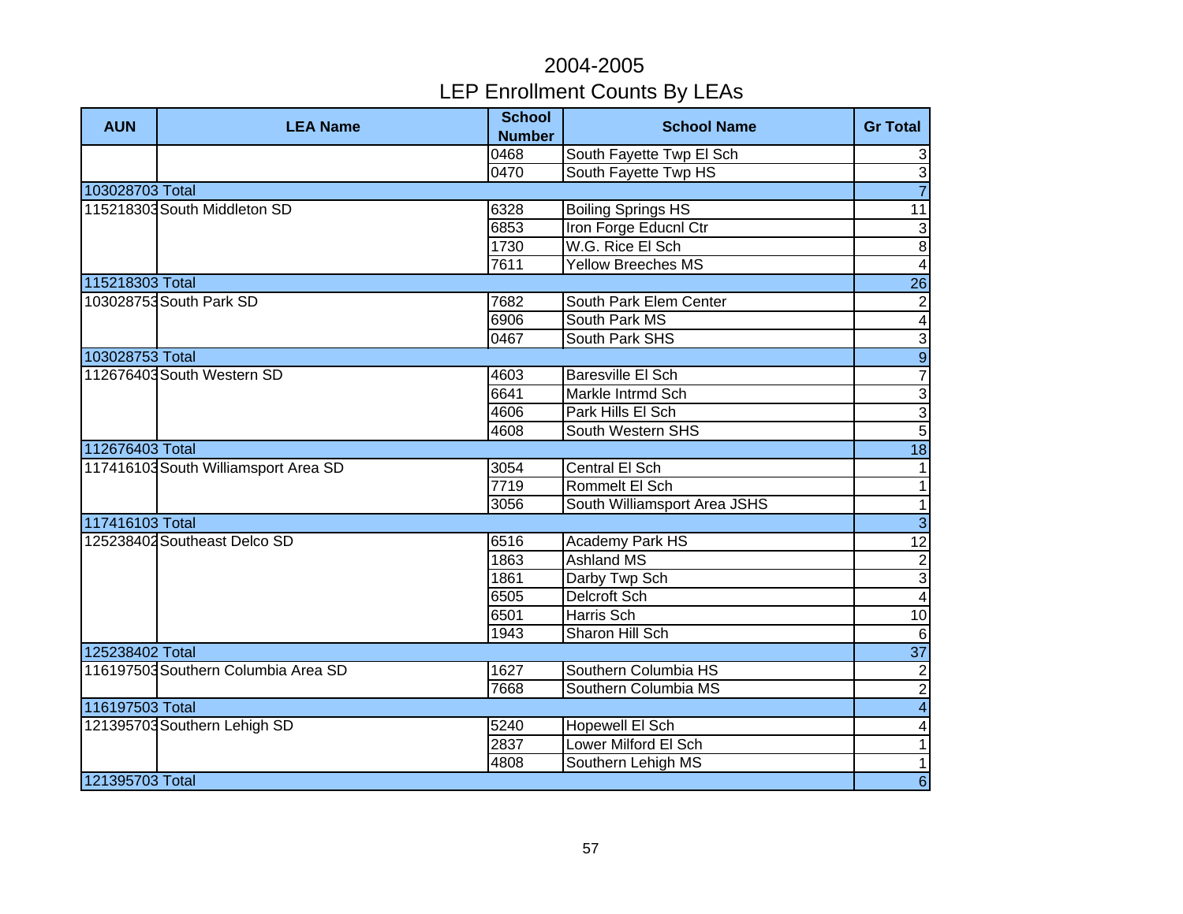# 2004-2005
# LEP Enrollment Counts By LEAs

| AUN | LEA Name | School Number | School Name | Gr Total |
|---|---|---|---|---|
| | | 0468 | South Fayette Twp El Sch | 3 |
| | | 0470 | South Fayette Twp HS | 3 |
| 103028703 Total | | | | 7 |
| 115218303 | South Middleton SD | 6328 | Boiling Springs HS | 11 |
| | | 6853 | Iron Forge Educnl Ctr | 3 |
| | | 1730 | W.G. Rice El Sch | 8 |
| | | 7611 | Yellow Breeches MS | 4 |
| 115218303 Total | | | | 26 |
| 103028753 | South Park SD | 7682 | South Park Elem Center | 2 |
| | | 6906 | South Park MS | 4 |
| | | 0467 | South Park SHS | 3 |
| 103028753 Total | | | | 9 |
| 112676403 | South Western SD | 4603 | Baresville El Sch | 7 |
| | | 6641 | Markle Intrmd Sch | 3 |
| | | 4606 | Park Hills El Sch | 3 |
| | | 4608 | South Western SHS | 5 |
| 112676403 Total | | | | 18 |
| 117416103 | South Williamsport Area SD | 3054 | Central El Sch | 1 |
| | | 7719 | Rommelt El Sch | 1 |
| | | 3056 | South Williamsport Area JSHS | 1 |
| 117416103 Total | | | | 3 |
| 125238402 | Southeast Delco SD | 6516 | Academy Park HS | 12 |
| | | 1863 | Ashland MS | 2 |
| | | 1861 | Darby Twp Sch | 3 |
| | | 6505 | Delcroft Sch | 4 |
| | | 6501 | Harris Sch | 10 |
| | | 1943 | Sharon Hill Sch | 6 |
| 125238402 Total | | | | 37 |
| 116197503 | Southern Columbia Area SD | 1627 | Southern Columbia HS | 2 |
| | | 7668 | Southern Columbia MS | 2 |
| 116197503 Total | | | | 4 |
| 121395703 | Southern Lehigh SD | 5240 | Hopewell El Sch | 4 |
| | | 2837 | Lower Milford El Sch | 1 |
| | | 4808 | Southern Lehigh MS | 1 |
| 121395703 Total | | | | 6 |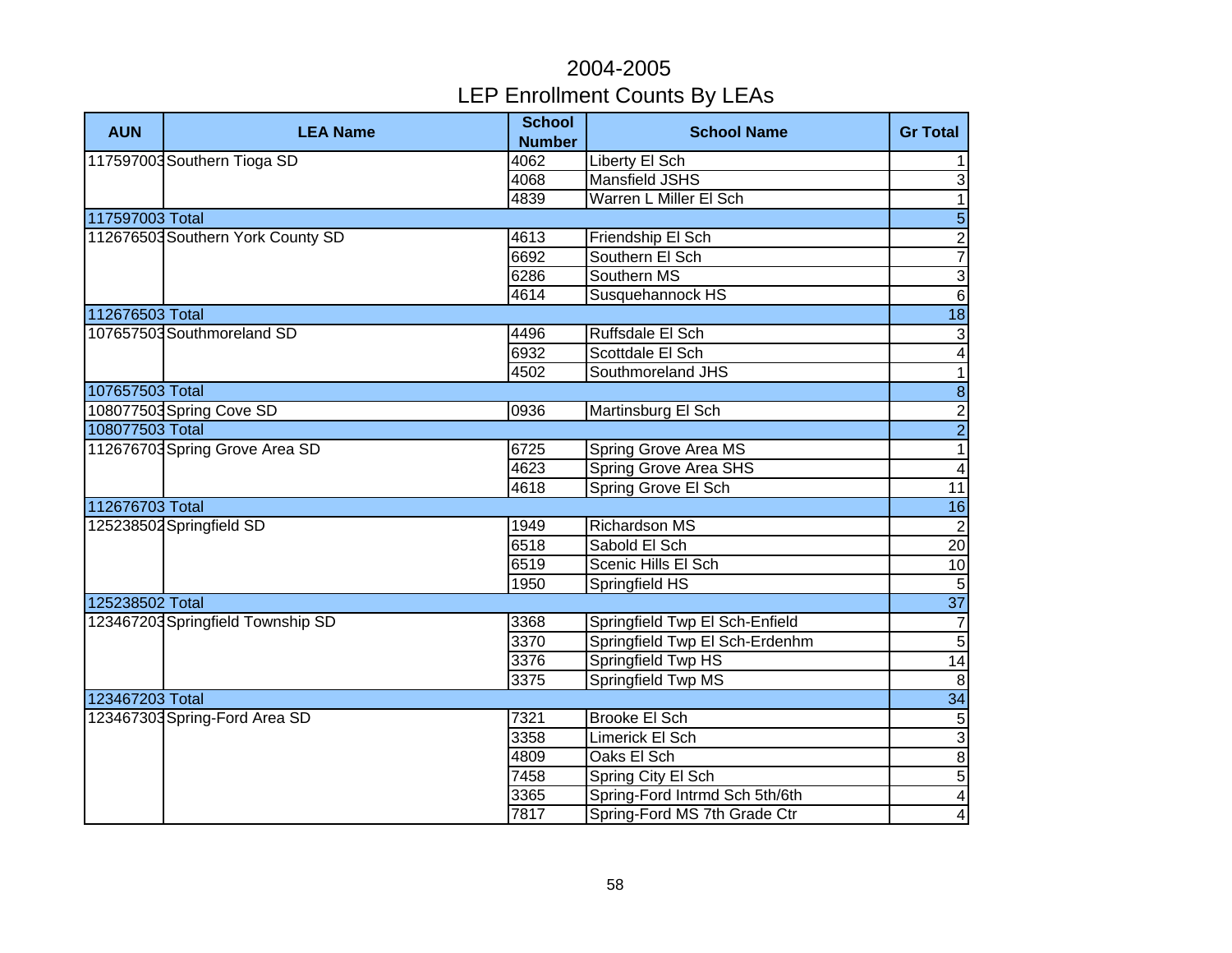# 2004-2005
## LEP Enrollment Counts By LEAs

| AUN | LEA Name | School Number | School Name | Gr Total |
|---|---|---|---|---|
| 117597003 | Southern Tioga SD | 4062 | Liberty El Sch | 1 |
| | | 4068 | Mansfield JSHS | 3 |
| | | 4839 | Warren L Miller El Sch | 1 |
| 117597003 Total | | | | 5 |
| 112676503 | Southern York County SD | 4613 | Friendship El Sch | 2 |
| | | 6692 | Southern El Sch | 7 |
| | | 6286 | Southern MS | 3 |
| | | 4614 | Susquehannock HS | 6 |
| 112676503 Total | | | | 18 |
| 107657503 | Southmoreland SD | 4496 | Ruffsdale El Sch | 3 |
| | | 6932 | Scottdale El Sch | 4 |
| | | 4502 | Southmoreland JHS | 1 |
| 107657503 Total | | | | 8 |
| 108077503 | Spring Cove SD | 0936 | Martinsburg El Sch | 2 |
| 108077503 Total | | | | 2 |
| 112676703 | Spring Grove Area SD | 6725 | Spring Grove Area MS | 1 |
| | | 4623 | Spring Grove Area SHS | 4 |
| | | 4618 | Spring Grove El Sch | 11 |
| 112676703 Total | | | | 16 |
| 125238502 | Springfield SD | 1949 | Richardson MS | 2 |
| | | 6518 | Sabold El Sch | 20 |
| | | 6519 | Scenic Hills El Sch | 10 |
| | | 1950 | Springfield HS | 5 |
| 125238502 Total | | | | 37 |
| 123467203 | Springfield Township SD | 3368 | Springfield Twp El Sch-Enfield | 7 |
| | | 3370 | Springfield Twp El Sch-Erdenhm | 5 |
| | | 3376 | Springfield Twp HS | 14 |
| | | 3375 | Springfield Twp MS | 8 |
| 123467203 Total | | | | 34 |
| 123467303 | Spring-Ford Area SD | 7321 | Brooke El Sch | 5 |
| | | 3358 | Limerick El Sch | 3 |
| | | 4809 | Oaks El Sch | 8 |
| | | 7458 | Spring City El Sch | 5 |
| | | 3365 | Spring-Ford Intrmd Sch 5th/6th | 4 |
| | | 7817 | Spring-Ford MS 7th Grade Ctr | 4 |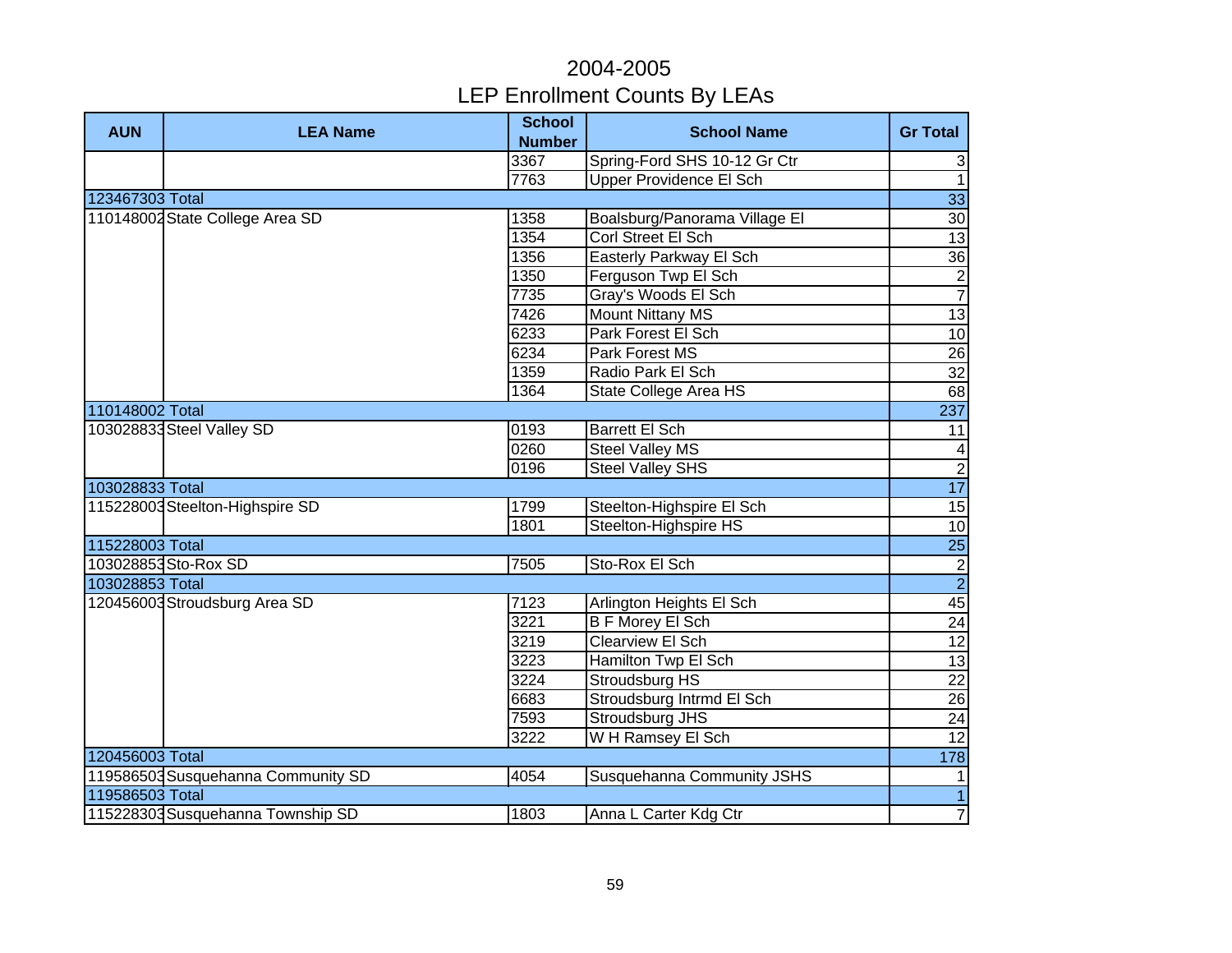# 2004-2005
# LEP Enrollment Counts By LEAs

| AUN | LEA Name | School Number | School Name | Gr Total |
|---|---|---|---|---|
| | | 3367 | Spring-Ford SHS 10-12 Gr Ctr | 3 |
| | | 7763 | Upper Providence El Sch | 1 |
| 123467303 Total | | | | 33 |
| 110148002 | State College Area SD | 1358 | Boalsburg/Panorama Village El | 30 |
| | | 1354 | Corl Street El Sch | 13 |
| | | 1356 | Easterly Parkway El Sch | 36 |
| | | 1350 | Ferguson Twp El Sch | 2 |
| | | 7735 | Gray's Woods El Sch | 7 |
| | | 7426 | Mount Nittany MS | 13 |
| | | 6233 | Park Forest El Sch | 10 |
| | | 6234 | Park Forest MS | 26 |
| | | 1359 | Radio Park El Sch | 32 |
| | | 1364 | State College Area HS | 68 |
| 110148002 Total | | | | 237 |
| 103028833 | Steel Valley SD | 0193 | Barrett El Sch | 11 |
| | | 0260 | Steel Valley MS | 4 |
| | | 0196 | Steel Valley SHS | 2 |
| 103028833 Total | | | | 17 |
| 115228003 | Steelton-Highspire SD | 1799 | Steelton-Highspire El Sch | 15 |
| | | 1801 | Steelton-Highspire HS | 10 |
| 115228003 Total | | | | 25 |
| 103028853 | Sto-Rox SD | 7505 | Sto-Rox El Sch | 2 |
| 103028853 Total | | | | 2 |
| 120456003 | Stroudsburg Area SD | 7123 | Arlington Heights El Sch | 45 |
| | | 3221 | B F Morey El Sch | 24 |
| | | 3219 | Clearview El Sch | 12 |
| | | 3223 | Hamilton Twp El Sch | 13 |
| | | 3224 | Stroudsburg HS | 22 |
| | | 6683 | Stroudsburg Intrmd El Sch | 26 |
| | | 7593 | Stroudsburg JHS | 24 |
| | | 3222 | W H Ramsey El Sch | 12 |
| 120456003 Total | | | | 178 |
| 119586503 | Susquehanna Community SD | 4054 | Susquehanna Community JSHS | 1 |
| 119586503 Total | | | | 1 |
| 115228303 | Susquehanna Township SD | 1803 | Anna L Carter Kdg Ctr | 7 |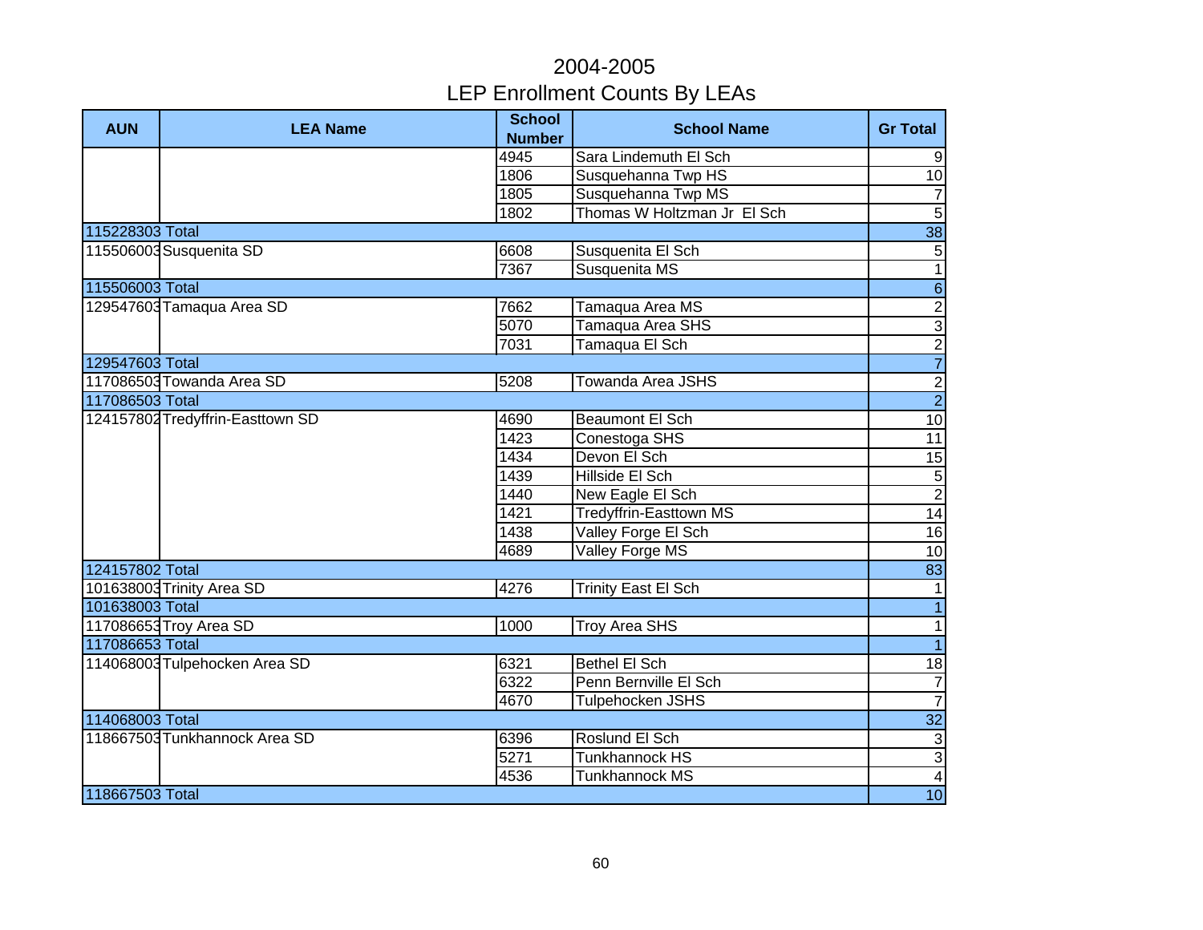# 2004-2005
# LEP Enrollment Counts By LEAs

| AUN | LEA Name | School Number | School Name | Gr Total |
|---|---|---|---|---|
| | | 4945 | Sara Lindemuth El Sch | 9 |
| | | 1806 | Susquehanna Twp HS | 10 |
| | | 1805 | Susquehanna Twp MS | 7 |
| | | 1802 | Thomas W Holtzman Jr El Sch | 5 |
| 115228303 Total | | | | 38 |
| 115506003 | Susquenita SD | 6608 | Susquenita El Sch | 5 |
| | | 7367 | Susquenita MS | 1 |
| 115506003 Total | | | | 6 |
| 129547603 | Tamaqua Area SD | 7662 | Tamaqua Area MS | 2 |
| | | 5070 | Tamaqua Area SHS | 3 |
| | | 7031 | Tamaqua El Sch | 2 |
| 129547603 Total | | | | 7 |
| 117086503 | Towanda Area SD | 5208 | Towanda Area JSHS | 2 |
| 117086503 Total | | | | 2 |
| 124157802 | Tredyffrin-Easttown SD | 4690 | Beaumont El Sch | 10 |
| | | 1423 | Conestoga SHS | 11 |
| | | 1434 | Devon El Sch | 15 |
| | | 1439 | Hillside El Sch | 5 |
| | | 1440 | New Eagle El Sch | 2 |
| | | 1421 | Tredyffrin-Easttown MS | 14 |
| | | 1438 | Valley Forge El Sch | 16 |
| | | 4689 | Valley Forge MS | 10 |
| 124157802 Total | | | | 83 |
| 101638003 | Trinity Area SD | 4276 | Trinity East El Sch | 1 |
| 101638003 Total | | | | 1 |
| 117086653 | Troy Area SD | 1000 | Troy Area SHS | 1 |
| 117086653 Total | | | | 1 |
| 114068003 | Tulpehocken Area SD | 6321 | Bethel El Sch | 18 |
| | | 6322 | Penn Bernville El Sch | 7 |
| | | 4670 | Tulpehocken JSHS | 7 |
| 114068003 Total | | | | 32 |
| 118667503 | Tunkhannock Area SD | 6396 | Roslund El Sch | 3 |
| | | 5271 | Tunkhannock HS | 3 |
| | | 4536 | Tunkhannock MS | 4 |
| 118667503 Total | | | | 10 |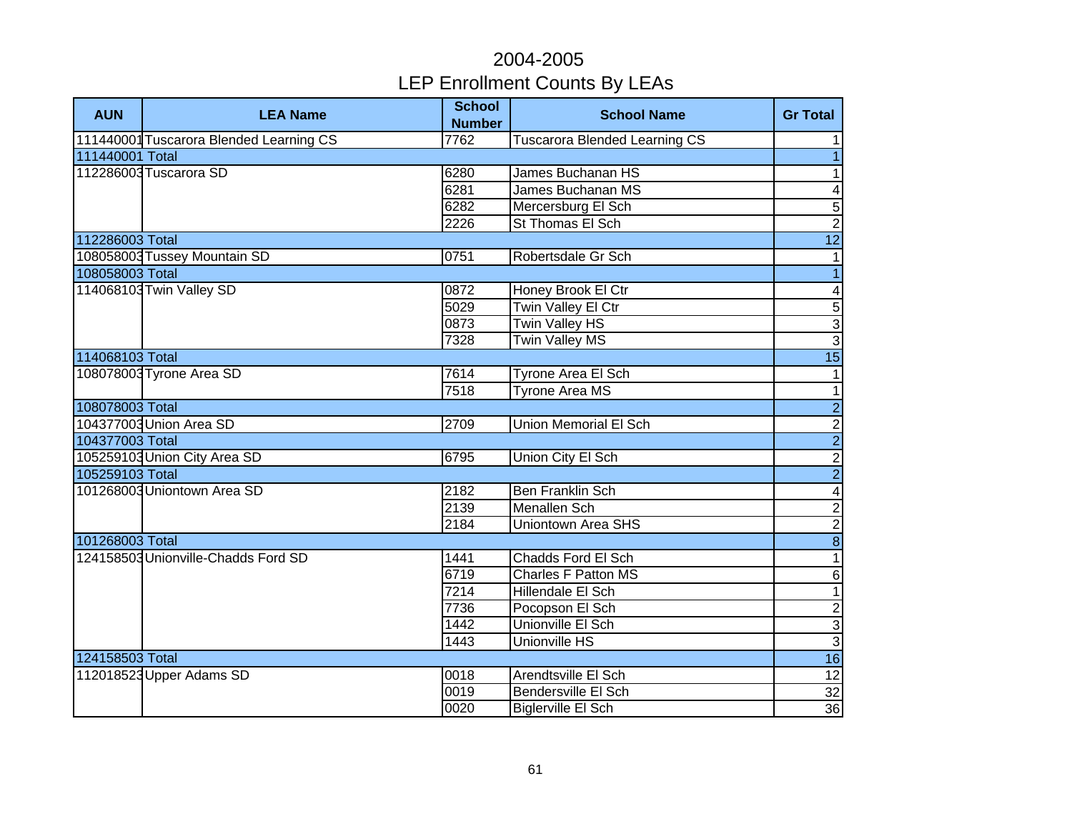# 2004-2005
## LEP Enrollment Counts By LEAs

| AUN | LEA Name | School Number | School Name | Gr Total |
|---|---|---|---|---|
| 111440001 | Tuscarora Blended Learning CS | 7762 | Tuscarora Blended Learning CS | 1 |
| 111440001 Total | | | | 1 |
| 112286003 | Tuscarora SD | 6280 | James Buchanan HS | 1 |
| | | 6281 | James Buchanan MS | 4 |
| | | 6282 | Mercersburg El Sch | 5 |
| | | 2226 | St Thomas El Sch | 2 |
| 112286003 Total | | | | 12 |
| 108058003 | Tussey Mountain SD | 0751 | Robertsdale Gr Sch | 1 |
| 108058003 Total | | | | 1 |
| 114068103 | Twin Valley SD | 0872 | Honey Brook El Ctr | 4 |
| | | 5029 | Twin Valley El Ctr | 5 |
| | | 0873 | Twin Valley HS | 3 |
| | | 7328 | Twin Valley MS | 3 |
| 114068103 Total | | | | 15 |
| 108078003 | Tyrone Area SD | 7614 | Tyrone Area El Sch | 1 |
| | | 7518 | Tyrone Area MS | 1 |
| 108078003 Total | | | | 2 |
| 104377003 | Union Area SD | 2709 | Union Memorial El Sch | 2 |
| 104377003 Total | | | | 2 |
| 105259103 | Union City Area SD | 6795 | Union City El Sch | 2 |
| 105259103 Total | | | | 2 |
| 101268003 | Uniontown Area SD | 2182 | Ben Franklin Sch | 4 |
| | | 2139 | Menallen Sch | 2 |
| | | 2184 | Uniontown Area SHS | 2 |
| 101268003 Total | | | | 8 |
| 124158503 | Unionville-Chadds Ford SD | 1441 | Chadds Ford El Sch | 1 |
| | | 6719 | Charles F Patton MS | 6 |
| | | 7214 | Hillendale El Sch | 1 |
| | | 7736 | Pocopson El Sch | 2 |
| | | 1442 | Unionville El Sch | 3 |
| | | 1443 | Unionville HS | 3 |
| 124158503 Total | | | | 16 |
| 112018523 | Upper Adams SD | 0018 | Arendtsville El Sch | 12 |
| | | 0019 | Bendersville El Sch | 32 |
| | | 0020 | Biglerville El Sch | 36 |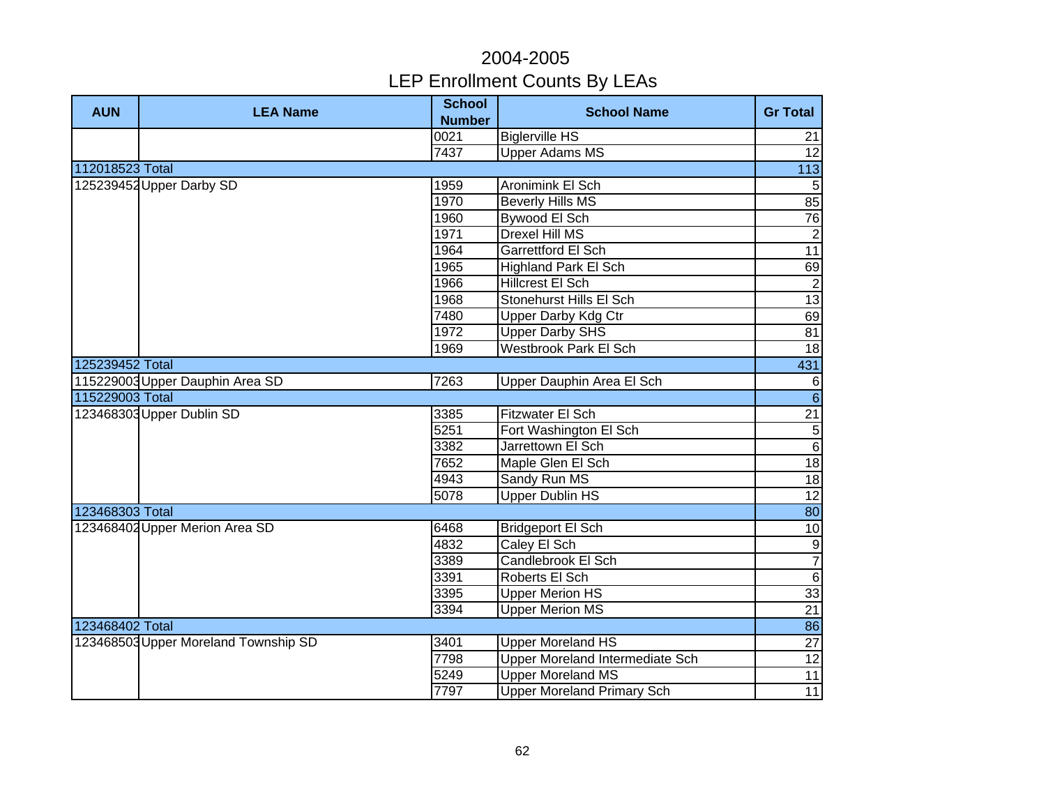# 2004-2005
# LEP Enrollment Counts By LEAs

| AUN | LEA Name | School Number | School Name | Gr Total |
|---|---|---|---|---|
| | | 0021 | Biglerville HS | 21 |
| | | 7437 | Upper Adams MS | 12 |
| 112018523 Total | | | | 113 |
| 125239452 | Upper Darby SD | 1959 | Aronimink El Sch | 5 |
| | | 1970 | Beverly Hills MS | 85 |
| | | 1960 | Bywood El Sch | 76 |
| | | 1971 | Drexel Hill MS | 2 |
| | | 1964 | Garrettford El Sch | 11 |
| | | 1965 | Highland Park El Sch | 69 |
| | | 1966 | Hillcrest El Sch | 2 |
| | | 1968 | Stonehurst Hills El Sch | 13 |
| | | 7480 | Upper Darby Kdg Ctr | 69 |
| | | 1972 | Upper Darby SHS | 81 |
| | | 1969 | Westbrook Park El Sch | 18 |
| 125239452 Total | | | | 431 |
| 115229003 | Upper Dauphin Area SD | 7263 | Upper Dauphin Area El Sch | 6 |
| 115229003 Total | | | | 6 |
| 123468303 | Upper Dublin SD | 3385 | Fitzwater El Sch | 21 |
| | | 5251 | Fort Washington El Sch | 5 |
| | | 3382 | Jarrettown El Sch | 6 |
| | | 7652 | Maple Glen El Sch | 18 |
| | | 4943 | Sandy Run MS | 18 |
| | | 5078 | Upper Dublin HS | 12 |
| 123468303 Total | | | | 80 |
| 123468402 | Upper Merion Area SD | 6468 | Bridgeport El Sch | 10 |
| | | 4832 | Caley El Sch | 9 |
| | | 3389 | Candlebrook El Sch | 7 |
| | | 3391 | Roberts El Sch | 6 |
| | | 3395 | Upper Merion HS | 33 |
| | | 3394 | Upper Merion MS | 21 |
| 123468402 Total | | | | 86 |
| 123468503 | Upper Moreland Township SD | 3401 | Upper Moreland HS | 27 |
| | | 7798 | Upper Moreland Intermediate Sch | 12 |
| | | 5249 | Upper Moreland MS | 11 |
| | | 7797 | Upper Moreland Primary Sch | 11 |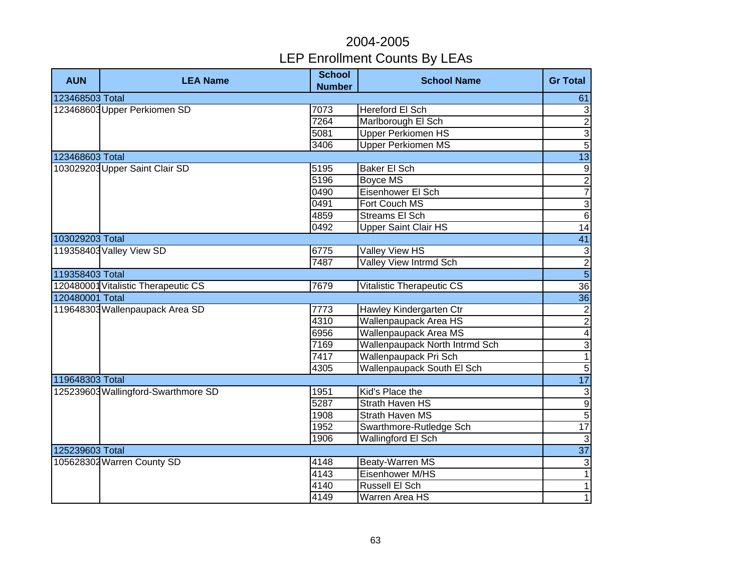# 2004-2005
## LEP Enrollment Counts By LEAs

| AUN | LEA Name | School Number | School Name | Gr Total |
|---|---|---|---|---|
| 123468503 Total | | | | 61 |
| 123468603 | Upper Perkiomen SD | 7073 | Hereford El Sch | 3 |
| | | 7264 | Marlborough El Sch | 2 |
| | | 5081 | Upper Perkiomen HS | 3 |
| | | 3406 | Upper Perkiomen MS | 5 |
| 123468603 Total | | | | 13 |
| 103029203 | Upper Saint Clair SD | 5195 | Baker El Sch | 9 |
| | | 5196 | Boyce MS | 2 |
| | | 0490 | Eisenhower El Sch | 7 |
| | | 0491 | Fort Couch MS | 3 |
| | | 4859 | Streams El Sch | 6 |
| | | 0492 | Upper Saint Clair HS | 14 |
| 103029203 Total | | | | 41 |
| 119358403 | Valley View SD | 6775 | Valley View HS | 3 |
| | | 7487 | Valley View Intrmd Sch | 2 |
| 119358403 Total | | | | 5 |
| 120480001 | Vitalistic Therapeutic CS | 7679 | Vitalistic Therapeutic CS | 36 |
| 120480001 Total | | | | 36 |
| 119648303 | Wallenpaupack Area SD | 7773 | Hawley Kindergarten Ctr | 2 |
| | | 4310 | Wallenpaupack Area HS | 2 |
| | | 6956 | Wallenpaupack Area MS | 4 |
| | | 7169 | Wallenpaupack North Intrmd Sch | 3 |
| | | 7417 | Wallenpaupack Pri Sch | 1 |
| | | 4305 | Wallenpaupack South El Sch | 5 |
| 119648303 Total | | | | 17 |
| 125239603 | Wallingford-Swarthmore SD | 1951 | Kid's Place the | 3 |
| | | 5287 | Strath Haven HS | 9 |
| | | 1908 | Strath Haven MS | 5 |
| | | 1952 | Swarthmore-Rutledge Sch | 17 |
| | | 1906 | Wallingford El Sch | 3 |
| 125239603 Total | | | | 37 |
| 105628302 | Warren County SD | 4148 | Beaty-Warren MS | 3 |
| | | 4143 | Eisenhower M/HS | 1 |
| | | 4140 | Russell El Sch | 1 |
| | | 4149 | Warren Area HS | 1 |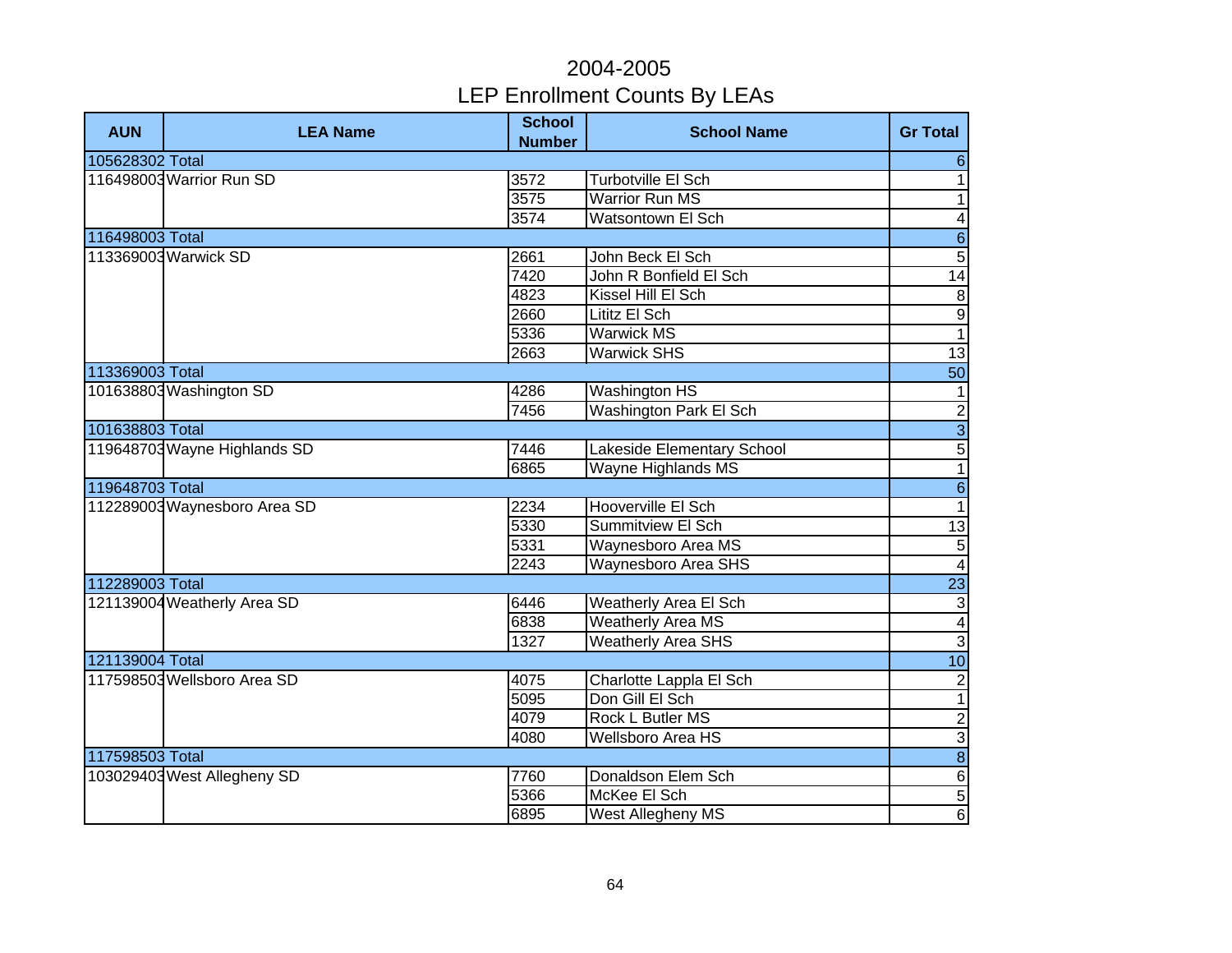# 2004-2005
# LEP Enrollment Counts By LEAs

| AUN | LEA Name | School Number | School Name | Gr Total |
|---|---|---|---|---|
| 105628302 Total | | | | 6 |
| 116498003 | Warrior Run SD | 3572 | Turbotville El Sch | 1 |
| | | 3575 | Warrior Run MS | 1 |
| | | 3574 | Watsontown El Sch | 4 |
| 116498003 Total | | | | 6 |
| 113369003 | Warwick SD | 2661 | John Beck El Sch | 5 |
| | | 7420 | John R Bonfield El Sch | 14 |
| | | 4823 | Kissel Hill El Sch | 8 |
| | | 2660 | Lititz El Sch | 9 |
| | | 5336 | Warwick MS | 1 |
| | | 2663 | Warwick SHS | 13 |
| 113369003 Total | | | | 50 |
| 101638803 | Washington SD | 4286 | Washington HS | 1 |
| | | 7456 | Washington Park El Sch | 2 |
| 101638803 Total | | | | 3 |
| 119648703 | Wayne Highlands SD | 7446 | Lakeside Elementary School | 5 |
| | | 6865 | Wayne Highlands MS | 1 |
| 119648703 Total | | | | 6 |
| 112289003 | Waynesboro Area SD | 2234 | Hooverville El Sch | 1 |
| | | 5330 | Summitview El Sch | 13 |
| | | 5331 | Waynesboro Area MS | 5 |
| | | 2243 | Waynesboro Area SHS | 4 |
| 112289003 Total | | | | 23 |
| 121139004 | Weatherly Area SD | 6446 | Weatherly Area El Sch | 3 |
| | | 6838 | Weatherly Area MS | 4 |
| | | 1327 | Weatherly Area SHS | 3 |
| 121139004 Total | | | | 10 |
| 117598503 | Wellsboro Area SD | 4075 | Charlotte Lappla El Sch | 2 |
| | | 5095 | Don Gill El Sch | 1 |
| | | 4079 | Rock L Butler MS | 2 |
| | | 4080 | Wellsboro Area HS | 3 |
| 117598503 Total | | | | 8 |
| 103029403 | West Allegheny SD | 7760 | Donaldson Elem Sch | 6 |
| | | 5366 | McKee El Sch | 5 |
| | | 6895 | West Allegheny MS | 6 |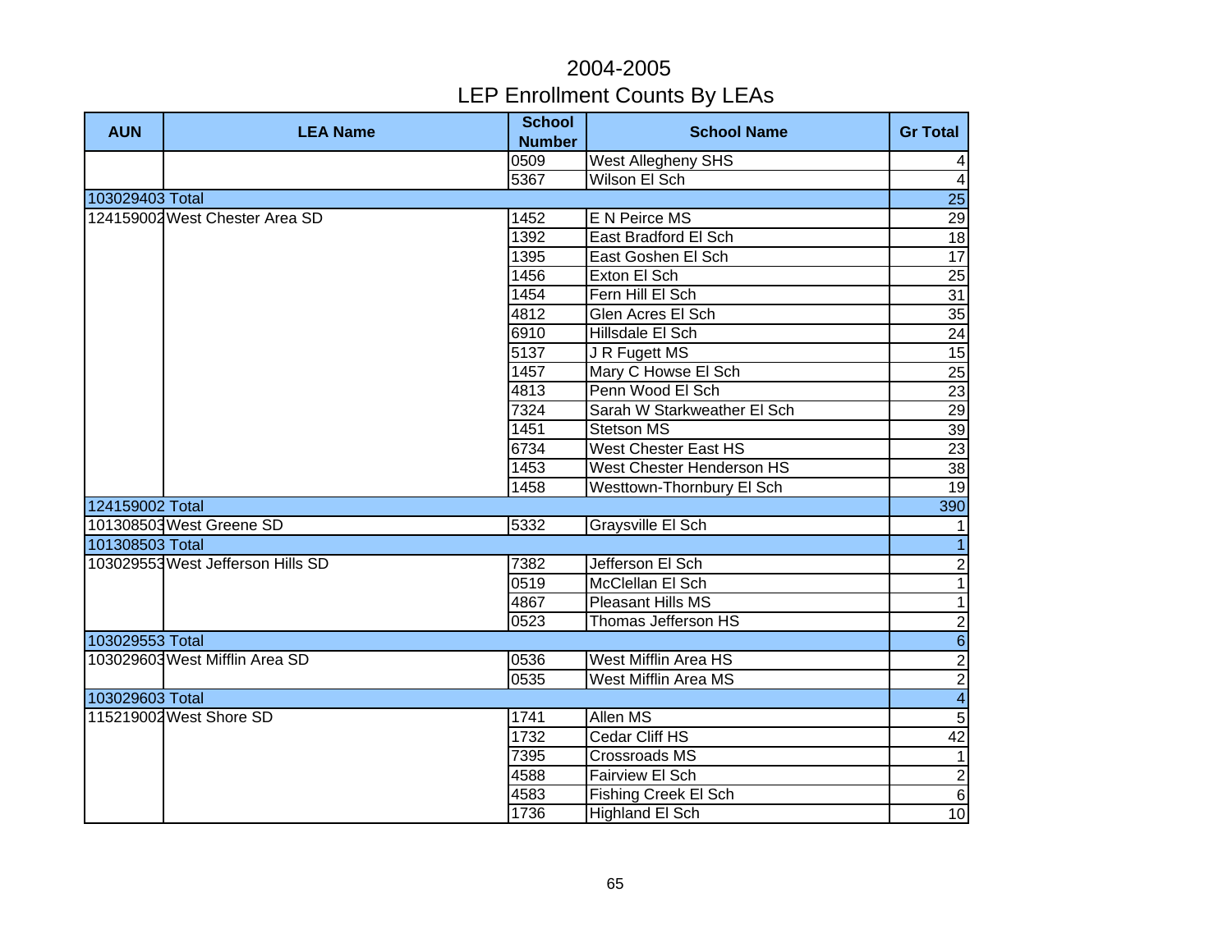# 2004-2005
## LEP Enrollment Counts By LEAs

| AUN | LEA Name | School Number | School Name | Gr Total |
|---|---|---|---|---|
| | | 0509 | West Allegheny SHS | 4 |
| | | 5367 | Wilson El Sch | 4 |
| 103029403 Total | | | | 25 |
| 124159002 | West Chester Area SD | 1452 | E N Peirce MS | 29 |
| | | 1392 | East Bradford El Sch | 18 |
| | | 1395 | East Goshen El Sch | 17 |
| | | 1456 | Exton El Sch | 25 |
| | | 1454 | Fern Hill El Sch | 31 |
| | | 4812 | Glen Acres El Sch | 35 |
| | | 6910 | Hillsdale El Sch | 24 |
| | | 5137 | J R Fugett MS | 15 |
| | | 1457 | Mary C Howse El Sch | 25 |
| | | 4813 | Penn Wood El Sch | 23 |
| | | 7324 | Sarah W Starkweather El Sch | 29 |
| | | 1451 | Stetson MS | 39 |
| | | 6734 | West Chester East HS | 23 |
| | | 1453 | West Chester Henderson HS | 38 |
| | | 1458 | Westtown-Thornbury El Sch | 19 |
| 124159002 Total | | | | 390 |
| 101308503 | West Greene SD | 5332 | Graysville El Sch | 1 |
| 101308503 Total | | | | 1 |
| 103029553 | West Jefferson Hills SD | 7382 | Jefferson El Sch | 2 |
| | | 0519 | McClellan El Sch | 1 |
| | | 4867 | Pleasant Hills MS | 1 |
| | | 0523 | Thomas Jefferson HS | 2 |
| 103029553 Total | | | | 6 |
| 103029603 | West Mifflin Area SD | 0536 | West Mifflin Area HS | 2 |
| | | 0535 | West Mifflin Area MS | 2 |
| 103029603 Total | | | | 4 |
| 115219002 | West Shore SD | 1741 | Allen MS | 5 |
| | | 1732 | Cedar Cliff HS | 42 |
| | | 7395 | Crossroads MS | 1 |
| | | 4588 | Fairview El Sch | 2 |
| | | 4583 | Fishing Creek El Sch | 6 |
| | | 1736 | Highland El Sch | 10 |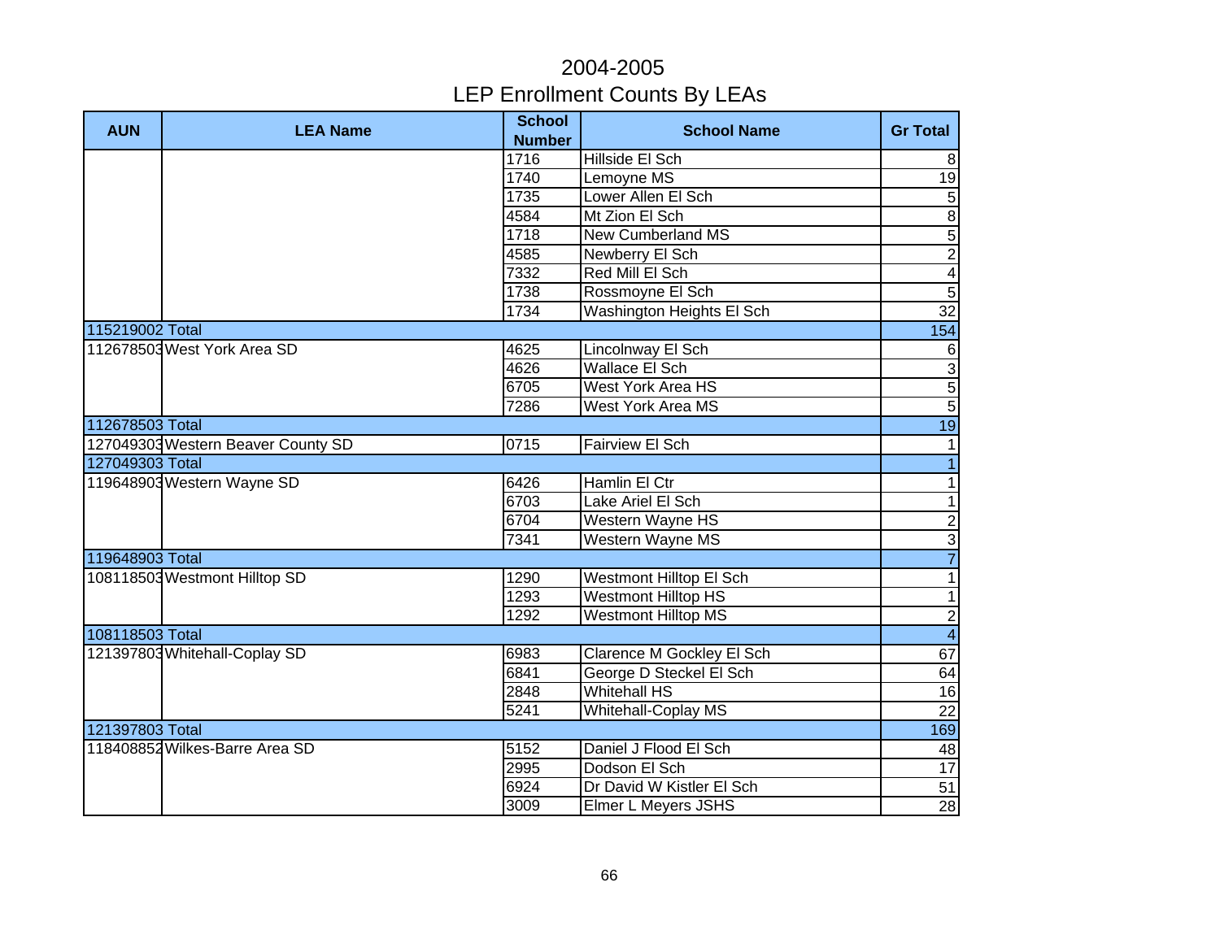# 2004-2005
# LEP Enrollment Counts By LEAs

| AUN | LEA Name | School Number | School Name | Gr Total |
|---|---|---|---|---|
| | | 1716 | Hillside El Sch | 8 |
| | | 1740 | Lemoyne MS | 19 |
| | | 1735 | Lower Allen El Sch | 5 |
| | | 4584 | Mt Zion El Sch | 8 |
| | | 1718 | New Cumberland MS | 5 |
| | | 4585 | Newberry El Sch | 2 |
| | | 7332 | Red Mill El Sch | 4 |
| | | 1738 | Rossmoyne El Sch | 5 |
| | | 1734 | Washington Heights El Sch | 32 |
| 115219002 Total | | | | 154 |
| 112678503 | West York Area SD | 4625 | Lincolnway El Sch | 6 |
| | | 4626 | Wallace El Sch | 3 |
| | | 6705 | West York Area HS | 5 |
| | | 7286 | West York Area MS | 5 |
| 112678503 Total | | | | 19 |
| 127049303 | Western Beaver County SD | 0715 | Fairview El Sch | 1 |
| 127049303 Total | | | | 1 |
| 119648903 | Western Wayne SD | 6426 | Hamlin El Ctr | 1 |
| | | 6703 | Lake Ariel El Sch | 1 |
| | | 6704 | Western Wayne HS | 2 |
| | | 7341 | Western Wayne MS | 3 |
| 119648903 Total | | | | 7 |
| 108118503 | Westmont Hilltop SD | 1290 | Westmont Hilltop El Sch | 1 |
| | | 1293 | Westmont Hilltop HS | 1 |
| | | 1292 | Westmont Hilltop MS | 2 |
| 108118503 Total | | | | 4 |
| 121397803 | Whitehall-Coplay SD | 6983 | Clarence M Gockley El Sch | 67 |
| | | 6841 | George D Steckel El Sch | 64 |
| | | 2848 | Whitehall HS | 16 |
| | | 5241 | Whitehall-Coplay MS | 22 |
| 121397803 Total | | | | 169 |
| 118408852 | Wilkes-Barre Area SD | 5152 | Daniel J Flood El Sch | 48 |
| | | 2995 | Dodson El Sch | 17 |
| | | 6924 | Dr David W Kistler El Sch | 51 |
| | | 3009 | Elmer L Meyers JSHS | 28 |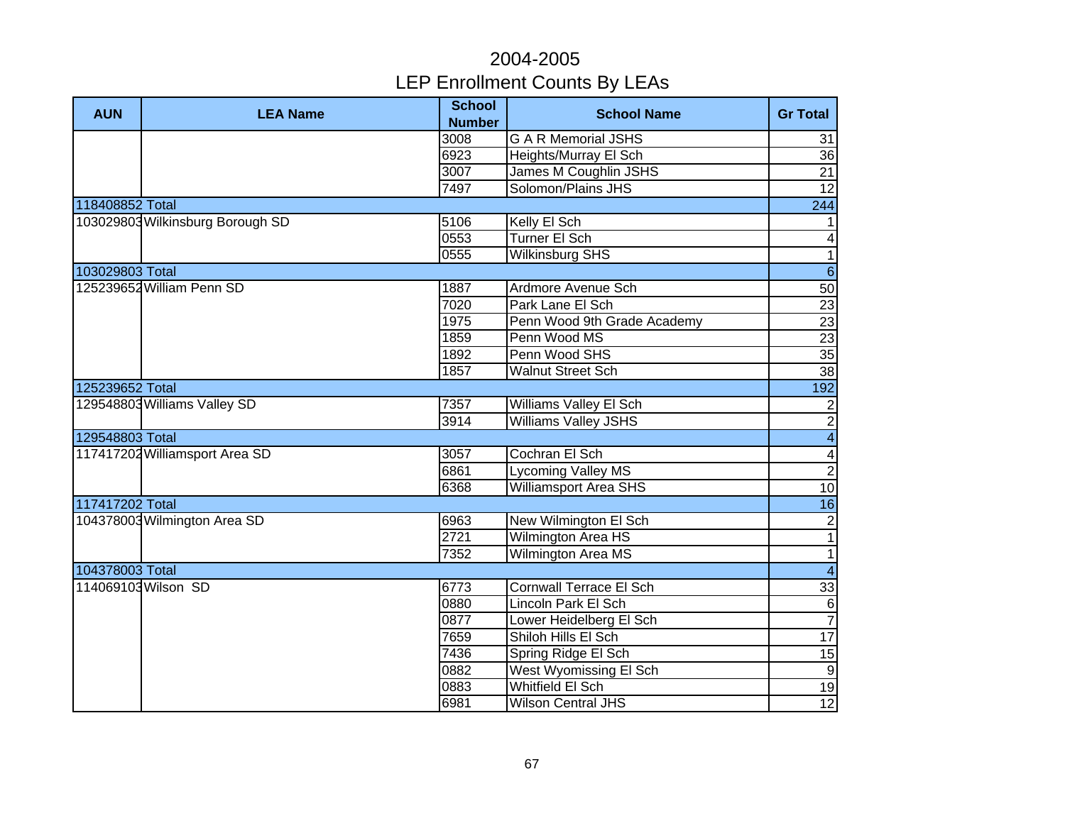# 2004-2005
## LEP Enrollment Counts By LEAs

| AUN | LEA Name | School Number | School Name | Gr Total |
|---|---|---|---|---|
| | | 3008 | G A R Memorial JSHS | 31 |
| | | 6923 | Heights/Murray El Sch | 36 |
| | | 3007 | James M Coughlin JSHS | 21 |
| | | 7497 | Solomon/Plains JHS | 12 |
| 118408852 Total | | | | 244 |
| 103029803 | Wilkinsburg Borough SD | 5106 | Kelly El Sch | 1 |
| | | 0553 | Turner El Sch | 4 |
| | | 0555 | Wilkinsburg SHS | 1 |
| 103029803 Total | | | | 6 |
| 125239652 | William Penn SD | 1887 | Ardmore Avenue Sch | 50 |
| | | 7020 | Park Lane El Sch | 23 |
| | | 1975 | Penn Wood 9th Grade Academy | 23 |
| | | 1859 | Penn Wood MS | 23 |
| | | 1892 | Penn Wood SHS | 35 |
| | | 1857 | Walnut Street Sch | 38 |
| 125239652 Total | | | | 192 |
| 129548803 | Williams Valley SD | 7357 | Williams Valley El Sch | 2 |
| | | 3914 | Williams Valley JSHS | 2 |
| 129548803 Total | | | | 4 |
| 117417202 | Williamsport Area SD | 3057 | Cochran El Sch | 4 |
| | | 6861 | Lycoming Valley MS | 2 |
| | | 6368 | Williamsport Area SHS | 10 |
| 117417202 Total | | | | 16 |
| 104378003 | Wilmington Area SD | 6963 | New Wilmington El Sch | 2 |
| | | 2721 | Wilmington Area HS | 1 |
| | | 7352 | Wilmington Area MS | 1 |
| 104378003 Total | | | | 4 |
| 114069103 | Wilson SD | 6773 | Cornwall Terrace El Sch | 33 |
| | | 0880 | Lincoln Park El Sch | 6 |
| | | 0877 | Lower Heidelberg El Sch | 7 |
| | | 7659 | Shiloh Hills El Sch | 17 |
| | | 7436 | Spring Ridge El Sch | 15 |
| | | 0882 | West Wyomissing El Sch | 9 |
| | | 0883 | Whitfield El Sch | 19 |
| | | 6981 | Wilson Central JHS | 12 |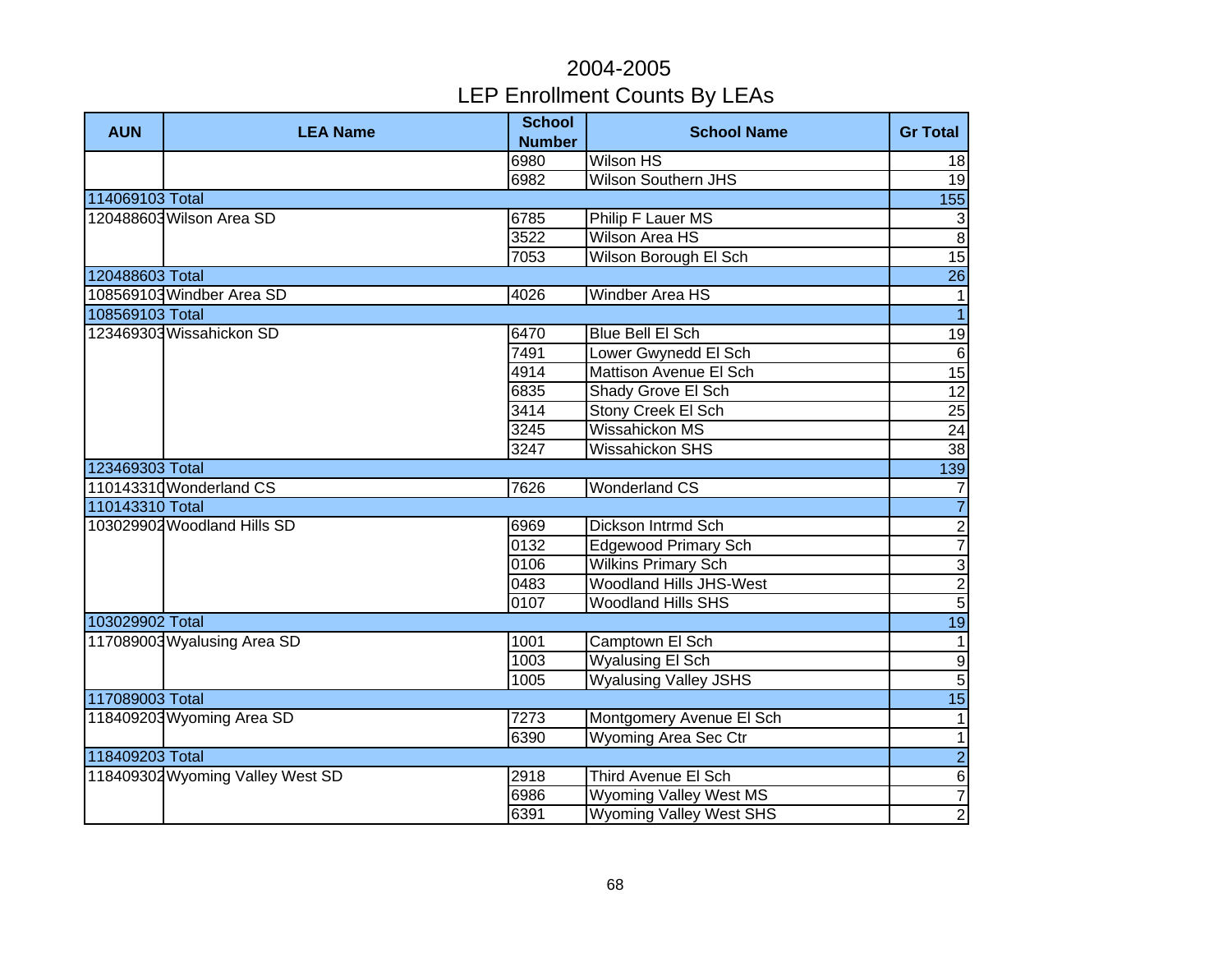# 2004-2005

# LEP Enrollment Counts By LEAs

| AUN | LEA Name | School Number | School Name | Gr Total |
|---|---|---|---|---|
| | | 6980 | Wilson HS | 18 |
| | | 6982 | Wilson Southern JHS | 19 |
| 114069103 Total | | | | 155 |
| 120488603 | Wilson Area SD | 6785 | Philip F Lauer MS | 3 |
| | | 3522 | Wilson Area HS | 8 |
| | | 7053 | Wilson Borough El Sch | 15 |
| 120488603 Total | | | | 26 |
| 108569103 | Windber Area SD | 4026 | Windber Area HS | 1 |
| 108569103 Total | | | | 1 |
| 123469303 | Wissahickon SD | 6470 | Blue Bell El Sch | 19 |
| | | 7491 | Lower Gwynedd El Sch | 6 |
| | | 4914 | Mattison Avenue El Sch | 15 |
| | | 6835 | Shady Grove El Sch | 12 |
| | | 3414 | Stony Creek El Sch | 25 |
| | | 3245 | Wissahickon MS | 24 |
| | | 3247 | Wissahickon SHS | 38 |
| 123469303 Total | | | | 139 |
| 110143310 | Wonderland CS | 7626 | Wonderland CS | 7 |
| 110143310 Total | | | | 7 |
| 103029902 | Woodland Hills SD | 6969 | Dickson Intrmd Sch | 2 |
| | | 0132 | Edgewood Primary Sch | 7 |
| | | 0106 | Wilkins Primary Sch | 3 |
| | | 0483 | Woodland Hills JHS-West | 2 |
| | | 0107 | Woodland Hills SHS | 5 |
| 103029902 Total | | | | 19 |
| 117089003 | Wyalusing Area SD | 1001 | Camptown El Sch | 1 |
| | | 1003 | Wyalusing El Sch | 9 |
| | | 1005 | Wyalusing Valley JSHS | 5 |
| 117089003 Total | | | | 15 |
| 118409203 | Wyoming Area SD | 7273 | Montgomery Avenue El Sch | 1 |
| | | 6390 | Wyoming Area Sec Ctr | 1 |
| 118409203 Total | | | | 2 |
| 118409302 | Wyoming Valley West SD | 2918 | Third Avenue El Sch | 6 |
| | | 6986 | Wyoming Valley West MS | 7 |
| | | 6391 | Wyoming Valley West SHS | 2 |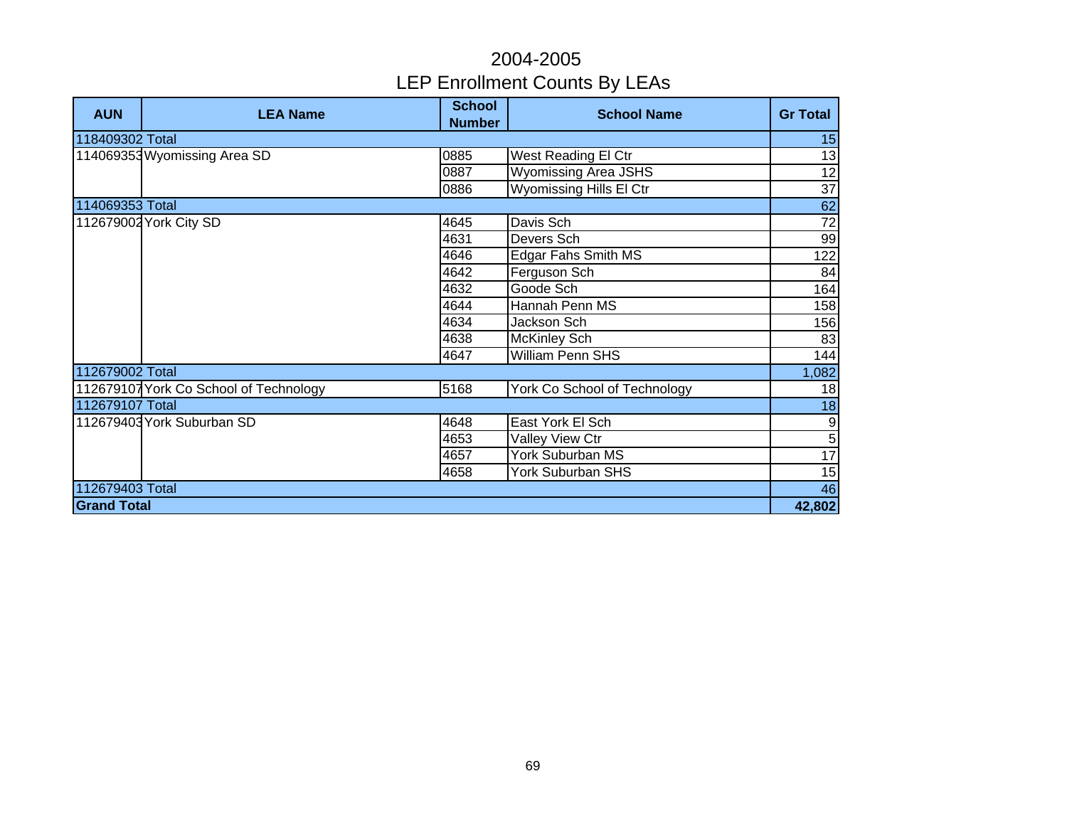# 2004-2005
# LEP Enrollment Counts By LEAs

| AUN | LEA Name | School Number | School Name | Gr Total |
|---|---|---|---|---|
| 118409302 Total | | | | 15 |
| 114069353 | Wyomissing Area SD | 0885 | West Reading El Ctr | 13 |
| | | 0887 | Wyomissing Area JSHS | 12 |
| | | 0886 | Wyomissing Hills El Ctr | 37 |
| 114069353 Total | | | | 62 |
| 112679002 | York City SD | 4645 | Davis Sch | 72 |
| | | 4631 | Devers Sch | 99 |
| | | 4646 | Edgar Fahs Smith MS | 122 |
| | | 4642 | Ferguson Sch | 84 |
| | | 4632 | Goode Sch | 164 |
| | | 4644 | Hannah Penn MS | 158 |
| | | 4634 | Jackson Sch | 156 |
| | | 4638 | McKinley Sch | 83 |
| | | 4647 | William Penn SHS | 144 |
| 112679002 Total | | | | 1,082 |
| 112679107 | York Co School of Technology | 5168 | York Co School of Technology | 18 |
| 112679107 Total | | | | 18 |
| 112679403 | York Suburban SD | 4648 | East York El Sch | 9 |
| | | 4653 | Valley View Ctr | 5 |
| | | 4657 | York Suburban MS | 17 |
| | | 4658 | York Suburban SHS | 15 |
| 112679403 Total | | | | 46 |
| **Grand Total** | | | | **42,802** |